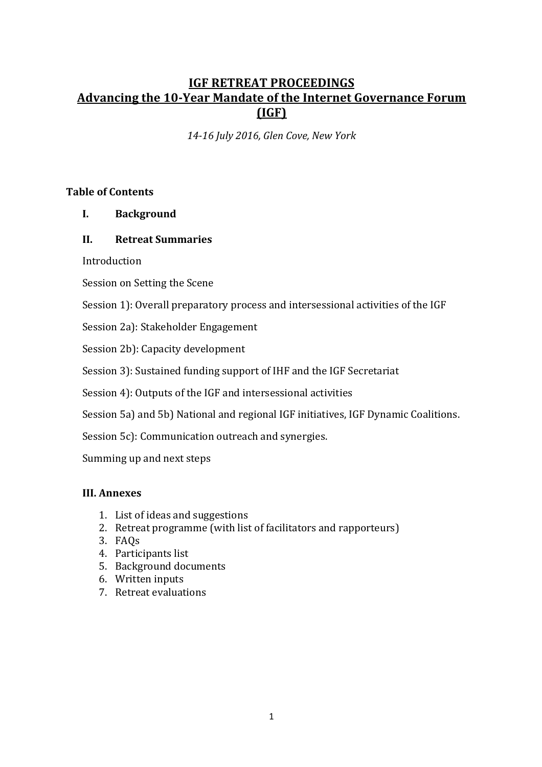# IGF RETREAT PROCEEDINGS
# Advancing the 10-Year Mandate of the Internet Governance Forum (IGF)

*14-16 July 2016, Glen Cove, New York*

**Table of Contents**

**I. Background**

**II. Retreat Summaries**

Introduction

Session on Setting the Scene

Session 1): Overall preparatory process and intersessional activities of the IGF

Session 2a): Stakeholder Engagement

Session 2b): Capacity development

Session 3): Sustained funding support of IHF and the IGF Secretariat

Session 4): Outputs of the IGF and intersessional activities

Session 5a) and 5b) National and regional IGF initiatives, IGF Dynamic Coalitions.

Session 5c): Communication outreach and synergies.

Summing up and next steps

**III. Annexes**

1. List of ideas and suggestions
2. Retreat programme (with list of facilitators and rapporteurs)
3. FAQs
4. Participants list
5. Background documents
6. Written inputs
7. Retreat evaluations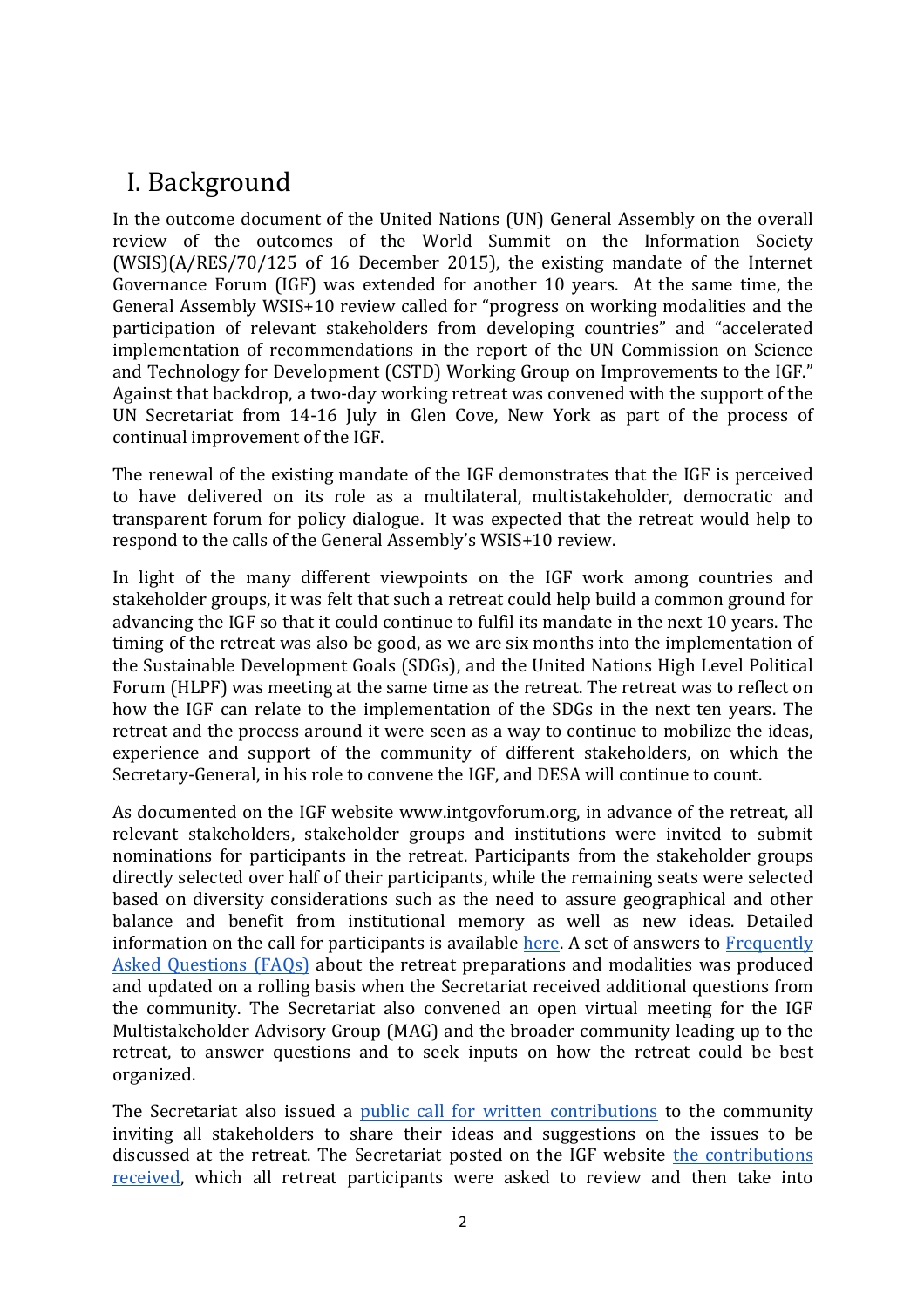# I. Background

In the outcome document of the United Nations (UN) General Assembly on the overall review of the outcomes of the World Summit on the Information Society (WSIS)(A/RES/70/125 of 16 December 2015), the existing mandate of the Internet Governance Forum (IGF) was extended for another 10 years. At the same time, the General Assembly WSIS+10 review called for "progress on working modalities and the participation of relevant stakeholders from developing countries" and "accelerated implementation of recommendations in the report of the UN Commission on Science and Technology for Development (CSTD) Working Group on Improvements to the IGF." Against that backdrop, a two-day working retreat was convened with the support of the UN Secretariat from 14-16 July in Glen Cove, New York as part of the process of continual improvement of the IGF.

The renewal of the existing mandate of the IGF demonstrates that the IGF is perceived to have delivered on its role as a multilateral, multistakeholder, democratic and transparent forum for policy dialogue. It was expected that the retreat would help to respond to the calls of the General Assembly's WSIS+10 review.

In light of the many different viewpoints on the IGF work among countries and stakeholder groups, it was felt that such a retreat could help build a common ground for advancing the IGF so that it could continue to fulfil its mandate in the next 10 years. The timing of the retreat was also be good, as we are six months into the implementation of the Sustainable Development Goals (SDGs), and the United Nations High Level Political Forum (HLPF) was meeting at the same time as the retreat. The retreat was to reflect on how the IGF can relate to the implementation of the SDGs in the next ten years. The retreat and the process around it were seen as a way to continue to mobilize the ideas, experience and support of the community of different stakeholders, on which the Secretary-General, in his role to convene the IGF, and DESA will continue to count.

As documented on the IGF website www.intgovforum.org, in advance of the retreat, all relevant stakeholders, stakeholder groups and institutions were invited to submit nominations for participants in the retreat. Participants from the stakeholder groups directly selected over half of their participants, while the remaining seats were selected based on diversity considerations such as the need to assure geographical and other balance and benefit from institutional memory as well as new ideas. Detailed information on the call for participants is available here. A set of answers to Frequently Asked Questions (FAQs) about the retreat preparations and modalities was produced and updated on a rolling basis when the Secretariat received additional questions from the community. The Secretariat also convened an open virtual meeting for the IGF Multistakeholder Advisory Group (MAG) and the broader community leading up to the retreat, to answer questions and to seek inputs on how the retreat could be best organized.

The Secretariat also issued a public call for written contributions to the community inviting all stakeholders to share their ideas and suggestions on the issues to be discussed at the retreat. The Secretariat posted on the IGF website the contributions received, which all retreat participants were asked to review and then take into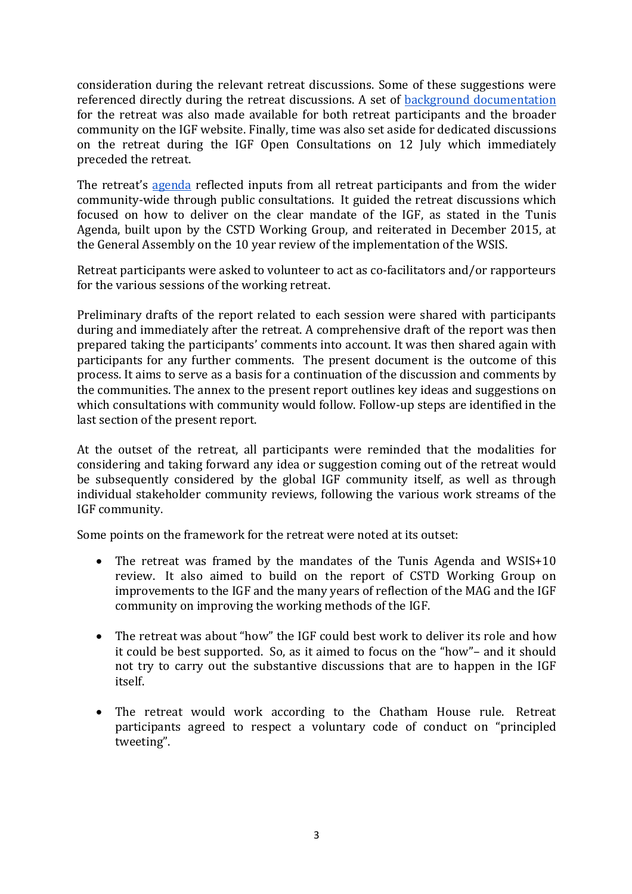consideration during the relevant retreat discussions. Some of these suggestions were referenced directly during the retreat discussions. A set of background documentation for the retreat was also made available for both retreat participants and the broader community on the IGF website. Finally, time was also set aside for dedicated discussions on the retreat during the IGF Open Consultations on 12 July which immediately preceded the retreat.

The retreat's agenda reflected inputs from all retreat participants and from the wider community-wide through public consultations. It guided the retreat discussions which focused on how to deliver on the clear mandate of the IGF, as stated in the Tunis Agenda, built upon by the CSTD Working Group, and reiterated in December 2015, at the General Assembly on the 10 year review of the implementation of the WSIS.

Retreat participants were asked to volunteer to act as co-facilitators and/or rapporteurs for the various sessions of the working retreat.

Preliminary drafts of the report related to each session were shared with participants during and immediately after the retreat. A comprehensive draft of the report was then prepared taking the participants' comments into account. It was then shared again with participants for any further comments. The present document is the outcome of this process. It aims to serve as a basis for a continuation of the discussion and comments by the communities. The annex to the present report outlines key ideas and suggestions on which consultations with community would follow. Follow-up steps are identified in the last section of the present report.

At the outset of the retreat, all participants were reminded that the modalities for considering and taking forward any idea or suggestion coming out of the retreat would be subsequently considered by the global IGF community itself, as well as through individual stakeholder community reviews, following the various work streams of the IGF community.

Some points on the framework for the retreat were noted at its outset:

- The retreat was framed by the mandates of the Tunis Agenda and WSIS+10 review. It also aimed to build on the report of CSTD Working Group on improvements to the IGF and the many years of reflection of the MAG and the IGF community on improving the working methods of the IGF.

- The retreat was about "how" the IGF could best work to deliver its role and how it could be best supported. So, as it aimed to focus on the "how"– and it should not try to carry out the substantive discussions that are to happen in the IGF itself.

- The retreat would work according to the Chatham House rule. Retreat participants agreed to respect a voluntary code of conduct on "principled tweeting".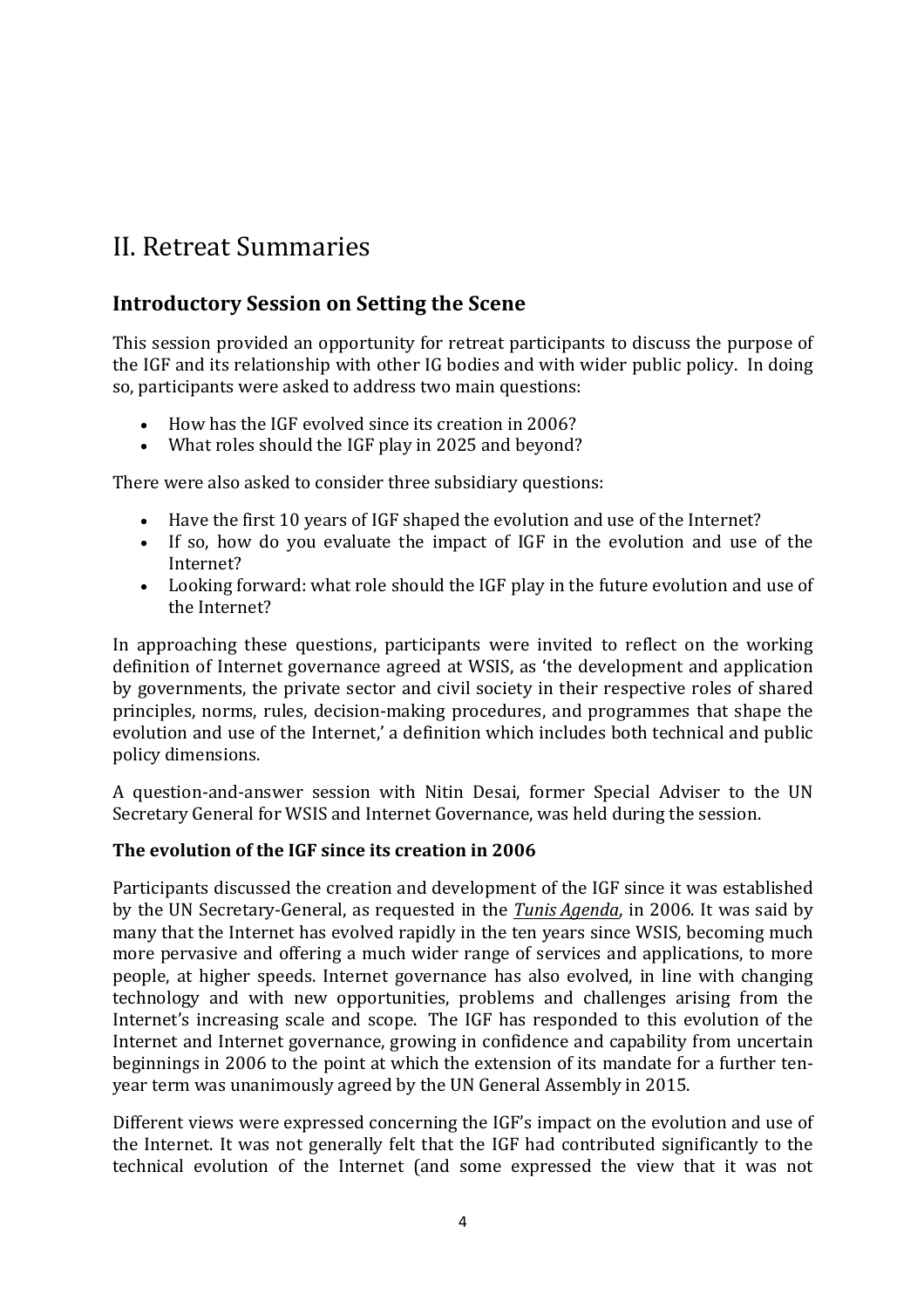# II. Retreat Summaries

## Introductory Session on Setting the Scene

This session provided an opportunity for retreat participants to discuss the purpose of the IGF and its relationship with other IG bodies and with wider public policy. In doing so, participants were asked to address two main questions:

- How has the IGF evolved since its creation in 2006?
- What roles should the IGF play in 2025 and beyond?

There were also asked to consider three subsidiary questions:

- Have the first 10 years of IGF shaped the evolution and use of the Internet?
- If so, how do you evaluate the impact of IGF in the evolution and use of the Internet?
- Looking forward: what role should the IGF play in the future evolution and use of the Internet?

In approaching these questions, participants were invited to reflect on the working definition of Internet governance agreed at WSIS, as 'the development and application by governments, the private sector and civil society in their respective roles of shared principles, norms, rules, decision-making procedures, and programmes that shape the evolution and use of the Internet,' a definition which includes both technical and public policy dimensions.

A question-and-answer session with Nitin Desai, former Special Adviser to the UN Secretary General for WSIS and Internet Governance, was held during the session.

**The evolution of the IGF since its creation in 2006**

Participants discussed the creation and development of the IGF since it was established by the UN Secretary-General, as requested in the *Tunis Agenda*, in 2006. It was said by many that the Internet has evolved rapidly in the ten years since WSIS, becoming much more pervasive and offering a much wider range of services and applications, to more people, at higher speeds. Internet governance has also evolved, in line with changing technology and with new opportunities, problems and challenges arising from the Internet's increasing scale and scope. The IGF has responded to this evolution of the Internet and Internet governance, growing in confidence and capability from uncertain beginnings in 2006 to the point at which the extension of its mandate for a further ten-year term was unanimously agreed by the UN General Assembly in 2015.

Different views were expressed concerning the IGF's impact on the evolution and use of the Internet. It was not generally felt that the IGF had contributed significantly to the technical evolution of the Internet (and some expressed the view that it was not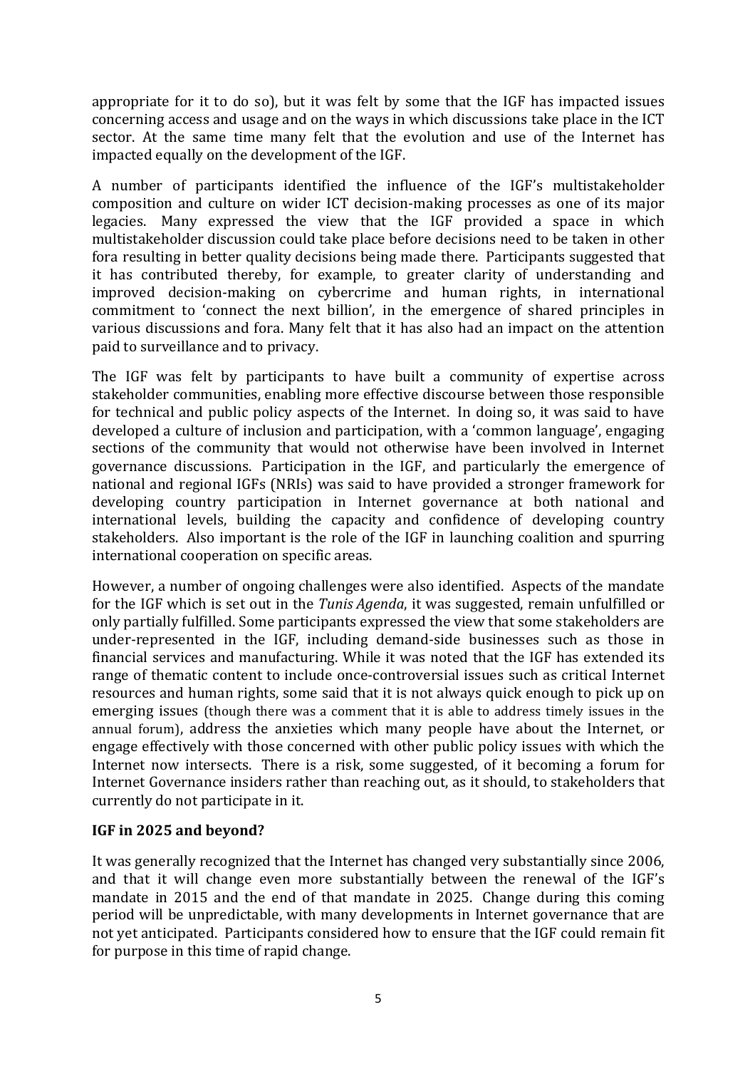appropriate for it to do so), but it was felt by some that the IGF has impacted issues concerning access and usage and on the ways in which discussions take place in the ICT sector. At the same time many felt that the evolution and use of the Internet has impacted equally on the development of the IGF.

A number of participants identified the influence of the IGF's multistakeholder composition and culture on wider ICT decision-making processes as one of its major legacies. Many expressed the view that the IGF provided a space in which multistakeholder discussion could take place before decisions need to be taken in other fora resulting in better quality decisions being made there. Participants suggested that it has contributed thereby, for example, to greater clarity of understanding and improved decision-making on cybercrime and human rights, in international commitment to 'connect the next billion', in the emergence of shared principles in various discussions and fora. Many felt that it has also had an impact on the attention paid to surveillance and to privacy.

The IGF was felt by participants to have built a community of expertise across stakeholder communities, enabling more effective discourse between those responsible for technical and public policy aspects of the Internet. In doing so, it was said to have developed a culture of inclusion and participation, with a 'common language', engaging sections of the community that would not otherwise have been involved in Internet governance discussions. Participation in the IGF, and particularly the emergence of national and regional IGFs (NRIs) was said to have provided a stronger framework for developing country participation in Internet governance at both national and international levels, building the capacity and confidence of developing country stakeholders. Also important is the role of the IGF in launching coalition and spurring international cooperation on specific areas.

However, a number of ongoing challenges were also identified. Aspects of the mandate for the IGF which is set out in the *Tunis Agenda*, it was suggested, remain unfulfilled or only partially fulfilled. Some participants expressed the view that some stakeholders are under-represented in the IGF, including demand-side businesses such as those in financial services and manufacturing. While it was noted that the IGF has extended its range of thematic content to include once-controversial issues such as critical Internet resources and human rights, some said that it is not always quick enough to pick up on emerging issues (though there was a comment that it is able to address timely issues in the annual forum), address the anxieties which many people have about the Internet, or engage effectively with those concerned with other public policy issues with which the Internet now intersects. There is a risk, some suggested, of it becoming a forum for Internet Governance insiders rather than reaching out, as it should, to stakeholders that currently do not participate in it.

**IGF in 2025 and beyond?**

It was generally recognized that the Internet has changed very substantially since 2006, and that it will change even more substantially between the renewal of the IGF's mandate in 2015 and the end of that mandate in 2025. Change during this coming period will be unpredictable, with many developments in Internet governance that are not yet anticipated. Participants considered how to ensure that the IGF could remain fit for purpose in this time of rapid change.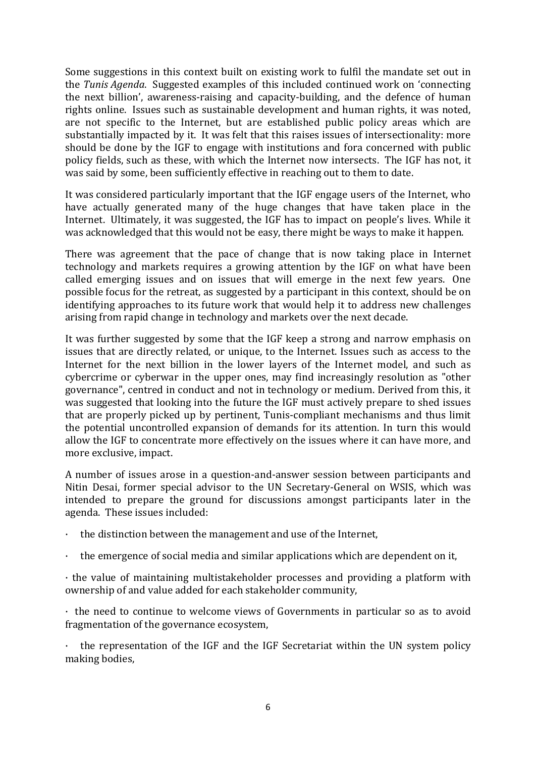Some suggestions in this context built on existing work to fulfil the mandate set out in the *Tunis Agenda*. Suggested examples of this included continued work on 'connecting the next billion', awareness-raising and capacity-building, and the defence of human rights online. Issues such as sustainable development and human rights, it was noted, are not specific to the Internet, but are established public policy areas which are substantially impacted by it. It was felt that this raises issues of intersectionality: more should be done by the IGF to engage with institutions and fora concerned with public policy fields, such as these, with which the Internet now intersects. The IGF has not, it was said by some, been sufficiently effective in reaching out to them to date.

It was considered particularly important that the IGF engage users of the Internet, who have actually generated many of the huge changes that have taken place in the Internet. Ultimately, it was suggested, the IGF has to impact on people's lives. While it was acknowledged that this would not be easy, there might be ways to make it happen.

There was agreement that the pace of change that is now taking place in Internet technology and markets requires a growing attention by the IGF on what have been called emerging issues and on issues that will emerge in the next few years. One possible focus for the retreat, as suggested by a participant in this context, should be on identifying approaches to its future work that would help it to address new challenges arising from rapid change in technology and markets over the next decade.

It was further suggested by some that the IGF keep a strong and narrow emphasis on issues that are directly related, or unique, to the Internet. Issues such as access to the Internet for the next billion in the lower layers of the Internet model, and such as cybercrime or cyberwar in the upper ones, may find increasingly resolution as "other governance", centred in conduct and not in technology or medium. Derived from this, it was suggested that looking into the future the IGF must actively prepare to shed issues that are properly picked up by pertinent, Tunis-compliant mechanisms and thus limit the potential uncontrolled expansion of demands for its attention. In turn this would allow the IGF to concentrate more effectively on the issues where it can have more, and more exclusive, impact.

A number of issues arose in a question-and-answer session between participants and Nitin Desai, former special advisor to the UN Secretary-General on WSIS, which was intended to prepare the ground for discussions amongst participants later in the agenda. These issues included:

- the distinction between the management and use of the Internet,
- the emergence of social media and similar applications which are dependent on it,
- the value of maintaining multistakeholder processes and providing a platform with ownership of and value added for each stakeholder community,
- the need to continue to welcome views of Governments in particular so as to avoid fragmentation of the governance ecosystem,
- the representation of the IGF and the IGF Secretariat within the UN system policy making bodies,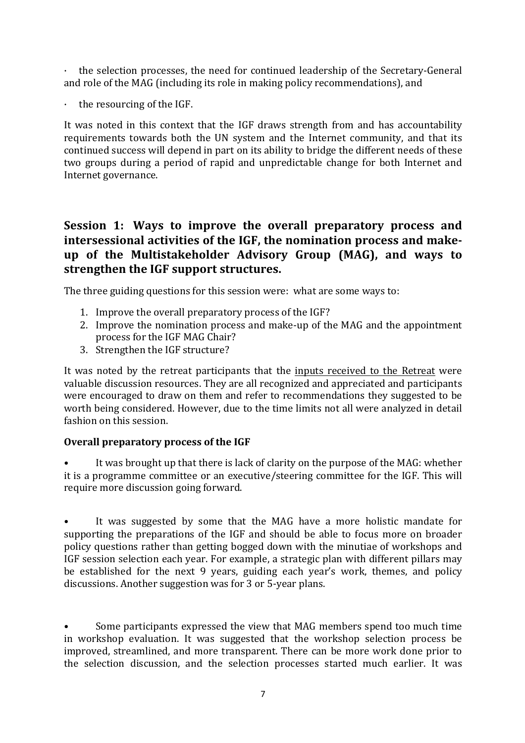- the selection processes, the need for continued leadership of the Secretary-General and role of the MAG (including its role in making policy recommendations), and

- the resourcing of the IGF.

It was noted in this context that the IGF draws strength from and has accountability requirements towards both the UN system and the Internet community, and that its continued success will depend in part on its ability to bridge the different needs of these two groups during a period of rapid and unpredictable change for both Internet and Internet governance.

## Session 1: Ways to improve the overall preparatory process and intersessional activities of the IGF, the nomination process and make-up of the Multistakeholder Advisory Group (MAG), and ways to strengthen the IGF support structures.

The three guiding questions for this session were: what are some ways to:

1. Improve the overall preparatory process of the IGF?
2. Improve the nomination process and make-up of the MAG and the appointment process for the IGF MAG Chair?
3. Strengthen the IGF structure?

It was noted by the retreat participants that the inputs received to the Retreat were valuable discussion resources. They are all recognized and appreciated and participants were encouraged to draw on them and refer to recommendations they suggested to be worth being considered. However, due to the time limits not all were analyzed in detail fashion on this session.

**Overall preparatory process of the IGF**

- It was brought up that there is lack of clarity on the purpose of the MAG: whether it is a programme committee or an executive/steering committee for the IGF. This will require more discussion going forward.

- It was suggested by some that the MAG have a more holistic mandate for supporting the preparations of the IGF and should be able to focus more on broader policy questions rather than getting bogged down with the minutiae of workshops and IGF session selection each year. For example, a strategic plan with different pillars may be established for the next 9 years, guiding each year's work, themes, and policy discussions. Another suggestion was for 3 or 5-year plans.

- Some participants expressed the view that MAG members spend too much time in workshop evaluation. It was suggested that the workshop selection process be improved, streamlined, and more transparent. There can be more work done prior to the selection discussion, and the selection processes started much earlier. It was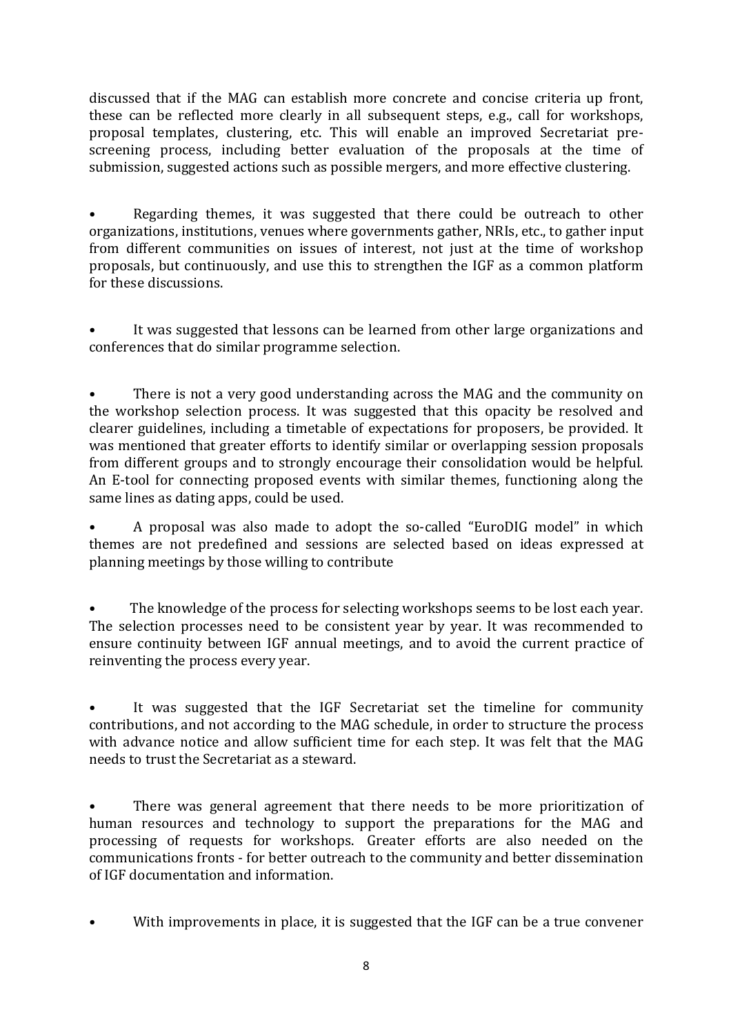discussed that if the MAG can establish more concrete and concise criteria up front, these can be reflected more clearly in all subsequent steps, e.g., call for workshops, proposal templates, clustering, etc. This will enable an improved Secretariat pre-screening process, including better evaluation of the proposals at the time of submission, suggested actions such as possible mergers, and more effective clustering.

- Regarding themes, it was suggested that there could be outreach to other organizations, institutions, venues where governments gather, NRIs, etc., to gather input from different communities on issues of interest, not just at the time of workshop proposals, but continuously, and use this to strengthen the IGF as a common platform for these discussions.

- It was suggested that lessons can be learned from other large organizations and conferences that do similar programme selection.

- There is not a very good understanding across the MAG and the community on the workshop selection process. It was suggested that this opacity be resolved and clearer guidelines, including a timetable of expectations for proposers, be provided. It was mentioned that greater efforts to identify similar or overlapping session proposals from different groups and to strongly encourage their consolidation would be helpful. An E-tool for connecting proposed events with similar themes, functioning along the same lines as dating apps, could be used.

- A proposal was also made to adopt the so-called "EuroDIG model" in which themes are not predefined and sessions are selected based on ideas expressed at planning meetings by those willing to contribute

- The knowledge of the process for selecting workshops seems to be lost each year. The selection processes need to be consistent year by year. It was recommended to ensure continuity between IGF annual meetings, and to avoid the current practice of reinventing the process every year.

- It was suggested that the IGF Secretariat set the timeline for community contributions, and not according to the MAG schedule, in order to structure the process with advance notice and allow sufficient time for each step. It was felt that the MAG needs to trust the Secretariat as a steward.

- There was general agreement that there needs to be more prioritization of human resources and technology to support the preparations for the MAG and processing of requests for workshops. Greater efforts are also needed on the communications fronts - for better outreach to the community and better dissemination of IGF documentation and information.

- With improvements in place, it is suggested that the IGF can be a true convener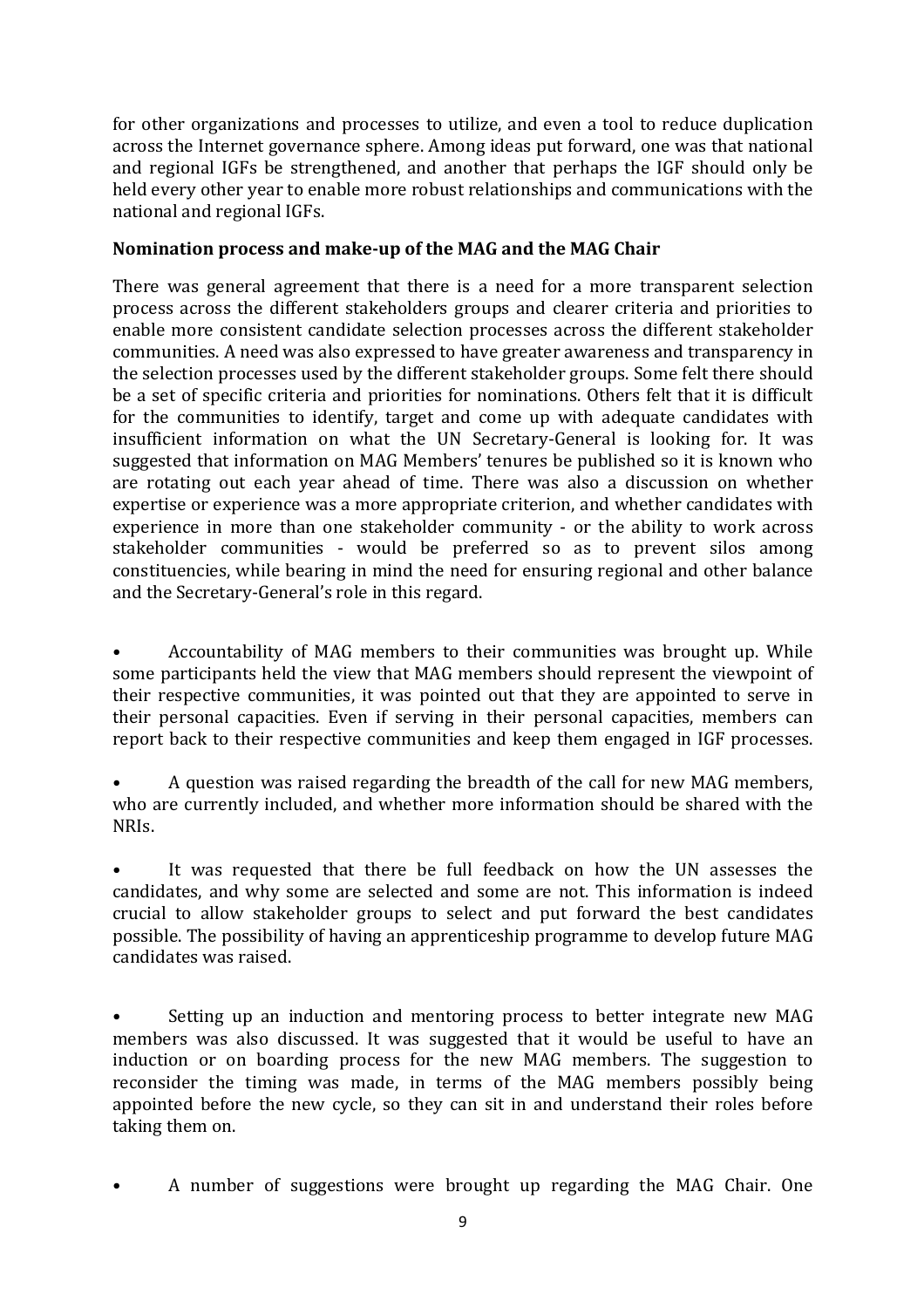for other organizations and processes to utilize, and even a tool to reduce duplication across the Internet governance sphere. Among ideas put forward, one was that national and regional IGFs be strengthened, and another that perhaps the IGF should only be held every other year to enable more robust relationships and communications with the national and regional IGFs.

**Nomination process and make-up of the MAG and the MAG Chair**

There was general agreement that there is a need for a more transparent selection process across the different stakeholders groups and clearer criteria and priorities to enable more consistent candidate selection processes across the different stakeholder communities. A need was also expressed to have greater awareness and transparency in the selection processes used by the different stakeholder groups. Some felt there should be a set of specific criteria and priorities for nominations. Others felt that it is difficult for the communities to identify, target and come up with adequate candidates with insufficient information on what the UN Secretary-General is looking for. It was suggested that information on MAG Members' tenures be published so it is known who are rotating out each year ahead of time. There was also a discussion on whether expertise or experience was a more appropriate criterion, and whether candidates with experience in more than one stakeholder community - or the ability to work across stakeholder communities - would be preferred so as to prevent silos among constituencies, while bearing in mind the need for ensuring regional and other balance and the Secretary-General's role in this regard.

- Accountability of MAG members to their communities was brought up. While some participants held the view that MAG members should represent the viewpoint of their respective communities, it was pointed out that they are appointed to serve in their personal capacities. Even if serving in their personal capacities, members can report back to their respective communities and keep them engaged in IGF processes.

- A question was raised regarding the breadth of the call for new MAG members, who are currently included, and whether more information should be shared with the NRIs.

- It was requested that there be full feedback on how the UN assesses the candidates, and why some are selected and some are not. This information is indeed crucial to allow stakeholder groups to select and put forward the best candidates possible. The possibility of having an apprenticeship programme to develop future MAG candidates was raised.

- Setting up an induction and mentoring process to better integrate new MAG members was also discussed. It was suggested that it would be useful to have an induction or on boarding process for the new MAG members. The suggestion to reconsider the timing was made, in terms of the MAG members possibly being appointed before the new cycle, so they can sit in and understand their roles before taking them on.

- A number of suggestions were brought up regarding the MAG Chair. One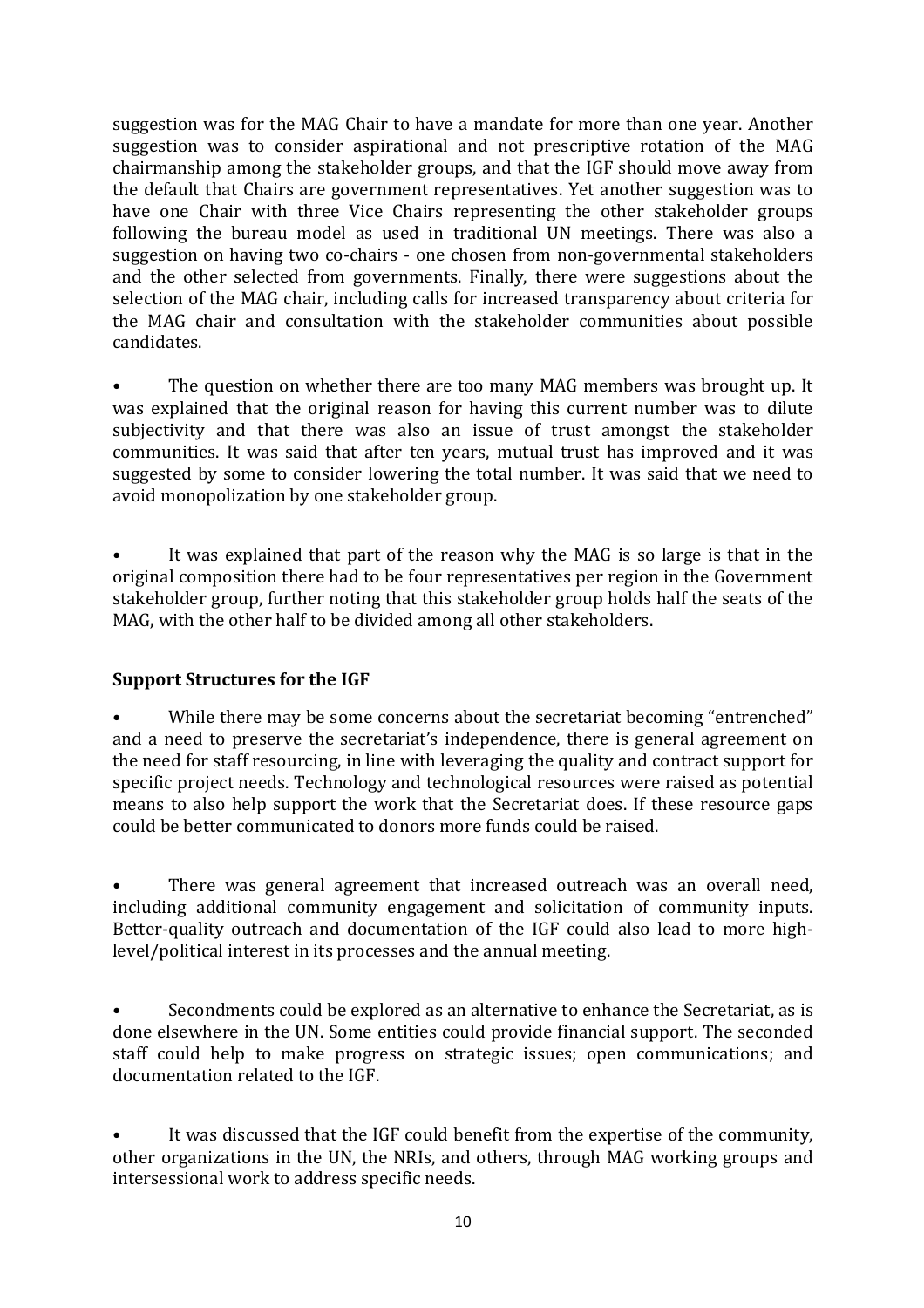suggestion was for the MAG Chair to have a mandate for more than one year. Another suggestion was to consider aspirational and not prescriptive rotation of the MAG chairmanship among the stakeholder groups, and that the IGF should move away from the default that Chairs are government representatives. Yet another suggestion was to have one Chair with three Vice Chairs representing the other stakeholder groups following the bureau model as used in traditional UN meetings. There was also a suggestion on having two co-chairs - one chosen from non-governmental stakeholders and the other selected from governments. Finally, there were suggestions about the selection of the MAG chair, including calls for increased transparency about criteria for the MAG chair and consultation with the stakeholder communities about possible candidates.

- The question on whether there are too many MAG members was brought up. It was explained that the original reason for having this current number was to dilute subjectivity and that there was also an issue of trust amongst the stakeholder communities. It was said that after ten years, mutual trust has improved and it was suggested by some to consider lowering the total number. It was said that we need to avoid monopolization by one stakeholder group.

- It was explained that part of the reason why the MAG is so large is that in the original composition there had to be four representatives per region in the Government stakeholder group, further noting that this stakeholder group holds half the seats of the MAG, with the other half to be divided among all other stakeholders.

**Support Structures for the IGF**

- While there may be some concerns about the secretariat becoming "entrenched" and a need to preserve the secretariat's independence, there is general agreement on the need for staff resourcing, in line with leveraging the quality and contract support for specific project needs. Technology and technological resources were raised as potential means to also help support the work that the Secretariat does. If these resource gaps could be better communicated to donors more funds could be raised.

- There was general agreement that increased outreach was an overall need, including additional community engagement and solicitation of community inputs. Better-quality outreach and documentation of the IGF could also lead to more high-level/political interest in its processes and the annual meeting.

- Secondments could be explored as an alternative to enhance the Secretariat, as is done elsewhere in the UN. Some entities could provide financial support. The seconded staff could help to make progress on strategic issues; open communications; and documentation related to the IGF.

- It was discussed that the IGF could benefit from the expertise of the community, other organizations in the UN, the NRIs, and others, through MAG working groups and intersessional work to address specific needs.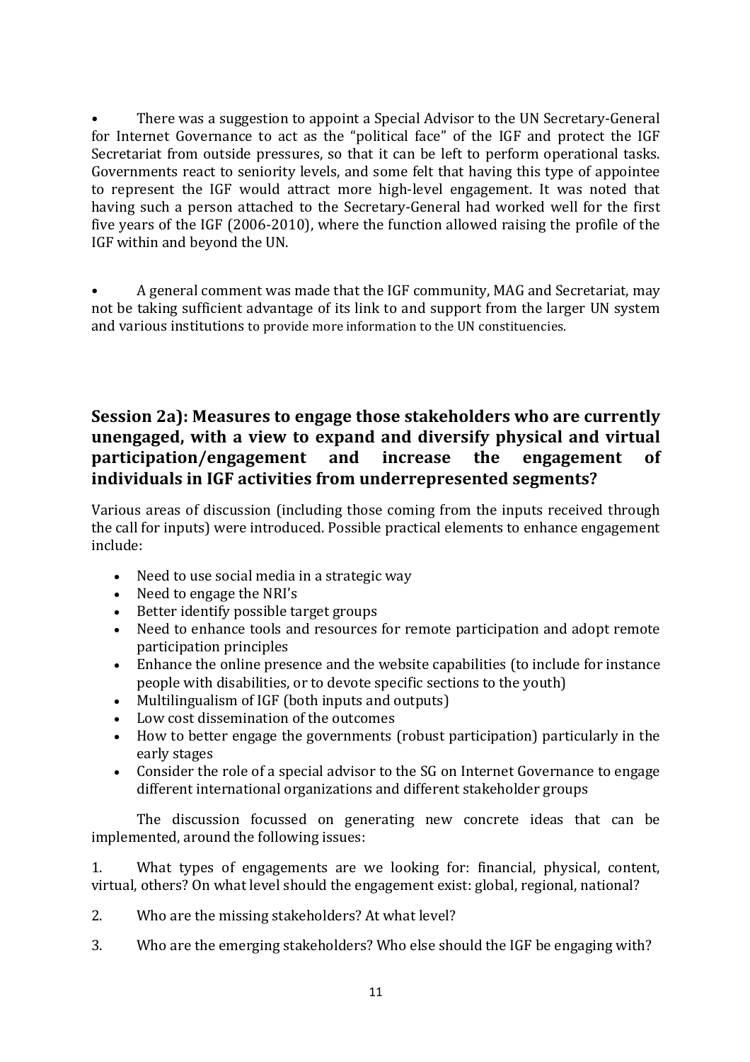- There was a suggestion to appoint a Special Advisor to the UN Secretary-General for Internet Governance to act as the "political face" of the IGF and protect the IGF Secretariat from outside pressures, so that it can be left to perform operational tasks. Governments react to seniority levels, and some felt that having this type of appointee to represent the IGF would attract more high-level engagement. It was noted that having such a person attached to the Secretary-General had worked well for the first five years of the IGF (2006-2010), where the function allowed raising the profile of the IGF within and beyond the UN.

- A general comment was made that the IGF community, MAG and Secretariat, may not be taking sufficient advantage of its link to and support from the larger UN system and various institutions to provide more information to the UN constituencies.

## Session 2a): Measures to engage those stakeholders who are currently unengaged, with a view to expand and diversify physical and virtual participation/engagement and increase the engagement of individuals in IGF activities from underrepresented segments?

Various areas of discussion (including those coming from the inputs received through the call for inputs) were introduced. Possible practical elements to enhance engagement include:

- Need to use social media in a strategic way
- Need to engage the NRI's
- Better identify possible target groups
- Need to enhance tools and resources for remote participation and adopt remote participation principles
- Enhance the online presence and the website capabilities (to include for instance people with disabilities, or to devote specific sections to the youth)
- Multilingualism of IGF (both inputs and outputs)
- Low cost dissemination of the outcomes
- How to better engage the governments (robust participation) particularly in the early stages
- Consider the role of a special advisor to the SG on Internet Governance to engage different international organizations and different stakeholder groups

The discussion focussed on generating new concrete ideas that can be implemented, around the following issues:

1. What types of engagements are we looking for: financial, physical, content, virtual, others? On what level should the engagement exist: global, regional, national?

2. Who are the missing stakeholders? At what level?

3. Who are the emerging stakeholders? Who else should the IGF be engaging with?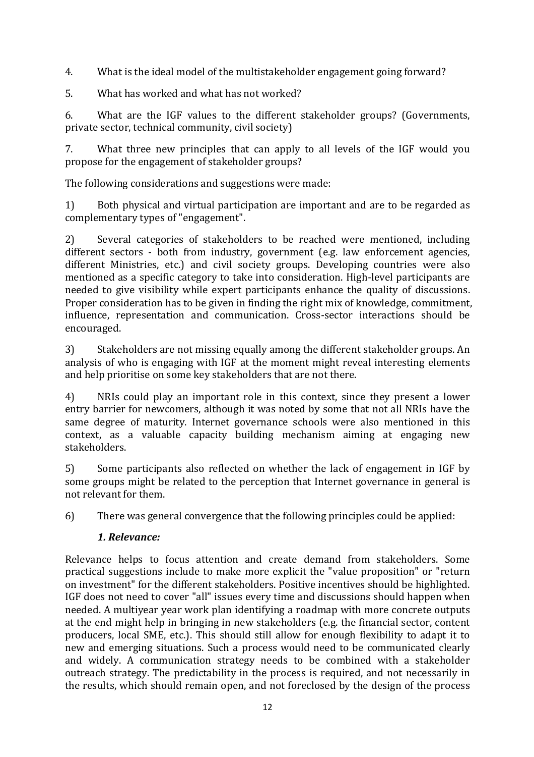4. What is the ideal model of the multistakeholder engagement going forward?

5. What has worked and what has not worked?

6. What are the IGF values to the different stakeholder groups? (Governments, private sector, technical community, civil society)

7. What three new principles that can apply to all levels of the IGF would you propose for the engagement of stakeholder groups?

The following considerations and suggestions were made:

1) Both physical and virtual participation are important and are to be regarded as complementary types of "engagement".

2) Several categories of stakeholders to be reached were mentioned, including different sectors - both from industry, government (e.g. law enforcement agencies, different Ministries, etc.) and civil society groups. Developing countries were also mentioned as a specific category to take into consideration. High-level participants are needed to give visibility while expert participants enhance the quality of discussions. Proper consideration has to be given in finding the right mix of knowledge, commitment, influence, representation and communication. Cross-sector interactions should be encouraged.

3) Stakeholders are not missing equally among the different stakeholder groups. An analysis of who is engaging with IGF at the moment might reveal interesting elements and help prioritise on some key stakeholders that are not there.

4) NRIs could play an important role in this context, since they present a lower entry barrier for newcomers, although it was noted by some that not all NRIs have the same degree of maturity. Internet governance schools were also mentioned in this context, as a valuable capacity building mechanism aiming at engaging new stakeholders.

5) Some participants also reflected on whether the lack of engagement in IGF by some groups might be related to the perception that Internet governance in general is not relevant for them.

6) There was general convergence that the following principles could be applied:

***1. Relevance:***

Relevance helps to focus attention and create demand from stakeholders. Some practical suggestions include to make more explicit the "value proposition" or "return on investment" for the different stakeholders. Positive incentives should be highlighted. IGF does not need to cover "all" issues every time and discussions should happen when needed. A multiyear year work plan identifying a roadmap with more concrete outputs at the end might help in bringing in new stakeholders (e.g. the financial sector, content producers, local SME, etc.). This should still allow for enough flexibility to adapt it to new and emerging situations. Such a process would need to be communicated clearly and widely. A communication strategy needs to be combined with a stakeholder outreach strategy. The predictability in the process is required, and not necessarily in the results, which should remain open, and not foreclosed by the design of the process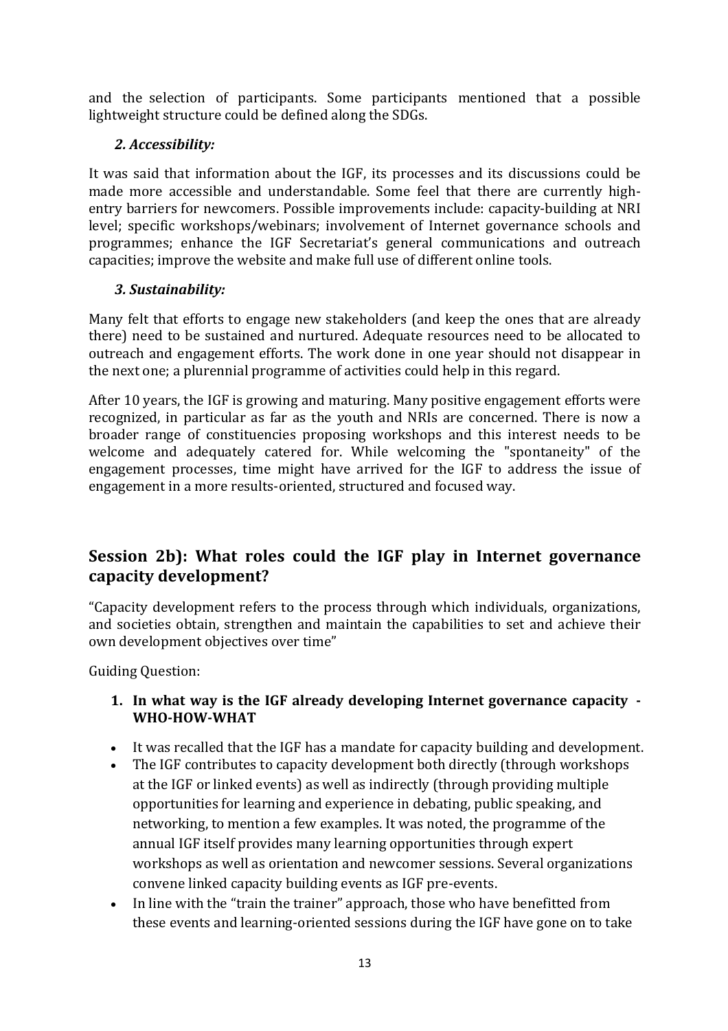and the selection of participants. Some participants mentioned that a possible lightweight structure could be defined along the SDGs.

***2. Accessibility:***

It was said that information about the IGF, its processes and its discussions could be made more accessible and understandable. Some feel that there are currently high-entry barriers for newcomers. Possible improvements include: capacity-building at NRI level; specific workshops/webinars; involvement of Internet governance schools and programmes; enhance the IGF Secretariat's general communications and outreach capacities; improve the website and make full use of different online tools.

***3. Sustainability:***

Many felt that efforts to engage new stakeholders (and keep the ones that are already there) need to be sustained and nurtured. Adequate resources need to be allocated to outreach and engagement efforts. The work done in one year should not disappear in the next one; a plurennial programme of activities could help in this regard.

After 10 years, the IGF is growing and maturing. Many positive engagement efforts were recognized, in particular as far as the youth and NRIs are concerned. There is now a broader range of constituencies proposing workshops and this interest needs to be welcome and adequately catered for. While welcoming the "spontaneity" of the engagement processes, time might have arrived for the IGF to address the issue of engagement in a more results-oriented, structured and focused way.

## Session 2b): What roles could the IGF play in Internet governance capacity development?

"Capacity development refers to the process through which individuals, organizations, and societies obtain, strengthen and maintain the capabilities to set and achieve their own development objectives over time"

Guiding Question:

1. **In what way is the IGF already developing Internet governance capacity - WHO-HOW-WHAT**

- It was recalled that the IGF has a mandate for capacity building and development.
- The IGF contributes to capacity development both directly (through workshops at the IGF or linked events) as well as indirectly (through providing multiple opportunities for learning and experience in debating, public speaking, and networking, to mention a few examples. It was noted, the programme of the annual IGF itself provides many learning opportunities through expert workshops as well as orientation and newcomer sessions. Several organizations convene linked capacity building events as IGF pre-events.
- In line with the "train the trainer" approach, those who have benefitted from these events and learning-oriented sessions during the IGF have gone on to take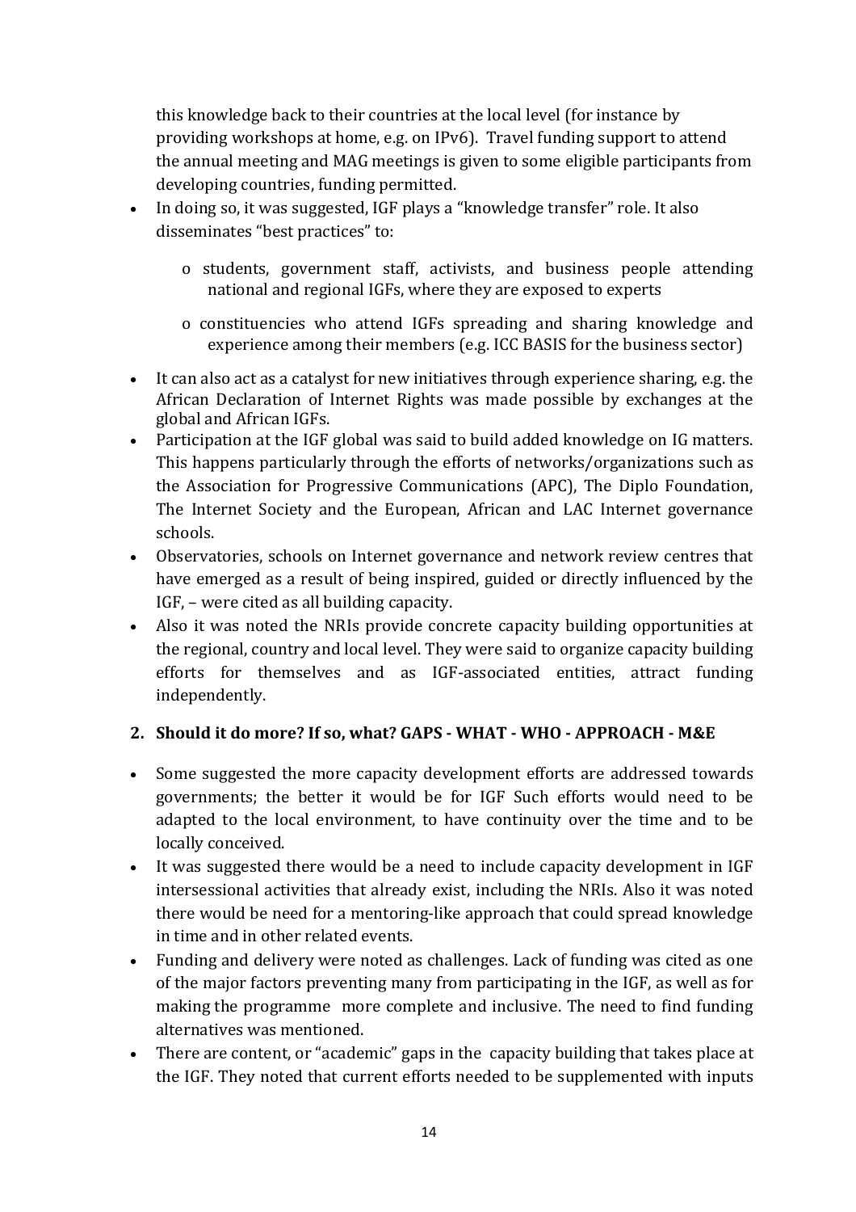this knowledge back to their countries at the local level (for instance by providing workshops at home, e.g. on IPv6). Travel funding support to attend the annual meeting and MAG meetings is given to some eligible participants from developing countries, funding permitted.

- In doing so, it was suggested, IGF plays a "knowledge transfer" role. It also disseminates "best practices" to:
  - students, government staff, activists, and business people attending national and regional IGFs, where they are exposed to experts
  - constituencies who attend IGFs spreading and sharing knowledge and experience among their members (e.g. ICC BASIS for the business sector)
- It can also act as a catalyst for new initiatives through experience sharing, e.g. the African Declaration of Internet Rights was made possible by exchanges at the global and African IGFs.
- Participation at the IGF global was said to build added knowledge on IG matters. This happens particularly through the efforts of networks/organizations such as the Association for Progressive Communications (APC), The Diplo Foundation, The Internet Society and the European, African and LAC Internet governance schools.
- Observatories, schools on Internet governance and network review centres that have emerged as a result of being inspired, guided or directly influenced by the IGF, – were cited as all building capacity.
- Also it was noted the NRIs provide concrete capacity building opportunities at the regional, country and local level. They were said to organize capacity building efforts for themselves and as IGF-associated entities, attract funding independently.

**2. Should it do more? If so, what? GAPS - WHAT - WHO - APPROACH - M&E**

- Some suggested the more capacity development efforts are addressed towards governments; the better it would be for IGF Such efforts would need to be adapted to the local environment, to have continuity over the time and to be locally conceived.
- It was suggested there would be a need to include capacity development in IGF intersessional activities that already exist, including the NRIs. Also it was noted there would be need for a mentoring-like approach that could spread knowledge in time and in other related events.
- Funding and delivery were noted as challenges. Lack of funding was cited as one of the major factors preventing many from participating in the IGF, as well as for making the programme more complete and inclusive. The need to find funding alternatives was mentioned.
- There are content, or "academic" gaps in the capacity building that takes place at the IGF. They noted that current efforts needed to be supplemented with inputs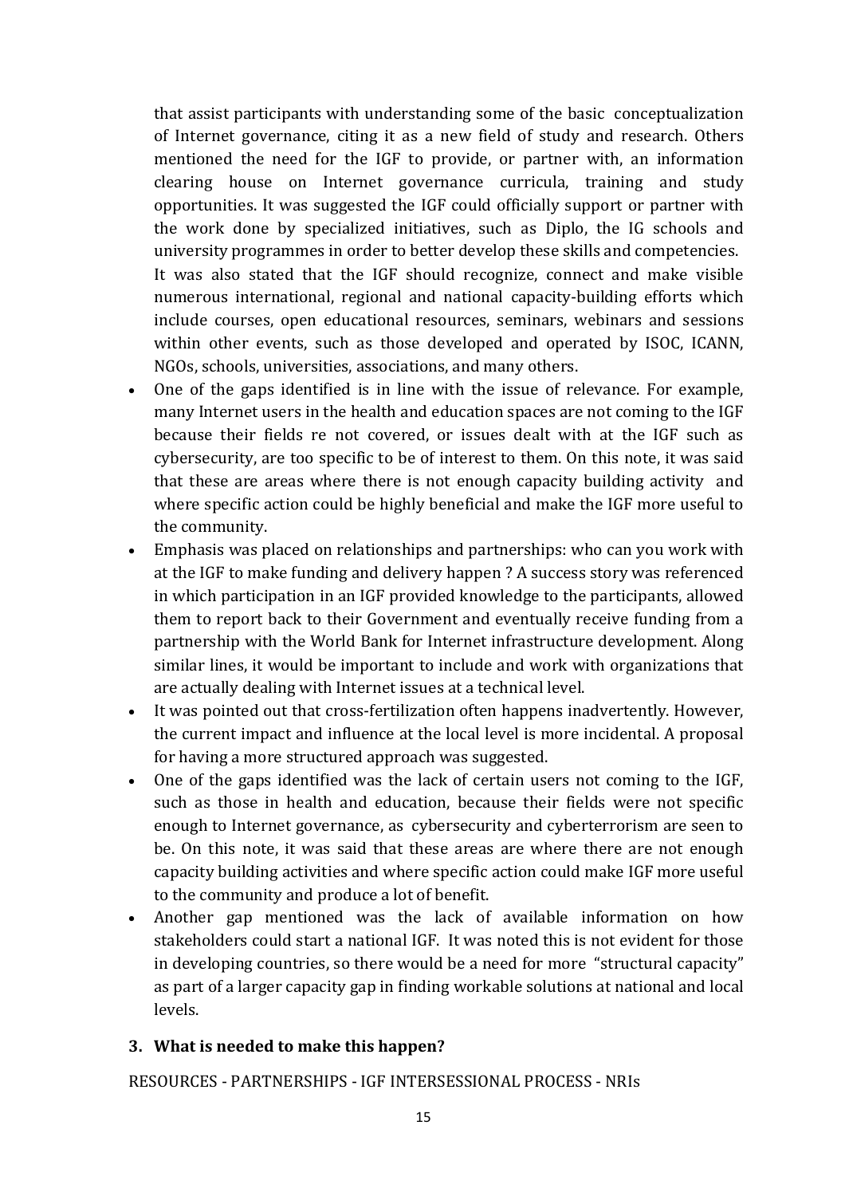that assist participants with understanding some of the basic conceptualization of Internet governance, citing it as a new field of study and research. Others mentioned the need for the IGF to provide, or partner with, an information clearing house on Internet governance curricula, training and study opportunities. It was suggested the IGF could officially support or partner with the work done by specialized initiatives, such as Diplo, the IG schools and university programmes in order to better develop these skills and competencies. It was also stated that the IGF should recognize, connect and make visible numerous international, regional and national capacity-building efforts which include courses, open educational resources, seminars, webinars and sessions within other events, such as those developed and operated by ISOC, ICANN, NGOs, schools, universities, associations, and many others.

- One of the gaps identified is in line with the issue of relevance. For example, many Internet users in the health and education spaces are not coming to the IGF because their fields re not covered, or issues dealt with at the IGF such as cybersecurity, are too specific to be of interest to them. On this note, it was said that these are areas where there is not enough capacity building activity and where specific action could be highly beneficial and make the IGF more useful to the community.
- Emphasis was placed on relationships and partnerships: who can you work with at the IGF to make funding and delivery happen ? A success story was referenced in which participation in an IGF provided knowledge to the participants, allowed them to report back to their Government and eventually receive funding from a partnership with the World Bank for Internet infrastructure development. Along similar lines, it would be important to include and work with organizations that are actually dealing with Internet issues at a technical level.
- It was pointed out that cross-fertilization often happens inadvertently. However, the current impact and influence at the local level is more incidental. A proposal for having a more structured approach was suggested.
- One of the gaps identified was the lack of certain users not coming to the IGF, such as those in health and education, because their fields were not specific enough to Internet governance, as cybersecurity and cyberterrorism are seen to be. On this note, it was said that these areas are where there are not enough capacity building activities and where specific action could make IGF more useful to the community and produce a lot of benefit.
- Another gap mentioned was the lack of available information on how stakeholders could start a national IGF. It was noted this is not evident for those in developing countries, so there would be a need for more "structural capacity" as part of a larger capacity gap in finding workable solutions at national and local levels.

**3. What is needed to make this happen?**

RESOURCES - PARTNERSHIPS - IGF INTERSESSIONAL PROCESS - NRIs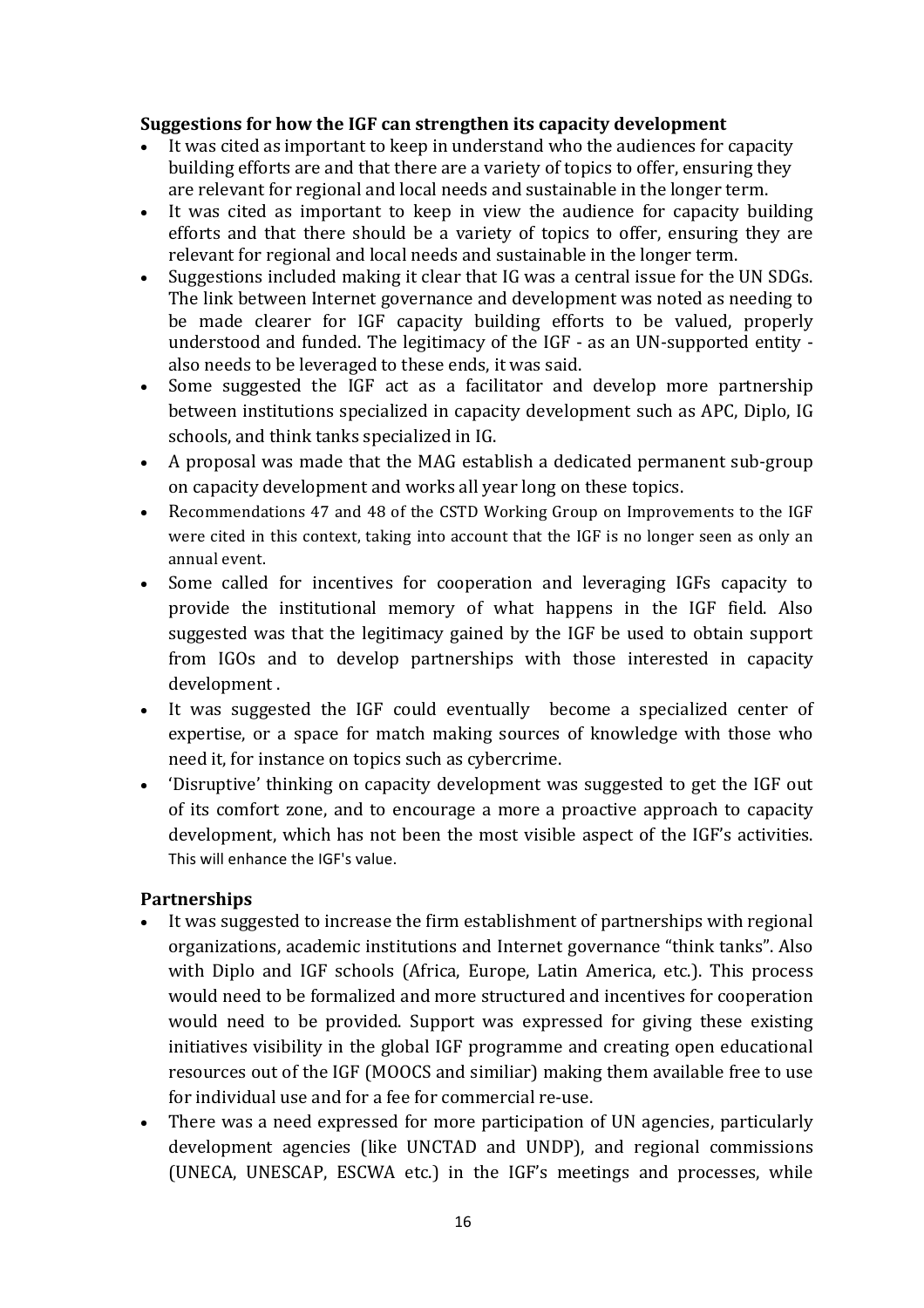**Suggestions for how the IGF can strengthen its capacity development**

- It was cited as important to keep in understand who the audiences for capacity building efforts are and that there are a variety of topics to offer, ensuring they are relevant for regional and local needs and sustainable in the longer term.
- It was cited as important to keep in view the audience for capacity building efforts and that there should be a variety of topics to offer, ensuring they are relevant for regional and local needs and sustainable in the longer term.
- Suggestions included making it clear that IG was a central issue for the UN SDGs. The link between Internet governance and development was noted as needing to be made clearer for IGF capacity building efforts to be valued, properly understood and funded. The legitimacy of the IGF - as an UN-supported entity - also needs to be leveraged to these ends, it was said.
- Some suggested the IGF act as a facilitator and develop more partnership between institutions specialized in capacity development such as APC, Diplo, IG schools, and think tanks specialized in IG.
- A proposal was made that the MAG establish a dedicated permanent sub-group on capacity development and works all year long on these topics.
- Recommendations 47 and 48 of the CSTD Working Group on Improvements to the IGF were cited in this context, taking into account that the IGF is no longer seen as only an annual event.
- Some called for incentives for cooperation and leveraging IGFs capacity to provide the institutional memory of what happens in the IGF field. Also suggested was that the legitimacy gained by the IGF be used to obtain support from IGOs and to develop partnerships with those interested in capacity development .
- It was suggested the IGF could eventually become a specialized center of expertise, or a space for match making sources of knowledge with those who need it, for instance on topics such as cybercrime.
- 'Disruptive' thinking on capacity development was suggested to get the IGF out of its comfort zone, and to encourage a more a proactive approach to capacity development, which has not been the most visible aspect of the IGF's activities. This will enhance the IGF's value.

**Partnerships**

- It was suggested to increase the firm establishment of partnerships with regional organizations, academic institutions and Internet governance "think tanks". Also with Diplo and IGF schools (Africa, Europe, Latin America, etc.). This process would need to be formalized and more structured and incentives for cooperation would need to be provided. Support was expressed for giving these existing initiatives visibility in the global IGF programme and creating open educational resources out of the IGF (MOOCS and similiar) making them available free to use for individual use and for a fee for commercial re-use.
- There was a need expressed for more participation of UN agencies, particularly development agencies (like UNCTAD and UNDP), and regional commissions (UNECA, UNESCAP, ESCWA etc.) in the IGF's meetings and processes, while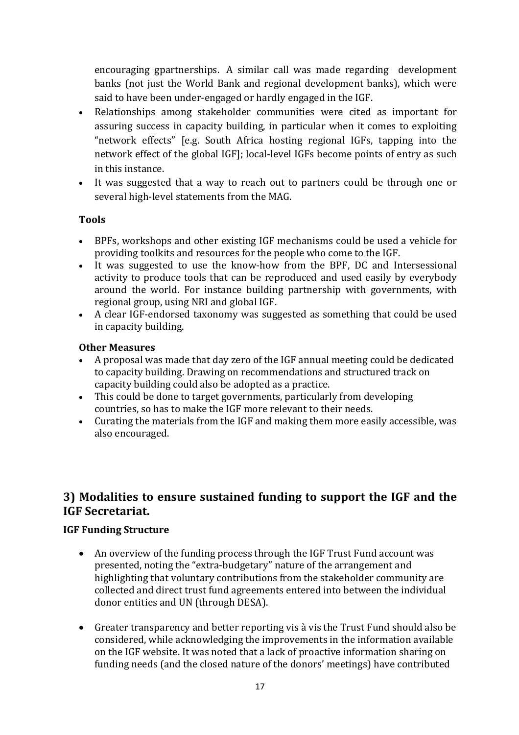encouraging gpartnerships. A similar call was made regarding development banks (not just the World Bank and regional development banks), which were said to have been under-engaged or hardly engaged in the IGF.

- Relationships among stakeholder communities were cited as important for assuring success in capacity building, in particular when it comes to exploiting "network effects" [e.g. South Africa hosting regional IGFs, tapping into the network effect of the global IGF]; local-level IGFs become points of entry as such in this instance.
- It was suggested that a way to reach out to partners could be through one or several high-level statements from the MAG.

**Tools**

- BPFs, workshops and other existing IGF mechanisms could be used a vehicle for providing toolkits and resources for the people who come to the IGF.
- It was suggested to use the know-how from the BPF, DC and Intersessional activity to produce tools that can be reproduced and used easily by everybody around the world. For instance building partnership with governments, with regional group, using NRI and global IGF.
- A clear IGF-endorsed taxonomy was suggested as something that could be used in capacity building.

**Other Measures**

- A proposal was made that day zero of the IGF annual meeting could be dedicated to capacity building. Drawing on recommendations and structured track on capacity building could also be adopted as a practice.
- This could be done to target governments, particularly from developing countries, so has to make the IGF more relevant to their needs.
- Curating the materials from the IGF and making them more easily accessible, was also encouraged.

## 3) Modalities to ensure sustained funding to support the IGF and the IGF Secretariat.

**IGF Funding Structure**

- An overview of the funding process through the IGF Trust Fund account was presented, noting the "extra-budgetary" nature of the arrangement and highlighting that voluntary contributions from the stakeholder community are collected and direct trust fund agreements entered into between the individual donor entities and UN (through DESA).
- Greater transparency and better reporting vis à vis the Trust Fund should also be considered, while acknowledging the improvements in the information available on the IGF website. It was noted that a lack of proactive information sharing on funding needs (and the closed nature of the donors' meetings) have contributed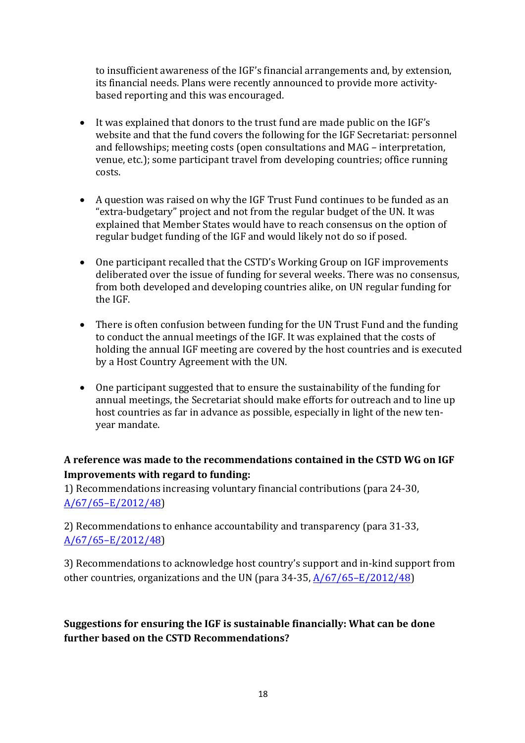to insufficient awareness of the IGF's financial arrangements and, by extension, its financial needs. Plans were recently announced to provide more activity-based reporting and this was encouraged.

- It was explained that donors to the trust fund are made public on the IGF's website and that the fund covers the following for the IGF Secretariat: personnel and fellowships; meeting costs (open consultations and MAG – interpretation, venue, etc.); some participant travel from developing countries; office running costs.

- A question was raised on why the IGF Trust Fund continues to be funded as an "extra-budgetary" project and not from the regular budget of the UN. It was explained that Member States would have to reach consensus on the option of regular budget funding of the IGF and would likely not do so if posed.

- One participant recalled that the CSTD's Working Group on IGF improvements deliberated over the issue of funding for several weeks. There was no consensus, from both developed and developing countries alike, on UN regular funding for the IGF.

- There is often confusion between funding for the UN Trust Fund and the funding to conduct the annual meetings of the IGF. It was explained that the costs of holding the annual IGF meeting are covered by the host countries and is executed by a Host Country Agreement with the UN.

- One participant suggested that to ensure the sustainability of the funding for annual meetings, the Secretariat should make efforts for outreach and to line up host countries as far in advance as possible, especially in light of the new ten-year mandate.

**A reference was made to the recommendations contained in the CSTD WG on IGF Improvements with regard to funding:**

1) Recommendations increasing voluntary financial contributions (para 24-30, A/67/65–E/2012/48)

2) Recommendations to enhance accountability and transparency (para 31-33, A/67/65–E/2012/48)

3) Recommendations to acknowledge host country's support and in-kind support from other countries, organizations and the UN (para 34-35, A/67/65–E/2012/48)

**Suggestions for ensuring the IGF is sustainable financially: What can be done further based on the CSTD Recommendations?**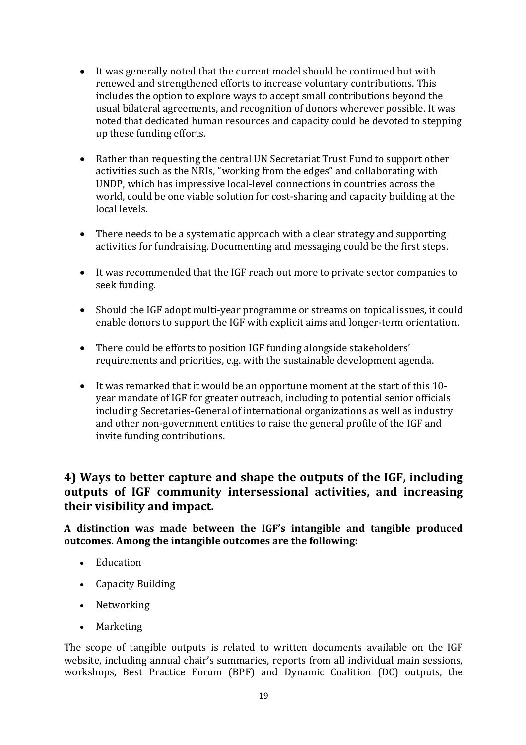- It was generally noted that the current model should be continued but with renewed and strengthened efforts to increase voluntary contributions. This includes the option to explore ways to accept small contributions beyond the usual bilateral agreements, and recognition of donors wherever possible. It was noted that dedicated human resources and capacity could be devoted to stepping up these funding efforts.

- Rather than requesting the central UN Secretariat Trust Fund to support other activities such as the NRIs, "working from the edges" and collaborating with UNDP, which has impressive local-level connections in countries across the world, could be one viable solution for cost-sharing and capacity building at the local levels.

- There needs to be a systematic approach with a clear strategy and supporting activities for fundraising. Documenting and messaging could be the first steps.

- It was recommended that the IGF reach out more to private sector companies to seek funding.

- Should the IGF adopt multi-year programme or streams on topical issues, it could enable donors to support the IGF with explicit aims and longer-term orientation.

- There could be efforts to position IGF funding alongside stakeholders' requirements and priorities, e.g. with the sustainable development agenda.

- It was remarked that it would be an opportune moment at the start of this 10-year mandate of IGF for greater outreach, including to potential senior officials including Secretaries-General of international organizations as well as industry and other non-government entities to raise the general profile of the IGF and invite funding contributions.

## 4) Ways to better capture and shape the outputs of the IGF, including outputs of IGF community intersessional activities, and increasing their visibility and impact.

**A distinction was made between the IGF's intangible and tangible produced outcomes. Among the intangible outcomes are the following:**

- Education
- Capacity Building
- Networking
- Marketing

The scope of tangible outputs is related to written documents available on the IGF website, including annual chair's summaries, reports from all individual main sessions, workshops, Best Practice Forum (BPF) and Dynamic Coalition (DC) outputs, the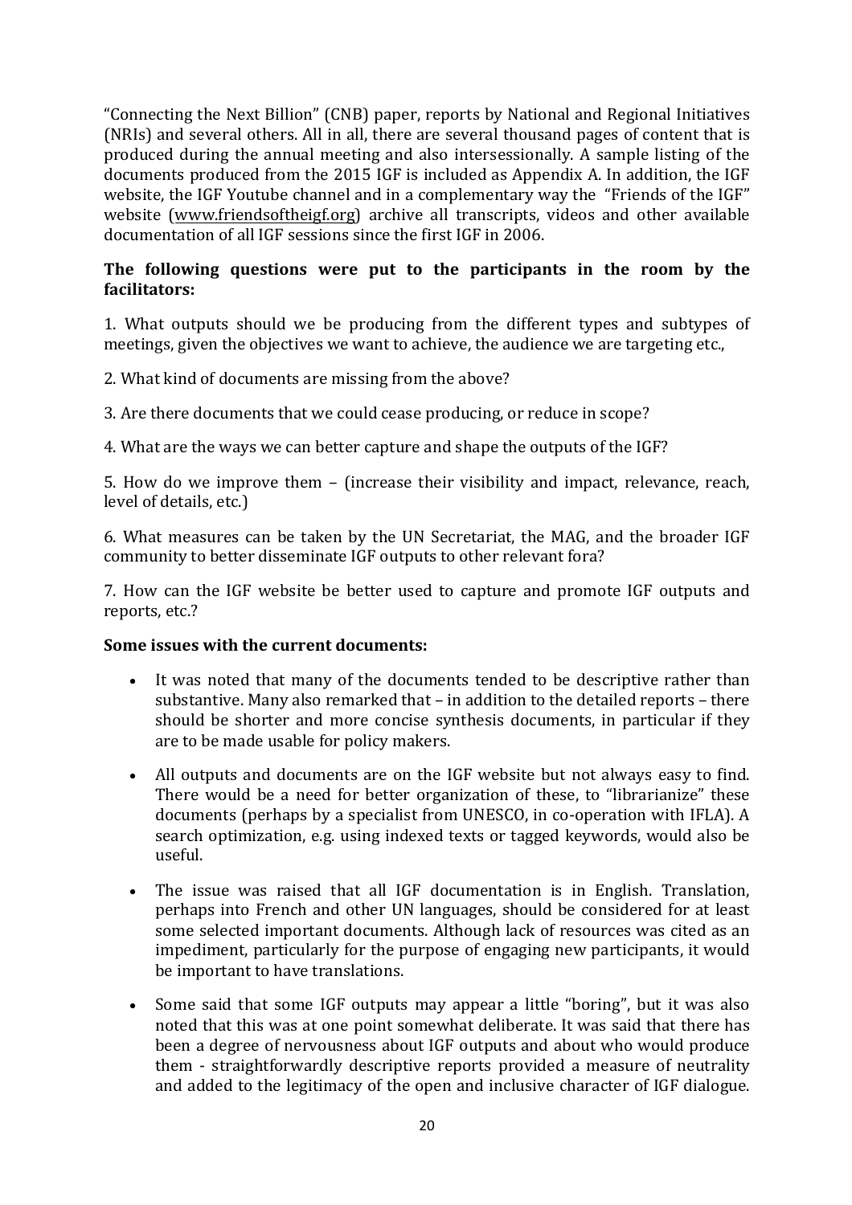"Connecting the Next Billion" (CNB) paper, reports by National and Regional Initiatives (NRIs) and several others. All in all, there are several thousand pages of content that is produced during the annual meeting and also intersessionally. A sample listing of the documents produced from the 2015 IGF is included as Appendix A. In addition, the IGF website, the IGF Youtube channel and in a complementary way the "Friends of the IGF" website (www.friendsoftheigf.org) archive all transcripts, videos and other available documentation of all IGF sessions since the first IGF in 2006.

**The following questions were put to the participants in the room by the facilitators:**

1. What outputs should we be producing from the different types and subtypes of meetings, given the objectives we want to achieve, the audience we are targeting etc.,

2. What kind of documents are missing from the above?

3. Are there documents that we could cease producing, or reduce in scope?

4. What are the ways we can better capture and shape the outputs of the IGF?

5. How do we improve them – (increase their visibility and impact, relevance, reach, level of details, etc.)

6. What measures can be taken by the UN Secretariat, the MAG, and the broader IGF community to better disseminate IGF outputs to other relevant fora?

7. How can the IGF website be better used to capture and promote IGF outputs and reports, etc.?

**Some issues with the current documents:**

- It was noted that many of the documents tended to be descriptive rather than substantive. Many also remarked that – in addition to the detailed reports – there should be shorter and more concise synthesis documents, in particular if they are to be made usable for policy makers.
- All outputs and documents are on the IGF website but not always easy to find. There would be a need for better organization of these, to "librarianize" these documents (perhaps by a specialist from UNESCO, in co-operation with IFLA). A search optimization, e.g. using indexed texts or tagged keywords, would also be useful.
- The issue was raised that all IGF documentation is in English. Translation, perhaps into French and other UN languages, should be considered for at least some selected important documents. Although lack of resources was cited as an impediment, particularly for the purpose of engaging new participants, it would be important to have translations.
- Some said that some IGF outputs may appear a little "boring", but it was also noted that this was at one point somewhat deliberate. It was said that there has been a degree of nervousness about IGF outputs and about who would produce them - straightforwardly descriptive reports provided a measure of neutrality and added to the legitimacy of the open and inclusive character of IGF dialogue.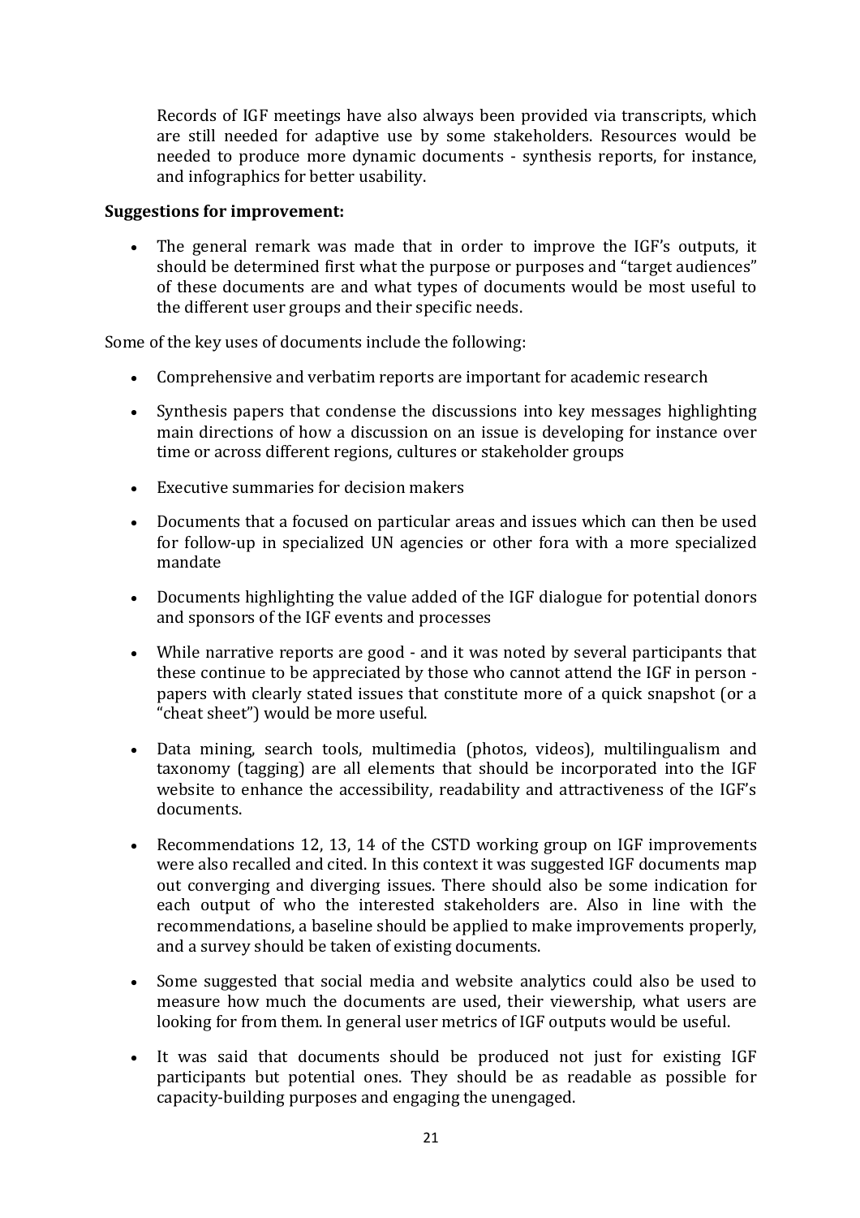Records of IGF meetings have also always been provided via transcripts, which are still needed for adaptive use by some stakeholders. Resources would be needed to produce more dynamic documents - synthesis reports, for instance, and infographics for better usability.

**Suggestions for improvement:**

- The general remark was made that in order to improve the IGF's outputs, it should be determined first what the purpose or purposes and "target audiences" of these documents are and what types of documents would be most useful to the different user groups and their specific needs.

Some of the key uses of documents include the following:

- Comprehensive and verbatim reports are important for academic research
- Synthesis papers that condense the discussions into key messages highlighting main directions of how a discussion on an issue is developing for instance over time or across different regions, cultures or stakeholder groups
- Executive summaries for decision makers
- Documents that a focused on particular areas and issues which can then be used for follow-up in specialized UN agencies or other fora with a more specialized mandate
- Documents highlighting the value added of the IGF dialogue for potential donors and sponsors of the IGF events and processes
- While narrative reports are good - and it was noted by several participants that these continue to be appreciated by those who cannot attend the IGF in person - papers with clearly stated issues that constitute more of a quick snapshot (or a "cheat sheet") would be more useful.
- Data mining, search tools, multimedia (photos, videos), multilingualism and taxonomy (tagging) are all elements that should be incorporated into the IGF website to enhance the accessibility, readability and attractiveness of the IGF's documents.
- Recommendations 12, 13, 14 of the CSTD working group on IGF improvements were also recalled and cited. In this context it was suggested IGF documents map out converging and diverging issues. There should also be some indication for each output of who the interested stakeholders are. Also in line with the recommendations, a baseline should be applied to make improvements properly, and a survey should be taken of existing documents.
- Some suggested that social media and website analytics could also be used to measure how much the documents are used, their viewership, what users are looking for from them. In general user metrics of IGF outputs would be useful.
- It was said that documents should be produced not just for existing IGF participants but potential ones. They should be as readable as possible for capacity-building purposes and engaging the unengaged.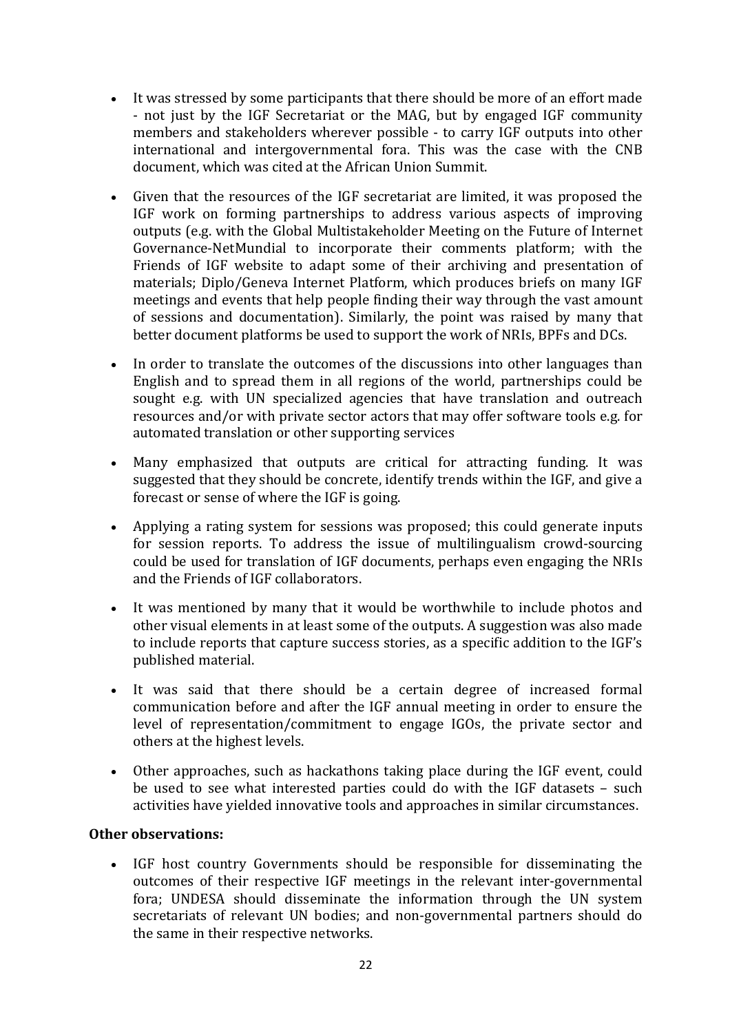- It was stressed by some participants that there should be more of an effort made - not just by the IGF Secretariat or the MAG, but by engaged IGF community members and stakeholders wherever possible - to carry IGF outputs into other international and intergovernmental fora. This was the case with the CNB document, which was cited at the African Union Summit.

- Given that the resources of the IGF secretariat are limited, it was proposed the IGF work on forming partnerships to address various aspects of improving outputs (e.g. with the Global Multistakeholder Meeting on the Future of Internet Governance-NetMundial to incorporate their comments platform; with the Friends of IGF website to adapt some of their archiving and presentation of materials; Diplo/Geneva Internet Platform, which produces briefs on many IGF meetings and events that help people finding their way through the vast amount of sessions and documentation). Similarly, the point was raised by many that better document platforms be used to support the work of NRIs, BPFs and DCs.

- In order to translate the outcomes of the discussions into other languages than English and to spread them in all regions of the world, partnerships could be sought e.g. with UN specialized agencies that have translation and outreach resources and/or with private sector actors that may offer software tools e.g. for automated translation or other supporting services

- Many emphasized that outputs are critical for attracting funding. It was suggested that they should be concrete, identify trends within the IGF, and give a forecast or sense of where the IGF is going.

- Applying a rating system for sessions was proposed; this could generate inputs for session reports. To address the issue of multilingualism crowd-sourcing could be used for translation of IGF documents, perhaps even engaging the NRIs and the Friends of IGF collaborators.

- It was mentioned by many that it would be worthwhile to include photos and other visual elements in at least some of the outputs. A suggestion was also made to include reports that capture success stories, as a specific addition to the IGF's published material.

- It was said that there should be a certain degree of increased formal communication before and after the IGF annual meeting in order to ensure the level of representation/commitment to engage IGOs, the private sector and others at the highest levels.

- Other approaches, such as hackathons taking place during the IGF event, could be used to see what interested parties could do with the IGF datasets – such activities have yielded innovative tools and approaches in similar circumstances.

**Other observations:**

- IGF host country Governments should be responsible for disseminating the outcomes of their respective IGF meetings in the relevant inter-governmental fora; UNDESA should disseminate the information through the UN system secretariats of relevant UN bodies; and non-governmental partners should do the same in their respective networks.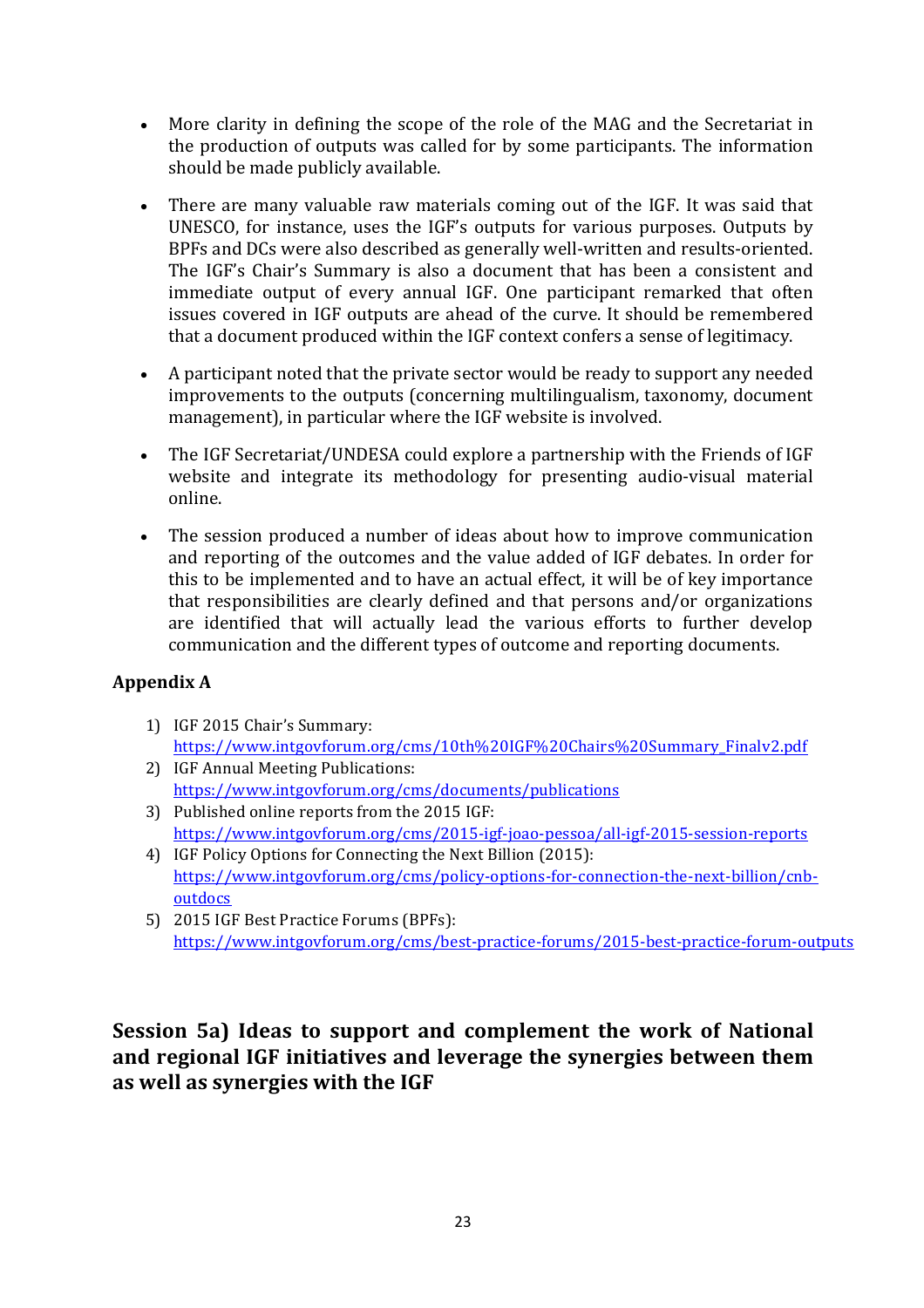- More clarity in defining the scope of the role of the MAG and the Secretariat in the production of outputs was called for by some participants. The information should be made publicly available.

- There are many valuable raw materials coming out of the IGF. It was said that UNESCO, for instance, uses the IGF's outputs for various purposes. Outputs by BPFs and DCs were also described as generally well-written and results-oriented. The IGF's Chair's Summary is also a document that has been a consistent and immediate output of every annual IGF. One participant remarked that often issues covered in IGF outputs are ahead of the curve. It should be remembered that a document produced within the IGF context confers a sense of legitimacy.

- A participant noted that the private sector would be ready to support any needed improvements to the outputs (concerning multilingualism, taxonomy, document management), in particular where the IGF website is involved.

- The IGF Secretariat/UNDESA could explore a partnership with the Friends of IGF website and integrate its methodology for presenting audio-visual material online.

- The session produced a number of ideas about how to improve communication and reporting of the outcomes and the value added of IGF debates. In order for this to be implemented and to have an actual effect, it will be of key importance that responsibilities are clearly defined and that persons and/or organizations are identified that will actually lead the various efforts to further develop communication and the different types of outcome and reporting documents.

**Appendix A**

1) IGF 2015 Chair's Summary: https://www.intgovforum.org/cms/10th%20IGF%20Chairs%20Summary_Finalv2.pdf
2) IGF Annual Meeting Publications: https://www.intgovforum.org/cms/documents/publications
3) Published online reports from the 2015 IGF: https://www.intgovforum.org/cms/2015-igf-joao-pessoa/all-igf-2015-session-reports
4) IGF Policy Options for Connecting the Next Billion (2015): https://www.intgovforum.org/cms/policy-options-for-connection-the-next-billion/cnb-outdocs
5) 2015 IGF Best Practice Forums (BPFs): https://www.intgovforum.org/cms/best-practice-forums/2015-best-practice-forum-outputs

## Session 5a) Ideas to support and complement the work of National and regional IGF initiatives and leverage the synergies between them as well as synergies with the IGF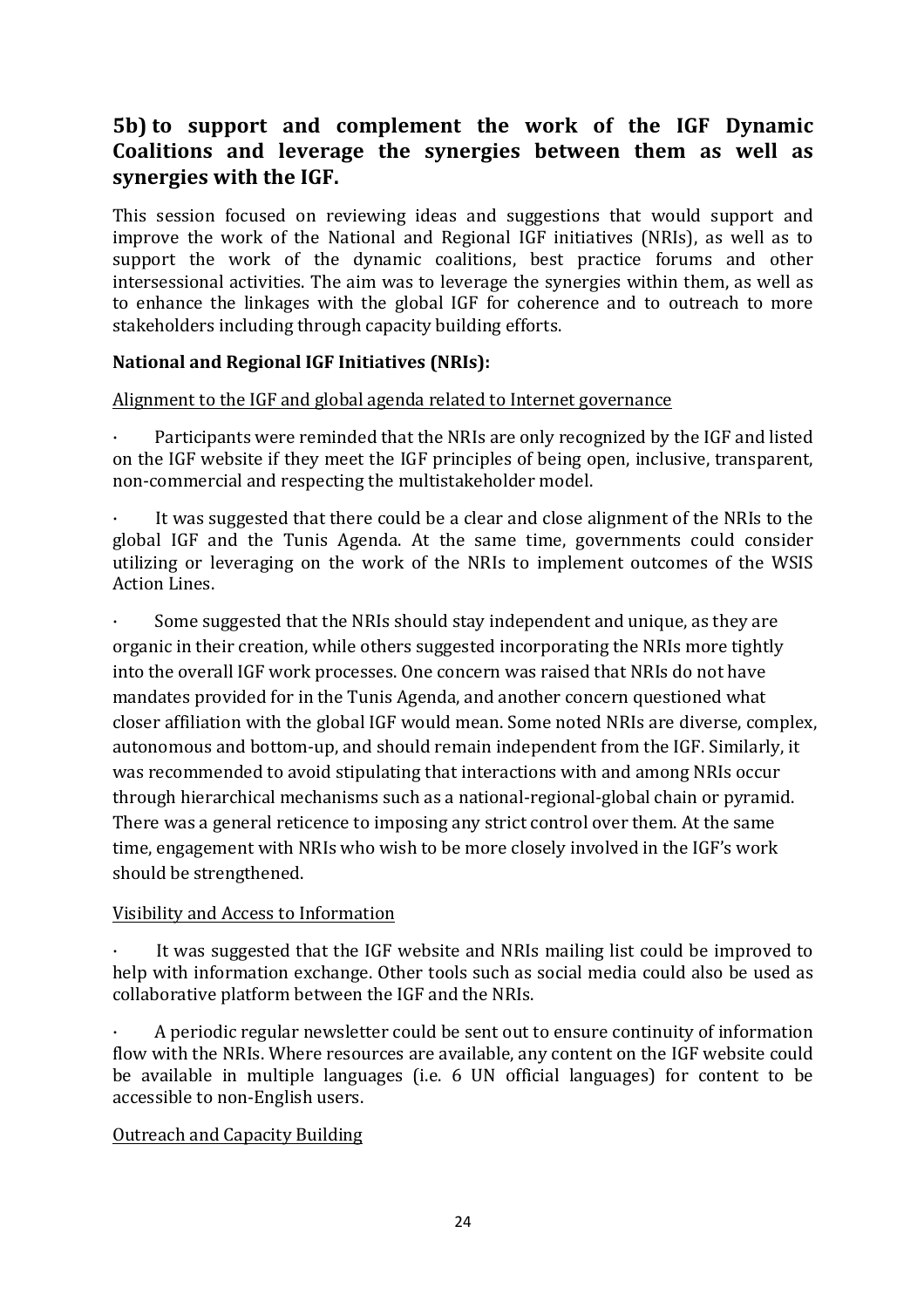## 5b) to support and complement the work of the IGF Dynamic Coalitions and leverage the synergies between them as well as synergies with the IGF.

This session focused on reviewing ideas and suggestions that would support and improve the work of the National and Regional IGF initiatives (NRIs), as well as to support the work of the dynamic coalitions, best practice forums and other intersessional activities. The aim was to leverage the synergies within them, as well as to enhance the linkages with the global IGF for coherence and to outreach to more stakeholders including through capacity building efforts.

**National and Regional IGF Initiatives (NRIs):**

Alignment to the IGF and global agenda related to Internet governance

- Participants were reminded that the NRIs are only recognized by the IGF and listed on the IGF website if they meet the IGF principles of being open, inclusive, transparent, non-commercial and respecting the multistakeholder model.
- It was suggested that there could be a clear and close alignment of the NRIs to the global IGF and the Tunis Agenda. At the same time, governments could consider utilizing or leveraging on the work of the NRIs to implement outcomes of the WSIS Action Lines.
- Some suggested that the NRIs should stay independent and unique, as they are organic in their creation, while others suggested incorporating the NRIs more tightly into the overall IGF work processes. One concern was raised that NRIs do not have mandates provided for in the Tunis Agenda, and another concern questioned what closer affiliation with the global IGF would mean. Some noted NRIs are diverse, complex, autonomous and bottom-up, and should remain independent from the IGF. Similarly, it was recommended to avoid stipulating that interactions with and among NRIs occur through hierarchical mechanisms such as a national-regional-global chain or pyramid. There was a general reticence to imposing any strict control over them. At the same time, engagement with NRIs who wish to be more closely involved in the IGF's work should be strengthened.

Visibility and Access to Information

- It was suggested that the IGF website and NRIs mailing list could be improved to help with information exchange. Other tools such as social media could also be used as collaborative platform between the IGF and the NRIs.
- A periodic regular newsletter could be sent out to ensure continuity of information flow with the NRIs. Where resources are available, any content on the IGF website could be available in multiple languages (i.e. 6 UN official languages) for content to be accessible to non-English users.

Outreach and Capacity Building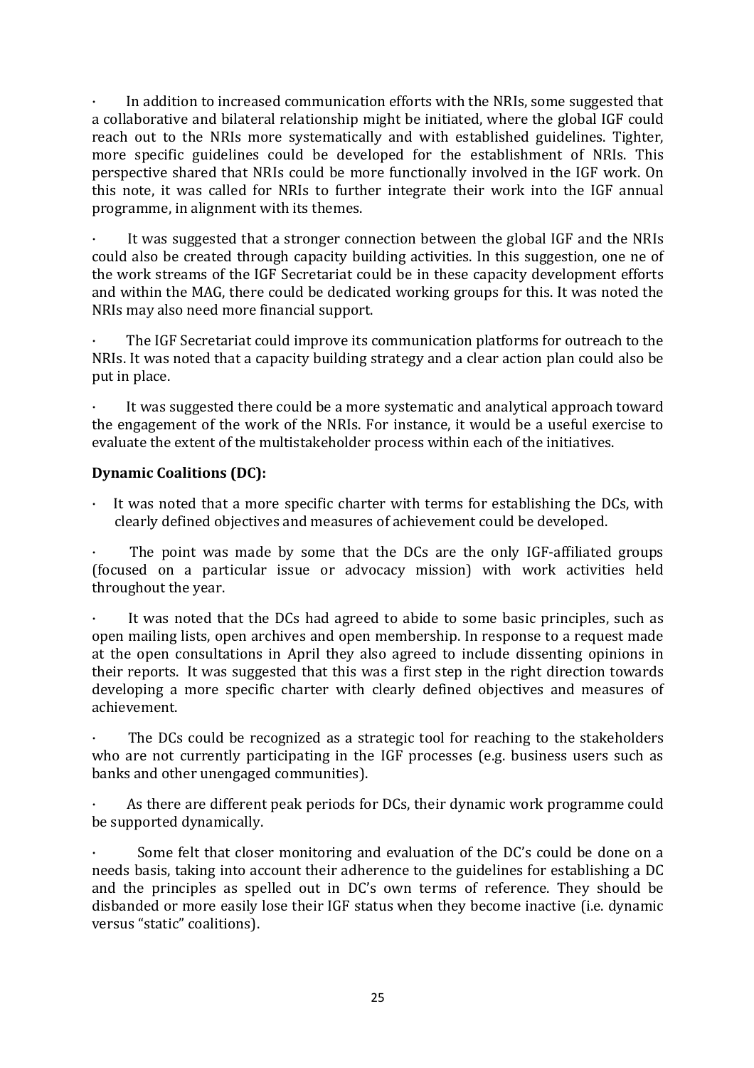- In addition to increased communication efforts with the NRIs, some suggested that a collaborative and bilateral relationship might be initiated, where the global IGF could reach out to the NRIs more systematically and with established guidelines. Tighter, more specific guidelines could be developed for the establishment of NRIs. This perspective shared that NRIs could be more functionally involved in the IGF work. On this note, it was called for NRIs to further integrate their work into the IGF annual programme, in alignment with its themes.

- It was suggested that a stronger connection between the global IGF and the NRIs could also be created through capacity building activities. In this suggestion, one ne of the work streams of the IGF Secretariat could be in these capacity development efforts and within the MAG, there could be dedicated working groups for this. It was noted the NRIs may also need more financial support.

- The IGF Secretariat could improve its communication platforms for outreach to the NRIs. It was noted that a capacity building strategy and a clear action plan could also be put in place.

- It was suggested there could be a more systematic and analytical approach toward the engagement of the work of the NRIs. For instance, it would be a useful exercise to evaluate the extent of the multistakeholder process within each of the initiatives.

**Dynamic Coalitions (DC):**

- It was noted that a more specific charter with terms for establishing the DCs, with clearly defined objectives and measures of achievement could be developed.

- The point was made by some that the DCs are the only IGF-affiliated groups (focused on a particular issue or advocacy mission) with work activities held throughout the year.

- It was noted that the DCs had agreed to abide to some basic principles, such as open mailing lists, open archives and open membership. In response to a request made at the open consultations in April they also agreed to include dissenting opinions in their reports. It was suggested that this was a first step in the right direction towards developing a more specific charter with clearly defined objectives and measures of achievement.

- The DCs could be recognized as a strategic tool for reaching to the stakeholders who are not currently participating in the IGF processes (e.g. business users such as banks and other unengaged communities).

- As there are different peak periods for DCs, their dynamic work programme could be supported dynamically.

- Some felt that closer monitoring and evaluation of the DC's could be done on a needs basis, taking into account their adherence to the guidelines for establishing a DC and the principles as spelled out in DC's own terms of reference. They should be disbanded or more easily lose their IGF status when they become inactive (i.e. dynamic versus "static" coalitions).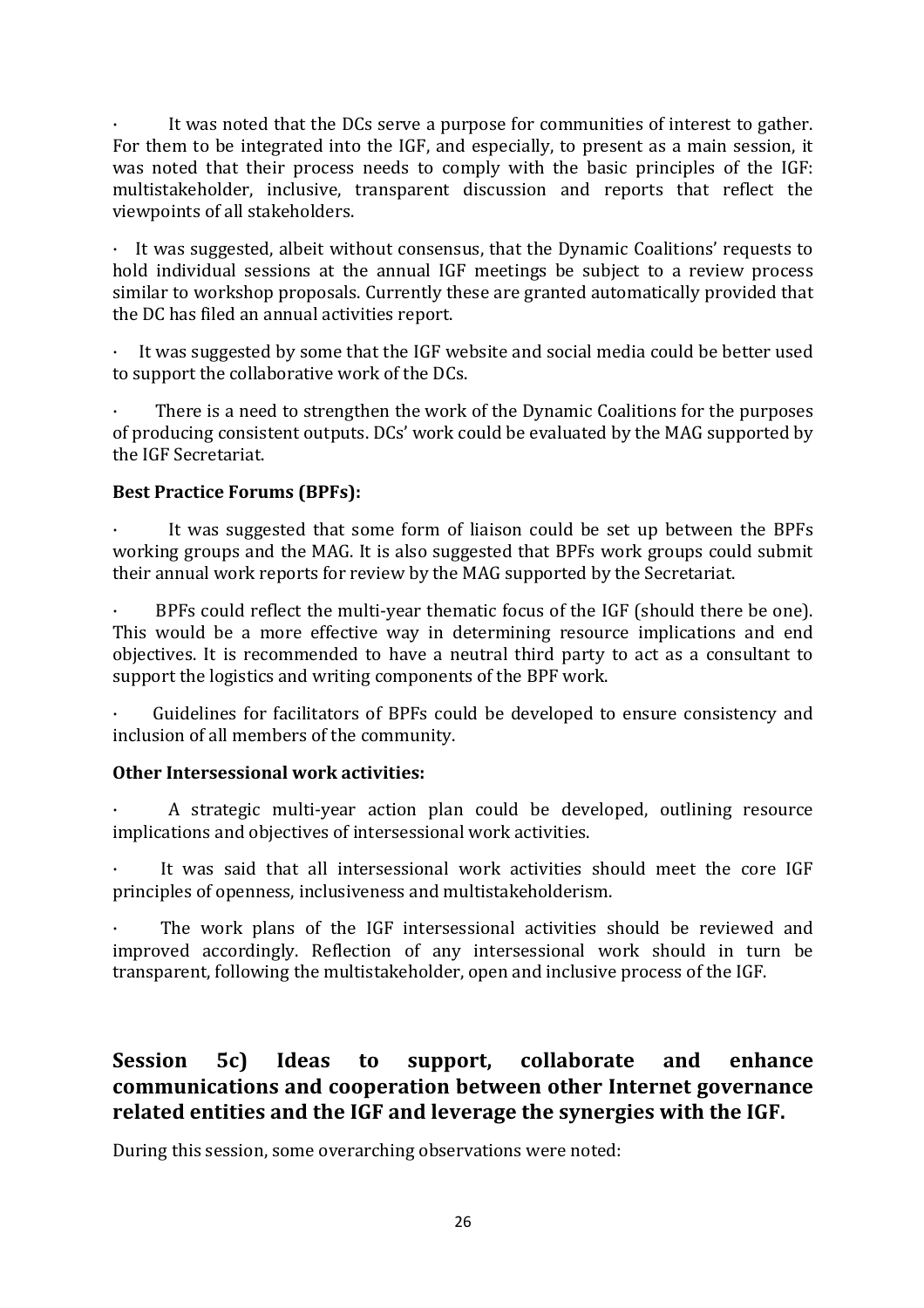- It was noted that the DCs serve a purpose for communities of interest to gather. For them to be integrated into the IGF, and especially, to present as a main session, it was noted that their process needs to comply with the basic principles of the IGF: multistakeholder, inclusive, transparent discussion and reports that reflect the viewpoints of all stakeholders.

- It was suggested, albeit without consensus, that the Dynamic Coalitions' requests to hold individual sessions at the annual IGF meetings be subject to a review process similar to workshop proposals. Currently these are granted automatically provided that the DC has filed an annual activities report.

- It was suggested by some that the IGF website and social media could be better used to support the collaborative work of the DCs.

- There is a need to strengthen the work of the Dynamic Coalitions for the purposes of producing consistent outputs. DCs' work could be evaluated by the MAG supported by the IGF Secretariat.

**Best Practice Forums (BPFs):**

- It was suggested that some form of liaison could be set up between the BPFs working groups and the MAG. It is also suggested that BPFs work groups could submit their annual work reports for review by the MAG supported by the Secretariat.

- BPFs could reflect the multi-year thematic focus of the IGF (should there be one). This would be a more effective way in determining resource implications and end objectives. It is recommended to have a neutral third party to act as a consultant to support the logistics and writing components of the BPF work.

- Guidelines for facilitators of BPFs could be developed to ensure consistency and inclusion of all members of the community.

**Other Intersessional work activities:**

- A strategic multi-year action plan could be developed, outlining resource implications and objectives of intersessional work activities.

- It was said that all intersessional work activities should meet the core IGF principles of openness, inclusiveness and multistakeholderism.

- The work plans of the IGF intersessional activities should be reviewed and improved accordingly. Reflection of any intersessional work should in turn be transparent, following the multistakeholder, open and inclusive process of the IGF.

## Session 5c) Ideas to support, collaborate and enhance communications and cooperation between other Internet governance related entities and the IGF and leverage the synergies with the IGF.

During this session, some overarching observations were noted: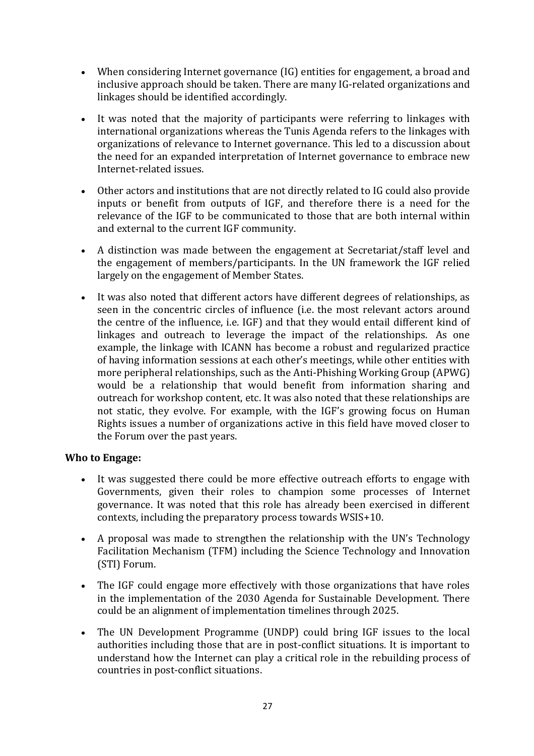- When considering Internet governance (IG) entities for engagement, a broad and inclusive approach should be taken. There are many IG-related organizations and linkages should be identified accordingly.

- It was noted that the majority of participants were referring to linkages with international organizations whereas the Tunis Agenda refers to the linkages with organizations of relevance to Internet governance. This led to a discussion about the need for an expanded interpretation of Internet governance to embrace new Internet-related issues.

- Other actors and institutions that are not directly related to IG could also provide inputs or benefit from outputs of IGF, and therefore there is a need for the relevance of the IGF to be communicated to those that are both internal within and external to the current IGF community.

- A distinction was made between the engagement at Secretariat/staff level and the engagement of members/participants. In the UN framework the IGF relied largely on the engagement of Member States.

- It was also noted that different actors have different degrees of relationships, as seen in the concentric circles of influence (i.e. the most relevant actors around the centre of the influence, i.e. IGF) and that they would entail different kind of linkages and outreach to leverage the impact of the relationships. As one example, the linkage with ICANN has become a robust and regularized practice of having information sessions at each other's meetings, while other entities with more peripheral relationships, such as the Anti-Phishing Working Group (APWG) would be a relationship that would benefit from information sharing and outreach for workshop content, etc. It was also noted that these relationships are not static, they evolve. For example, with the IGF's growing focus on Human Rights issues a number of organizations active in this field have moved closer to the Forum over the past years.

**Who to Engage:**

- It was suggested there could be more effective outreach efforts to engage with Governments, given their roles to champion some processes of Internet governance. It was noted that this role has already been exercised in different contexts, including the preparatory process towards WSIS+10.

- A proposal was made to strengthen the relationship with the UN's Technology Facilitation Mechanism (TFM) including the Science Technology and Innovation (STI) Forum.

- The IGF could engage more effectively with those organizations that have roles in the implementation of the 2030 Agenda for Sustainable Development. There could be an alignment of implementation timelines through 2025.

- The UN Development Programme (UNDP) could bring IGF issues to the local authorities including those that are in post-conflict situations. It is important to understand how the Internet can play a critical role in the rebuilding process of countries in post-conflict situations.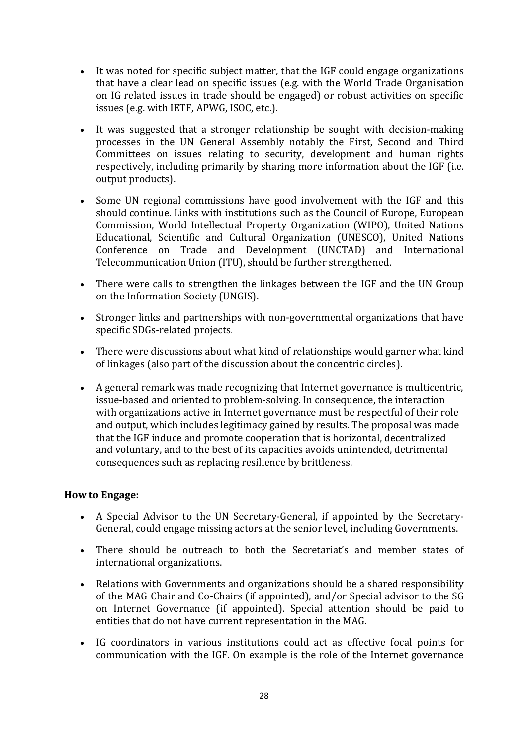- It was noted for specific subject matter, that the IGF could engage organizations that have a clear lead on specific issues (e.g. with the World Trade Organisation on IG related issues in trade should be engaged) or robust activities on specific issues (e.g. with IETF, APWG, ISOC, etc.).

- It was suggested that a stronger relationship be sought with decision-making processes in the UN General Assembly notably the First, Second and Third Committees on issues relating to security, development and human rights respectively, including primarily by sharing more information about the IGF (i.e. output products).

- Some UN regional commissions have good involvement with the IGF and this should continue. Links with institutions such as the Council of Europe, European Commission, World Intellectual Property Organization (WIPO), United Nations Educational, Scientific and Cultural Organization (UNESCO), United Nations Conference on Trade and Development (UNCTAD) and International Telecommunication Union (ITU), should be further strengthened.

- There were calls to strengthen the linkages between the IGF and the UN Group on the Information Society (UNGIS).

- Stronger links and partnerships with non-governmental organizations that have specific SDGs-related projects.

- There were discussions about what kind of relationships would garner what kind of linkages (also part of the discussion about the concentric circles).

- A general remark was made recognizing that Internet governance is multicentric, issue-based and oriented to problem-solving. In consequence, the interaction with organizations active in Internet governance must be respectful of their role and output, which includes legitimacy gained by results. The proposal was made that the IGF induce and promote cooperation that is horizontal, decentralized and voluntary, and to the best of its capacities avoids unintended, detrimental consequences such as replacing resilience by brittleness.

**How to Engage:**

- A Special Advisor to the UN Secretary-General, if appointed by the Secretary-General, could engage missing actors at the senior level, including Governments.

- There should be outreach to both the Secretariat's and member states of international organizations.

- Relations with Governments and organizations should be a shared responsibility of the MAG Chair and Co-Chairs (if appointed), and/or Special advisor to the SG on Internet Governance (if appointed). Special attention should be paid to entities that do not have current representation in the MAG.

- IG coordinators in various institutions could act as effective focal points for communication with the IGF. On example is the role of the Internet governance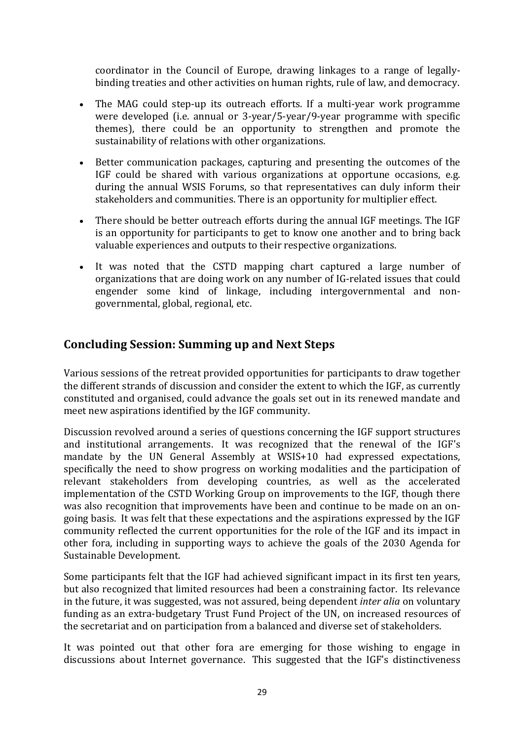coordinator in the Council of Europe, drawing linkages to a range of legally-binding treaties and other activities on human rights, rule of law, and democracy.

- The MAG could step-up its outreach efforts. If a multi-year work programme were developed (i.e. annual or 3-year/5-year/9-year programme with specific themes), there could be an opportunity to strengthen and promote the sustainability of relations with other organizations.
- Better communication packages, capturing and presenting the outcomes of the IGF could be shared with various organizations at opportune occasions, e.g. during the annual WSIS Forums, so that representatives can duly inform their stakeholders and communities. There is an opportunity for multiplier effect.
- There should be better outreach efforts during the annual IGF meetings. The IGF is an opportunity for participants to get to know one another and to bring back valuable experiences and outputs to their respective organizations.
- It was noted that the CSTD mapping chart captured a large number of organizations that are doing work on any number of IG-related issues that could engender some kind of linkage, including intergovernmental and non-governmental, global, regional, etc.

## Concluding Session: Summing up and Next Steps

Various sessions of the retreat provided opportunities for participants to draw together the different strands of discussion and consider the extent to which the IGF, as currently constituted and organised, could advance the goals set out in its renewed mandate and meet new aspirations identified by the IGF community.

Discussion revolved around a series of questions concerning the IGF support structures and institutional arrangements. It was recognized that the renewal of the IGF's mandate by the UN General Assembly at WSIS+10 had expressed expectations, specifically the need to show progress on working modalities and the participation of relevant stakeholders from developing countries, as well as the accelerated implementation of the CSTD Working Group on improvements to the IGF, though there was also recognition that improvements have been and continue to be made on an on-going basis. It was felt that these expectations and the aspirations expressed by the IGF community reflected the current opportunities for the role of the IGF and its impact in other fora, including in supporting ways to achieve the goals of the 2030 Agenda for Sustainable Development.

Some participants felt that the IGF had achieved significant impact in its first ten years, but also recognized that limited resources had been a constraining factor. Its relevance in the future, it was suggested, was not assured, being dependent *inter alia* on voluntary funding as an extra-budgetary Trust Fund Project of the UN, on increased resources of the secretariat and on participation from a balanced and diverse set of stakeholders.

It was pointed out that other fora are emerging for those wishing to engage in discussions about Internet governance. This suggested that the IGF's distinctiveness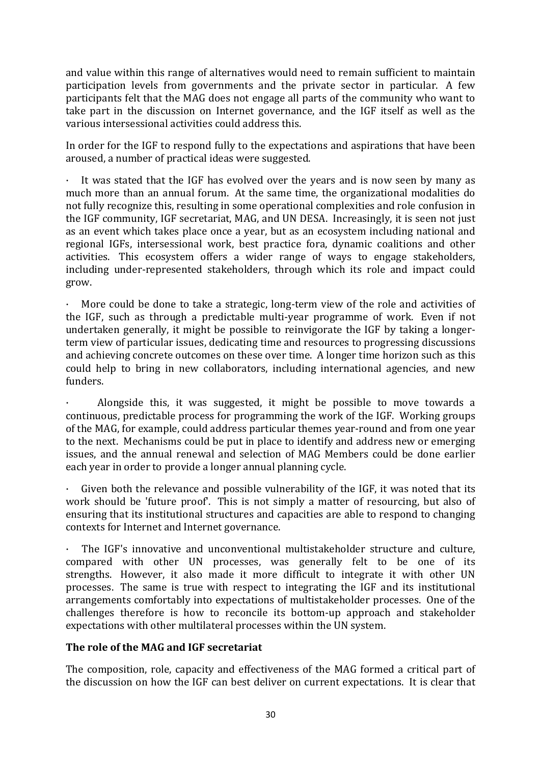and value within this range of alternatives would need to remain sufficient to maintain participation levels from governments and the private sector in particular. A few participants felt that the MAG does not engage all parts of the community who want to take part in the discussion on Internet governance, and the IGF itself as well as the various intersessional activities could address this.

In order for the IGF to respond fully to the expectations and aspirations that have been aroused, a number of practical ideas were suggested.

- It was stated that the IGF has evolved over the years and is now seen by many as much more than an annual forum. At the same time, the organizational modalities do not fully recognize this, resulting in some operational complexities and role confusion in the IGF community, IGF secretariat, MAG, and UN DESA. Increasingly, it is seen not just as an event which takes place once a year, but as an ecosystem including national and regional IGFs, intersessional work, best practice fora, dynamic coalitions and other activities. This ecosystem offers a wider range of ways to engage stakeholders, including under-represented stakeholders, through which its role and impact could grow.

- More could be done to take a strategic, long-term view of the role and activities of the IGF, such as through a predictable multi-year programme of work. Even if not undertaken generally, it might be possible to reinvigorate the IGF by taking a longer-term view of particular issues, dedicating time and resources to progressing discussions and achieving concrete outcomes on these over time. A longer time horizon such as this could help to bring in new collaborators, including international agencies, and new funders.

- Alongside this, it was suggested, it might be possible to move towards a continuous, predictable process for programming the work of the IGF. Working groups of the MAG, for example, could address particular themes year-round and from one year to the next. Mechanisms could be put in place to identify and address new or emerging issues, and the annual renewal and selection of MAG Members could be done earlier each year in order to provide a longer annual planning cycle.

- Given both the relevance and possible vulnerability of the IGF, it was noted that its work should be 'future proof'. This is not simply a matter of resourcing, but also of ensuring that its institutional structures and capacities are able to respond to changing contexts for Internet and Internet governance.

- The IGF's innovative and unconventional multistakeholder structure and culture, compared with other UN processes, was generally felt to be one of its strengths. However, it also made it more difficult to integrate it with other UN processes. The same is true with respect to integrating the IGF and its institutional arrangements comfortably into expectations of multistakeholder processes. One of the challenges therefore is how to reconcile its bottom-up approach and stakeholder expectations with other multilateral processes within the UN system.

**The role of the MAG and IGF secretariat**

The composition, role, capacity and effectiveness of the MAG formed a critical part of the discussion on how the IGF can best deliver on current expectations. It is clear that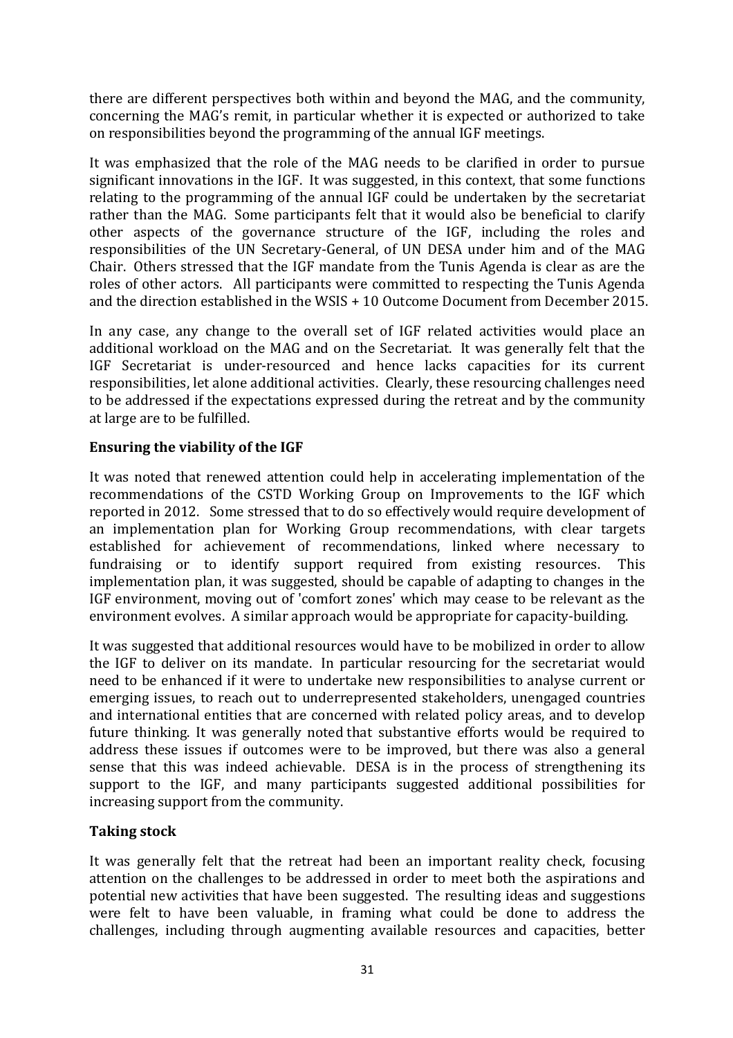there are different perspectives both within and beyond the MAG, and the community, concerning the MAG's remit, in particular whether it is expected or authorized to take on responsibilities beyond the programming of the annual IGF meetings.

It was emphasized that the role of the MAG needs to be clarified in order to pursue significant innovations in the IGF. It was suggested, in this context, that some functions relating to the programming of the annual IGF could be undertaken by the secretariat rather than the MAG. Some participants felt that it would also be beneficial to clarify other aspects of the governance structure of the IGF, including the roles and responsibilities of the UN Secretary-General, of UN DESA under him and of the MAG Chair. Others stressed that the IGF mandate from the Tunis Agenda is clear as are the roles of other actors. All participants were committed to respecting the Tunis Agenda and the direction established in the WSIS + 10 Outcome Document from December 2015.

In any case, any change to the overall set of IGF related activities would place an additional workload on the MAG and on the Secretariat. It was generally felt that the IGF Secretariat is under-resourced and hence lacks capacities for its current responsibilities, let alone additional activities. Clearly, these resourcing challenges need to be addressed if the expectations expressed during the retreat and by the community at large are to be fulfilled.

**Ensuring the viability of the IGF**

It was noted that renewed attention could help in accelerating implementation of the recommendations of the CSTD Working Group on Improvements to the IGF which reported in 2012. Some stressed that to do so effectively would require development of an implementation plan for Working Group recommendations, with clear targets established for achievement of recommendations, linked where necessary to fundraising or to identify support required from existing resources. This implementation plan, it was suggested, should be capable of adapting to changes in the IGF environment, moving out of 'comfort zones' which may cease to be relevant as the environment evolves. A similar approach would be appropriate for capacity-building.

It was suggested that additional resources would have to be mobilized in order to allow the IGF to deliver on its mandate. In particular resourcing for the secretariat would need to be enhanced if it were to undertake new responsibilities to analyse current or emerging issues, to reach out to underrepresented stakeholders, unengaged countries and international entities that are concerned with related policy areas, and to develop future thinking. It was generally noted that substantive efforts would be required to address these issues if outcomes were to be improved, but there was also a general sense that this was indeed achievable. DESA is in the process of strengthening its support to the IGF, and many participants suggested additional possibilities for increasing support from the community.

**Taking stock**

It was generally felt that the retreat had been an important reality check, focusing attention on the challenges to be addressed in order to meet both the aspirations and potential new activities that have been suggested. The resulting ideas and suggestions were felt to have been valuable, in framing what could be done to address the challenges, including through augmenting available resources and capacities, better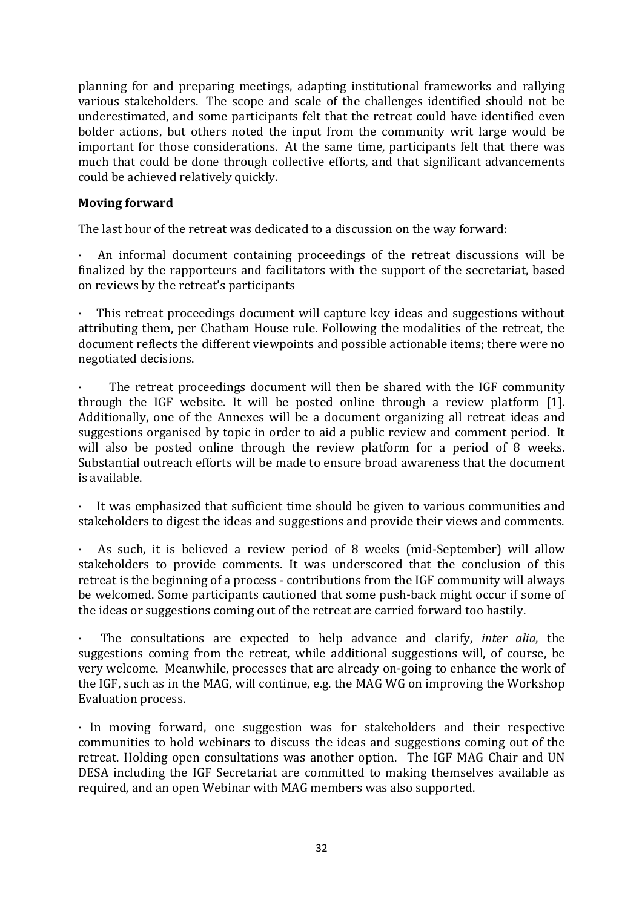planning for and preparing meetings, adapting institutional frameworks and rallying various stakeholders. The scope and scale of the challenges identified should not be underestimated, and some participants felt that the retreat could have identified even bolder actions, but others noted the input from the community writ large would be important for those considerations. At the same time, participants felt that there was much that could be done through collective efforts, and that significant advancements could be achieved relatively quickly.

**Moving forward**

The last hour of the retreat was dedicated to a discussion on the way forward:

· An informal document containing proceedings of the retreat discussions will be finalized by the rapporteurs and facilitators with the support of the secretariat, based on reviews by the retreat's participants

· This retreat proceedings document will capture key ideas and suggestions without attributing them, per Chatham House rule. Following the modalities of the retreat, the document reflects the different viewpoints and possible actionable items; there were no negotiated decisions.

· The retreat proceedings document will then be shared with the IGF community through the IGF website. It will be posted online through a review platform [1]. Additionally, one of the Annexes will be a document organizing all retreat ideas and suggestions organised by topic in order to aid a public review and comment period. It will also be posted online through the review platform for a period of 8 weeks. Substantial outreach efforts will be made to ensure broad awareness that the document is available.

· It was emphasized that sufficient time should be given to various communities and stakeholders to digest the ideas and suggestions and provide their views and comments.

· As such, it is believed a review period of 8 weeks (mid-September) will allow stakeholders to provide comments. It was underscored that the conclusion of this retreat is the beginning of a process - contributions from the IGF community will always be welcomed. Some participants cautioned that some push-back might occur if some of the ideas or suggestions coming out of the retreat are carried forward too hastily.

· The consultations are expected to help advance and clarify, *inter alia*, the suggestions coming from the retreat, while additional suggestions will, of course, be very welcome. Meanwhile, processes that are already on-going to enhance the work of the IGF, such as in the MAG, will continue, e.g. the MAG WG on improving the Workshop Evaluation process.

· In moving forward, one suggestion was for stakeholders and their respective communities to hold webinars to discuss the ideas and suggestions coming out of the retreat. Holding open consultations was another option. The IGF MAG Chair and UN DESA including the IGF Secretariat are committed to making themselves available as required, and an open Webinar with MAG members was also supported.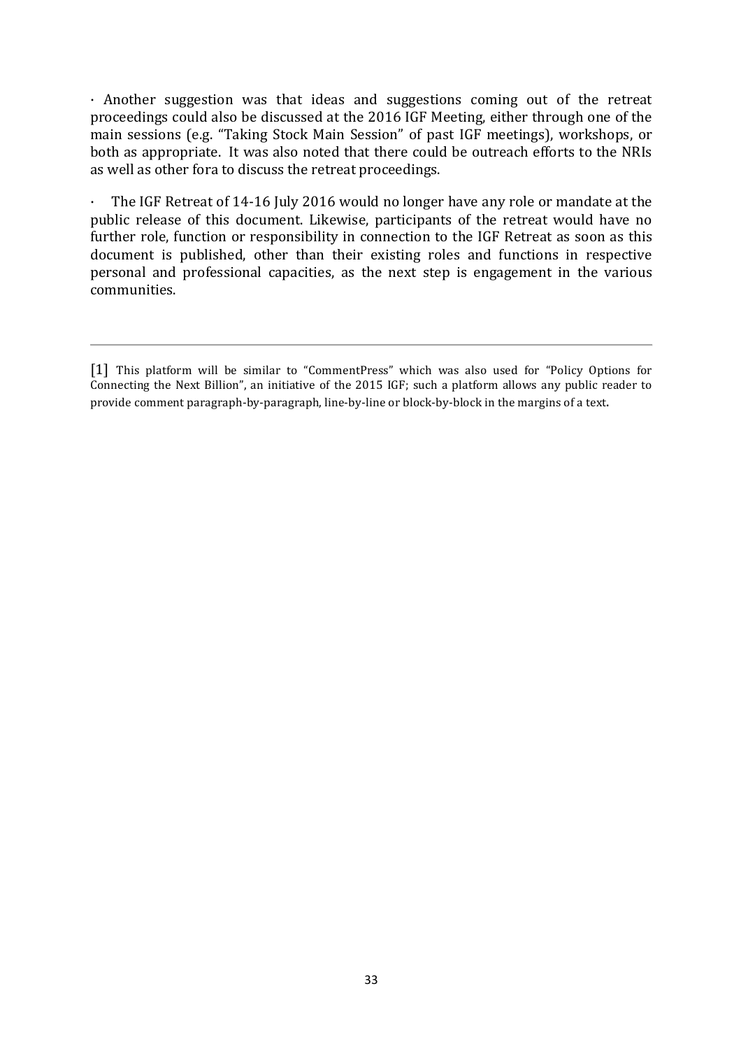· Another suggestion was that ideas and suggestions coming out of the retreat proceedings could also be discussed at the 2016 IGF Meeting, either through one of the main sessions (e.g. "Taking Stock Main Session" of past IGF meetings), workshops, or both as appropriate. It was also noted that there could be outreach efforts to the NRIs as well as other fora to discuss the retreat proceedings.

· The IGF Retreat of 14-16 July 2016 would no longer have any role or mandate at the public release of this document. Likewise, participants of the retreat would have no further role, function or responsibility in connection to the IGF Retreat as soon as this document is published, other than their existing roles and functions in respective personal and professional capacities, as the next step is engagement in the various communities.

---

[1] This platform will be similar to "CommentPress" which was also used for "Policy Options for Connecting the Next Billion", an initiative of the 2015 IGF; such a platform allows any public reader to provide comment paragraph-by-paragraph, line-by-line or block-by-block in the margins of a text.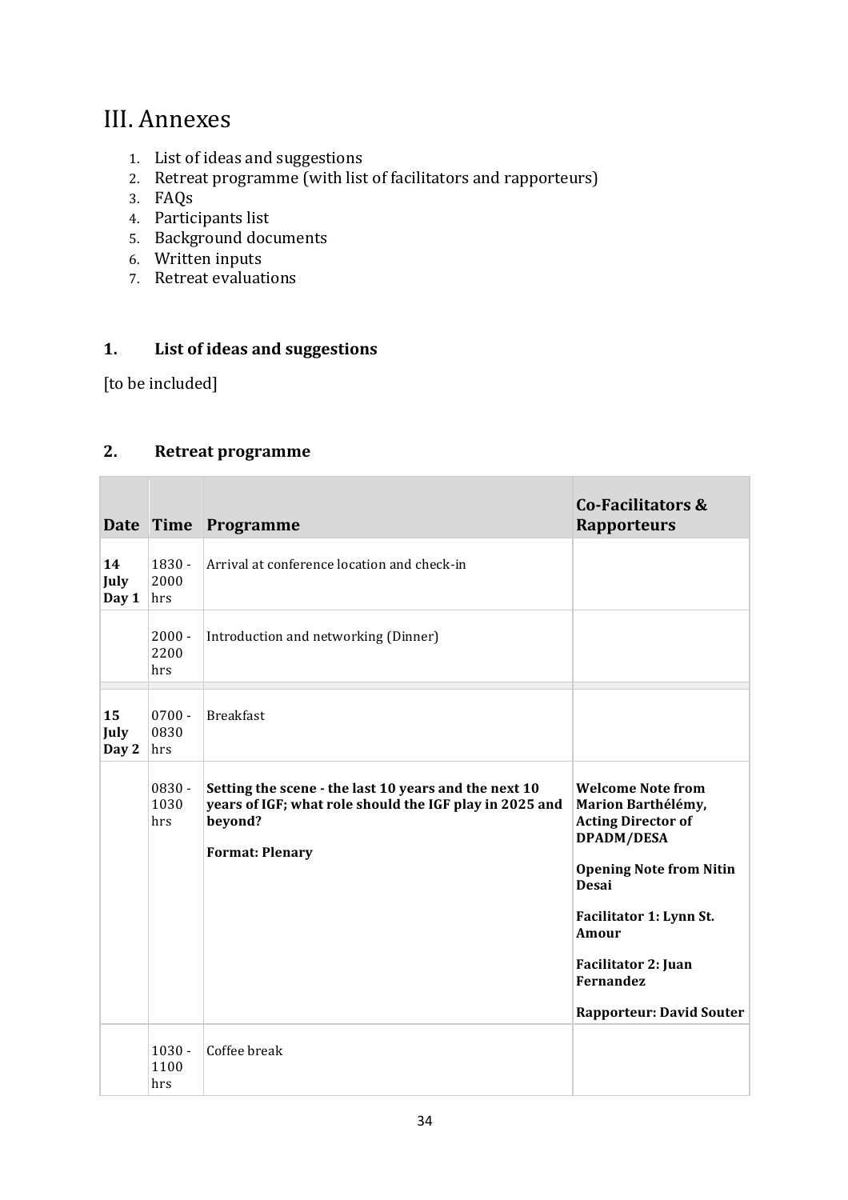# III. Annexes

1. List of ideas and suggestions
2. Retreat programme (with list of facilitators and rapporteurs)
3. FAQs
4. Participants list
5. Background documents
6. Written inputs
7. Retreat evaluations

## 1. List of ideas and suggestions

[to be included]

## 2. Retreat programme

| Date | Time | Programme | Co-Facilitators & Rapporteurs |
|---|---|---|---|
| **14 July Day 1** | 1830 - 2000 hrs | Arrival at conference location and check-in | |
| | 2000 - 2200 hrs | Introduction and networking (Dinner) | |
| | | | |
| **15 July Day 2** | 0700 - 0830 hrs | Breakfast | |
| | 0830 - 1030 hrs | **Setting the scene - the last 10 years and the next 10 years of IGF; what role should the IGF play in 2025 and beyond?**<br><br>**Format: Plenary** | **Welcome Note from Marion Barthélémy, Acting Director of DPADM/DESA**<br><br>**Opening Note from Nitin Desai**<br><br>**Facilitator 1: Lynn St. Amour**<br><br>**Facilitator 2: Juan Fernandez**<br><br>**Rapporteur: David Souter** |
| | 1030 - 1100 hrs | Coffee break | |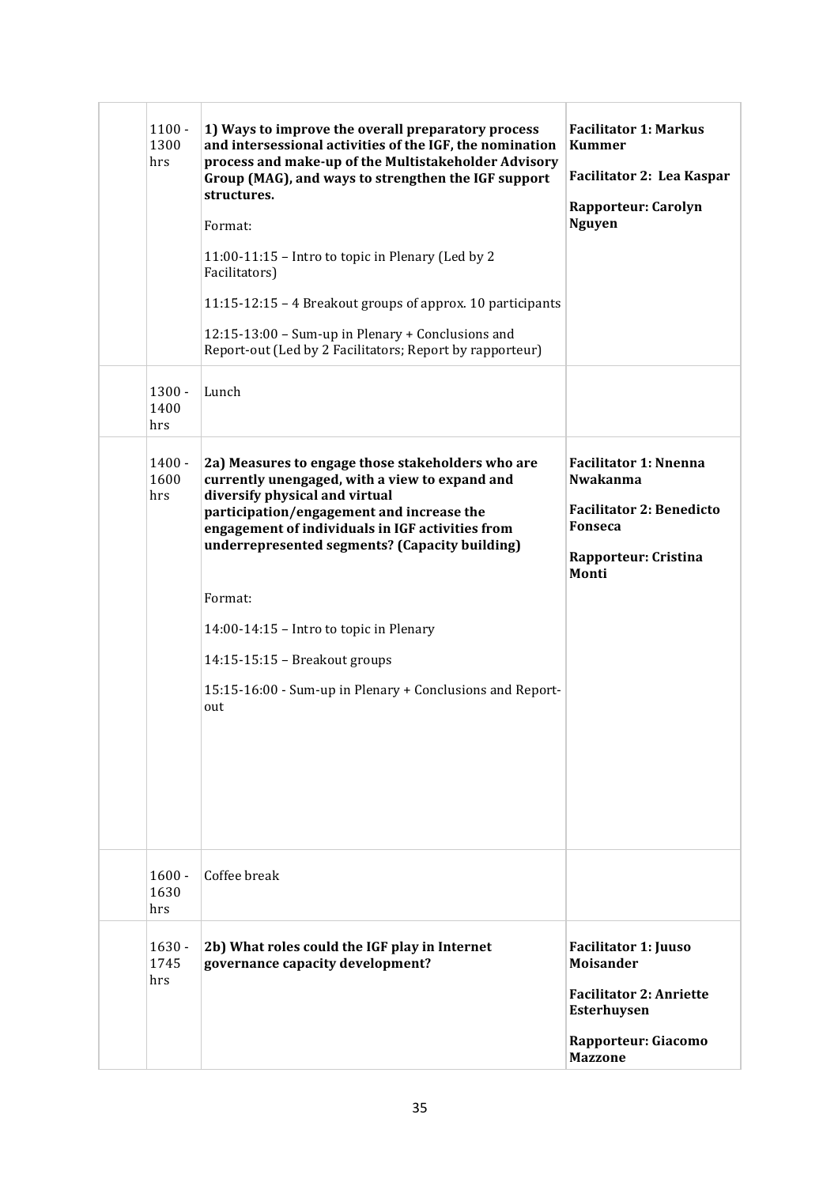| | | | |
|---|---|---|---|
| | 1100 - 1300 hrs | **1) Ways to improve the overall preparatory process and intersessional activities of the IGF, the nomination process and make-up of the Multistakeholder Advisory Group (MAG), and ways to strengthen the IGF support structures.**<br><br>Format:<br><br>11:00-11:15 – Intro to topic in Plenary (Led by 2 Facilitators)<br><br>11:15-12:15 – 4 Breakout groups of approx. 10 participants<br><br>12:15-13:00 – Sum-up in Plenary + Conclusions and Report-out (Led by 2 Facilitators; Report by rapporteur) | **Facilitator 1: Markus Kummer**<br><br>**Facilitator 2: Lea Kaspar**<br><br>**Rapporteur: Carolyn Nguyen** |
| | 1300 - 1400 hrs | Lunch | |
| | 1400 - 1600 hrs | **2a) Measures to engage those stakeholders who are currently unengaged, with a view to expand and diversify physical and virtual participation/engagement and increase the engagement of individuals in IGF activities from underrepresented segments? (Capacity building)**<br><br>Format:<br><br>14:00-14:15 – Intro to topic in Plenary<br><br>14:15-15:15 – Breakout groups<br><br>15:15-16:00 - Sum-up in Plenary + Conclusions and Report-out | **Facilitator 1: Nnenna Nwakanma**<br><br>**Facilitator 2: Benedicto Fonseca**<br><br>**Rapporteur: Cristina Monti** |
| | 1600 - 1630 hrs | Coffee break | |
| | 1630 - 1745 hrs | **2b) What roles could the IGF play in Internet governance capacity development?** | **Facilitator 1: Juuso Moisander**<br><br>**Facilitator 2: Anriette Esterhuysen**<br><br>**Rapporteur: Giacomo Mazzone** |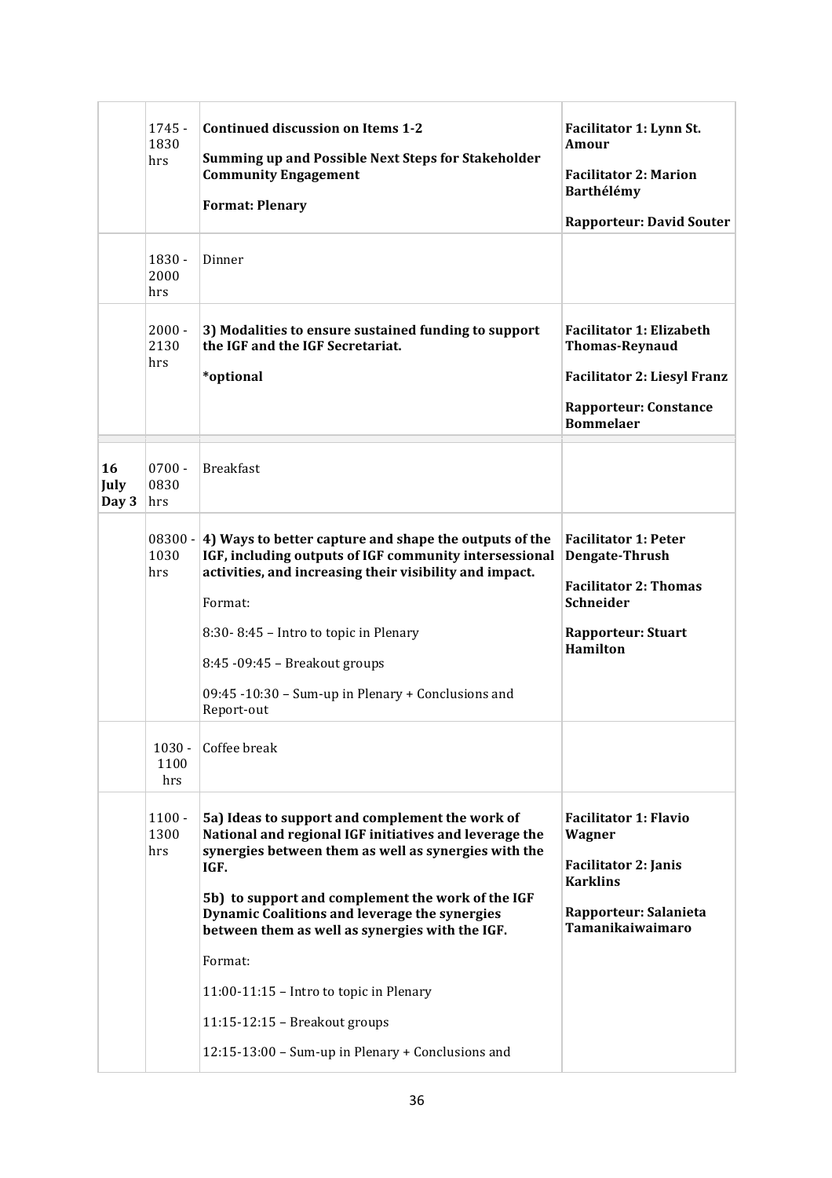| | | | |
|---|---|---|---|
| | 1745 - 1830 hrs | **Continued discussion on Items 1-2**<br><br>**Summing up and Possible Next Steps for Stakeholder Community Engagement**<br><br>**Format: Plenary** | **Facilitator 1: Lynn St. Amour**<br><br>**Facilitator 2: Marion Barthélémy**<br><br>**Rapporteur: David Souter** |
| | 1830 - 2000 hrs | Dinner | |
| | 2000 - 2130 hrs | **3) Modalities to ensure sustained funding to support the IGF and the IGF Secretariat.**<br><br>**\*optional** | **Facilitator 1: Elizabeth Thomas-Reynaud**<br><br>**Facilitator 2: Liesyl Franz**<br><br>**Rapporteur: Constance Bommelaer** |
| **16 July Day 3** | 0700 - 0830 hrs | Breakfast | |
| | 08300 - 1030 hrs | **4) Ways to better capture and shape the outputs of the IGF, including outputs of IGF community intersessional activities, and increasing their visibility and impact.**<br><br>Format:<br><br>8:30- 8:45 – Intro to topic in Plenary<br><br>8:45 -09:45 – Breakout groups<br><br>09:45 -10:30 – Sum-up in Plenary + Conclusions and Report-out | **Facilitator 1: Peter Dengate-Thrush**<br><br>**Facilitator 2: Thomas Schneider**<br><br>**Rapporteur: Stuart Hamilton** |
| | 1030 - 1100 hrs | Coffee break | |
| | 1100 - 1300 hrs | **5a) Ideas to support and complement the work of National and regional IGF initiatives and leverage the synergies between them as well as synergies with the IGF.**<br><br>**5b) to support and complement the work of the IGF Dynamic Coalitions and leverage the synergies between them as well as synergies with the IGF.**<br><br>Format:<br><br>11:00-11:15 – Intro to topic in Plenary<br><br>11:15-12:15 – Breakout groups<br><br>12:15-13:00 – Sum-up in Plenary + Conclusions and | **Facilitator 1: Flavio Wagner**<br><br>**Facilitator 2: Janis Karklins**<br><br>**Rapporteur: Salanieta Tamanikaiwaimaro** |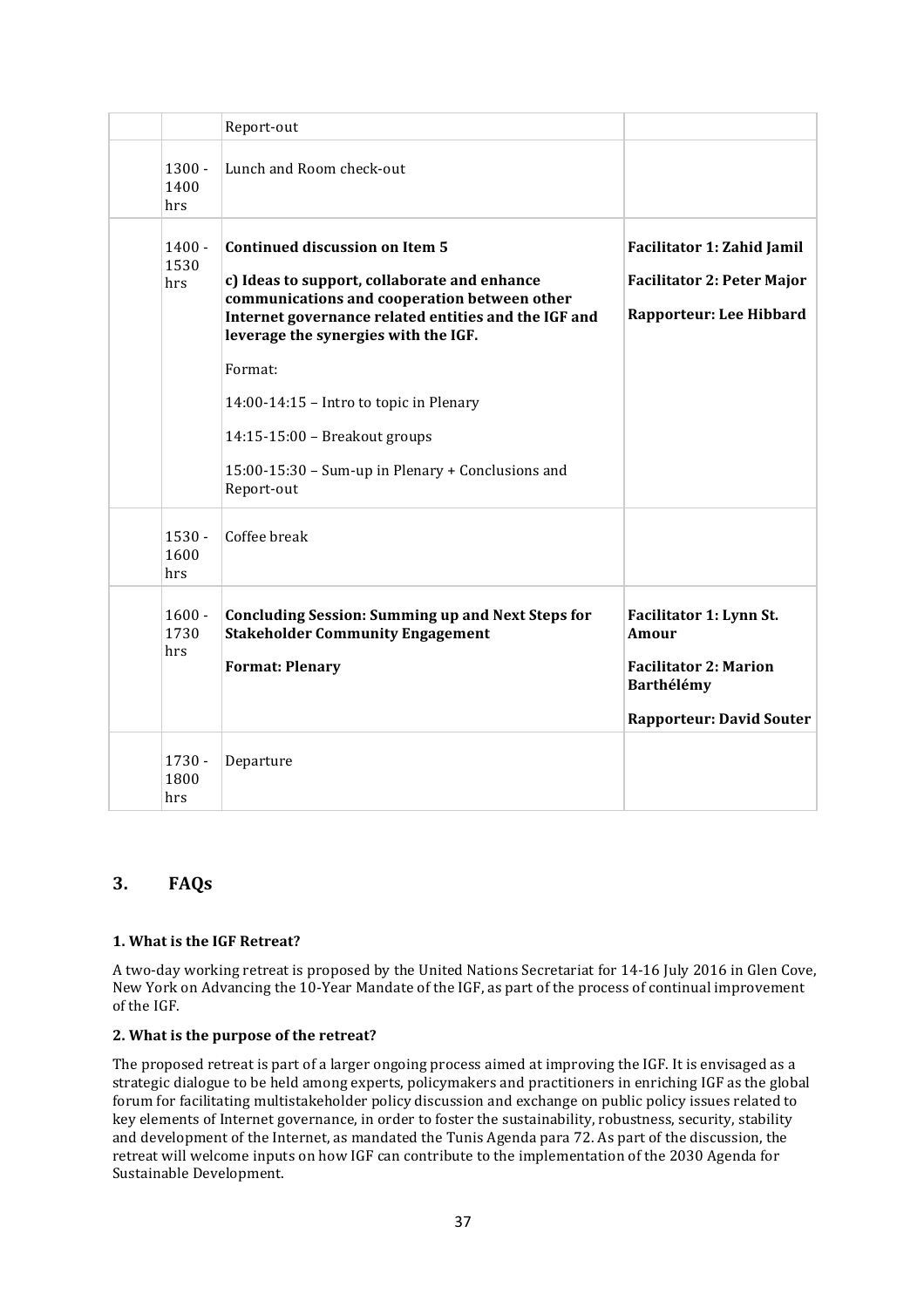| | | | |
|---|---|---|---|
| | | Report-out | |
| | 1300 - 1400 hrs | Lunch and Room check-out | |
| | 1400 - 1530 hrs | **Continued discussion on Item 5**<br><br>**c) Ideas to support, collaborate and enhance communications and cooperation between other Internet governance related entities and the IGF and leverage the synergies with the IGF.**<br><br>Format:<br><br>14:00-14:15 – Intro to topic in Plenary<br><br>14:15-15:00 – Breakout groups<br><br>15:00-15:30 – Sum-up in Plenary + Conclusions and Report-out | **Facilitator 1: Zahid Jamil**<br><br>**Facilitator 2: Peter Major**<br><br>**Rapporteur: Lee Hibbard** |
| | 1530 - 1600 hrs | Coffee break | |
| | 1600 - 1730 hrs | **Concluding Session: Summing up and Next Steps for Stakeholder Community Engagement**<br><br>**Format: Plenary** | **Facilitator 1: Lynn St. Amour**<br><br>**Facilitator 2: Marion Barthélémy**<br><br>**Rapporteur: David Souter** |
| | 1730 - 1800 hrs | Departure | |

## 3. FAQs

**1. What is the IGF Retreat?**

A two-day working retreat is proposed by the United Nations Secretariat for 14-16 July 2016 in Glen Cove, New York on Advancing the 10-Year Mandate of the IGF, as part of the process of continual improvement of the IGF.

**2. What is the purpose of the retreat?**

The proposed retreat is part of a larger ongoing process aimed at improving the IGF. It is envisaged as a strategic dialogue to be held among experts, policymakers and practitioners in enriching IGF as the global forum for facilitating multistakeholder policy discussion and exchange on public policy issues related to key elements of Internet governance, in order to foster the sustainability, robustness, security, stability and development of the Internet, as mandated the Tunis Agenda para 72. As part of the discussion, the retreat will welcome inputs on how IGF can contribute to the implementation of the 2030 Agenda for Sustainable Development.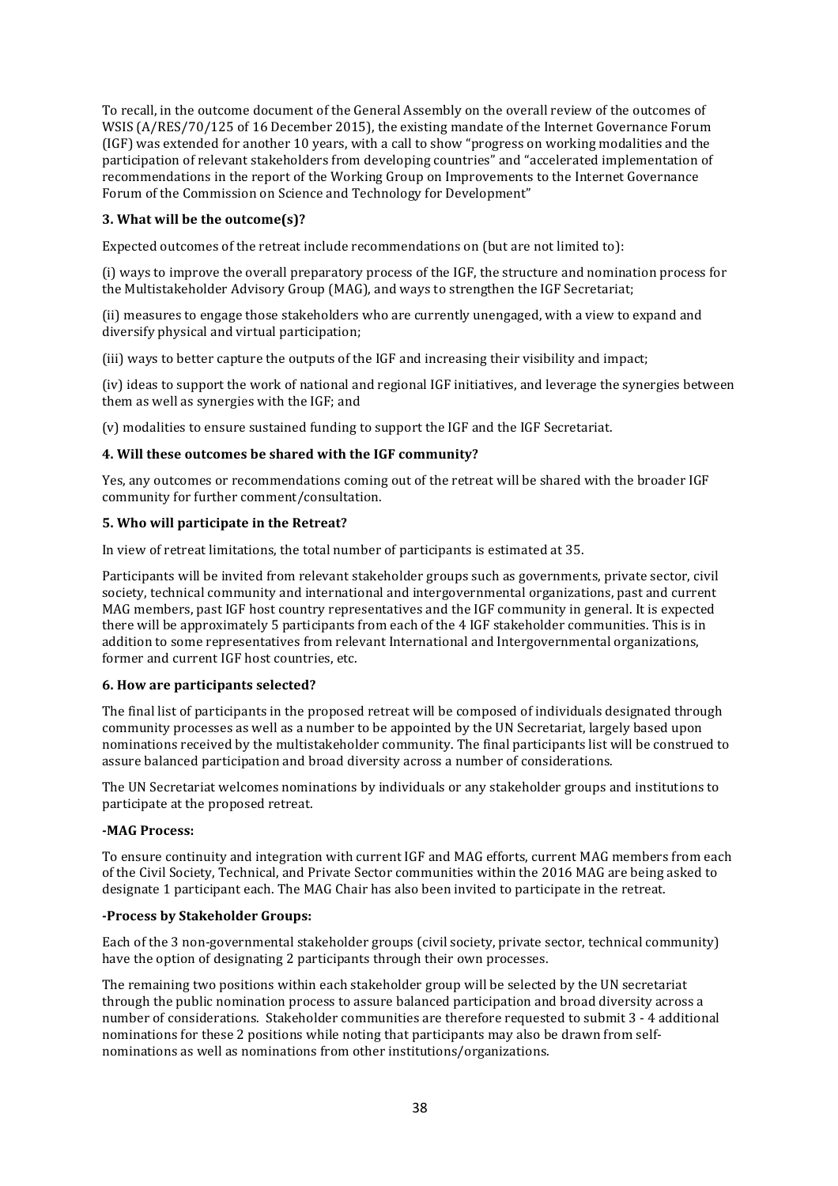To recall, in the outcome document of the General Assembly on the overall review of the outcomes of WSIS (A/RES/70/125 of 16 December 2015), the existing mandate of the Internet Governance Forum (IGF) was extended for another 10 years, with a call to show "progress on working modalities and the participation of relevant stakeholders from developing countries" and "accelerated implementation of recommendations in the report of the Working Group on Improvements to the Internet Governance Forum of the Commission on Science and Technology for Development"

**3. What will be the outcome(s)?**

Expected outcomes of the retreat include recommendations on (but are not limited to):

(i) ways to improve the overall preparatory process of the IGF, the structure and nomination process for the Multistakeholder Advisory Group (MAG), and ways to strengthen the IGF Secretariat;

(ii) measures to engage those stakeholders who are currently unengaged, with a view to expand and diversify physical and virtual participation;

(iii) ways to better capture the outputs of the IGF and increasing their visibility and impact;

(iv) ideas to support the work of national and regional IGF initiatives, and leverage the synergies between them as well as synergies with the IGF; and

(v) modalities to ensure sustained funding to support the IGF and the IGF Secretariat.

**4. Will these outcomes be shared with the IGF community?**

Yes, any outcomes or recommendations coming out of the retreat will be shared with the broader IGF community for further comment/consultation.

**5. Who will participate in the Retreat?**

In view of retreat limitations, the total number of participants is estimated at 35.

Participants will be invited from relevant stakeholder groups such as governments, private sector, civil society, technical community and international and intergovernmental organizations, past and current MAG members, past IGF host country representatives and the IGF community in general. It is expected there will be approximately 5 participants from each of the 4 IGF stakeholder communities. This is in addition to some representatives from relevant International and Intergovernmental organizations, former and current IGF host countries, etc.

**6. How are participants selected?**

The final list of participants in the proposed retreat will be composed of individuals designated through community processes as well as a number to be appointed by the UN Secretariat, largely based upon nominations received by the multistakeholder community. The final participants list will be construed to assure balanced participation and broad diversity across a number of considerations.

The UN Secretariat welcomes nominations by individuals or any stakeholder groups and institutions to participate at the proposed retreat.

**-MAG Process:**

To ensure continuity and integration with current IGF and MAG efforts, current MAG members from each of the Civil Society, Technical, and Private Sector communities within the 2016 MAG are being asked to designate 1 participant each. The MAG Chair has also been invited to participate in the retreat.

**-Process by Stakeholder Groups:**

Each of the 3 non-governmental stakeholder groups (civil society, private sector, technical community) have the option of designating 2 participants through their own processes.

The remaining two positions within each stakeholder group will be selected by the UN secretariat through the public nomination process to assure balanced participation and broad diversity across a number of considerations. Stakeholder communities are therefore requested to submit 3 - 4 additional nominations for these 2 positions while noting that participants may also be drawn from self-nominations as well as nominations from other institutions/organizations.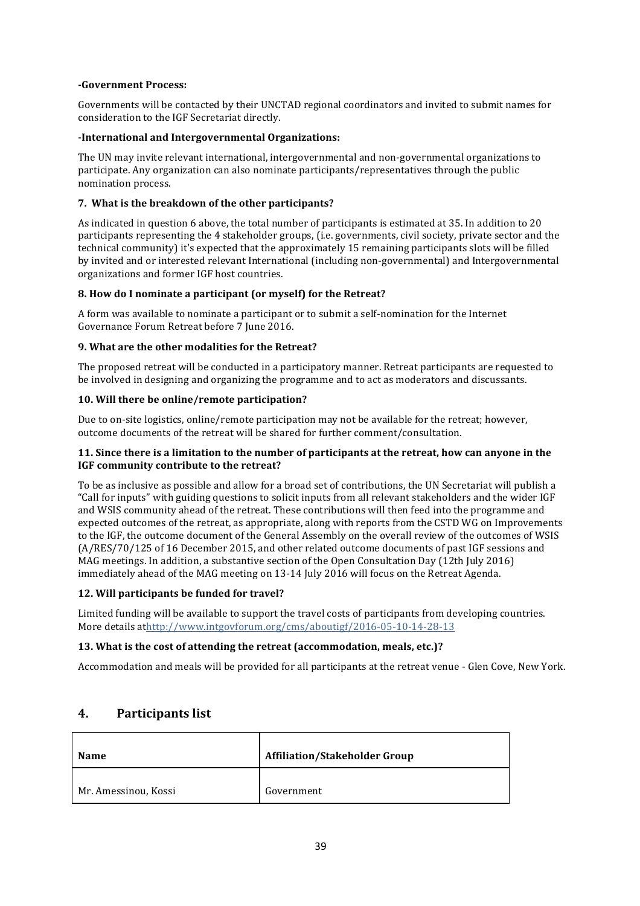**-Government Process:**

Governments will be contacted by their UNCTAD regional coordinators and invited to submit names for consideration to the IGF Secretariat directly.

**-International and Intergovernmental Organizations:**

The UN may invite relevant international, intergovernmental and non-governmental organizations to participate. Any organization can also nominate participants/representatives through the public nomination process.

**7. What is the breakdown of the other participants?**

As indicated in question 6 above, the total number of participants is estimated at 35. In addition to 20 participants representing the 4 stakeholder groups, (i.e. governments, civil society, private sector and the technical community) it's expected that the approximately 15 remaining participants slots will be filled by invited and or interested relevant International (including non-governmental) and Intergovernmental organizations and former IGF host countries.

**8. How do I nominate a participant (or myself) for the Retreat?**

A form was available to nominate a participant or to submit a self-nomination for the Internet Governance Forum Retreat before 7 June 2016.

**9. What are the other modalities for the Retreat?**

The proposed retreat will be conducted in a participatory manner. Retreat participants are requested to be involved in designing and organizing the programme and to act as moderators and discussants.

**10. Will there be online/remote participation?**

Due to on-site logistics, online/remote participation may not be available for the retreat; however, outcome documents of the retreat will be shared for further comment/consultation.

**11. Since there is a limitation to the number of participants at the retreat, how can anyone in the IGF community contribute to the retreat?**

To be as inclusive as possible and allow for a broad set of contributions, the UN Secretariat will publish a "Call for inputs" with guiding questions to solicit inputs from all relevant stakeholders and the wider IGF and WSIS community ahead of the retreat. These contributions will then feed into the programme and expected outcomes of the retreat, as appropriate, along with reports from the CSTD WG on Improvements to the IGF, the outcome document of the General Assembly on the overall review of the outcomes of WSIS (A/RES/70/125 of 16 December 2015, and other related outcome documents of past IGF sessions and MAG meetings. In addition, a substantive section of the Open Consultation Day (12th July 2016) immediately ahead of the MAG meeting on 13-14 July 2016 will focus on the Retreat Agenda.

**12. Will participants be funded for travel?**

Limited funding will be available to support the travel costs of participants from developing countries. More details at http://www.intgovforum.org/cms/aboutigf/2016-05-10-14-28-13

**13. What is the cost of attending the retreat (accommodation, meals, etc.)?**

Accommodation and meals will be provided for all participants at the retreat venue - Glen Cove, New York.

## 4. Participants list

| Name | Affiliation/Stakeholder Group |
| --- | --- |
| Mr. Amessinou, Kossi | Government |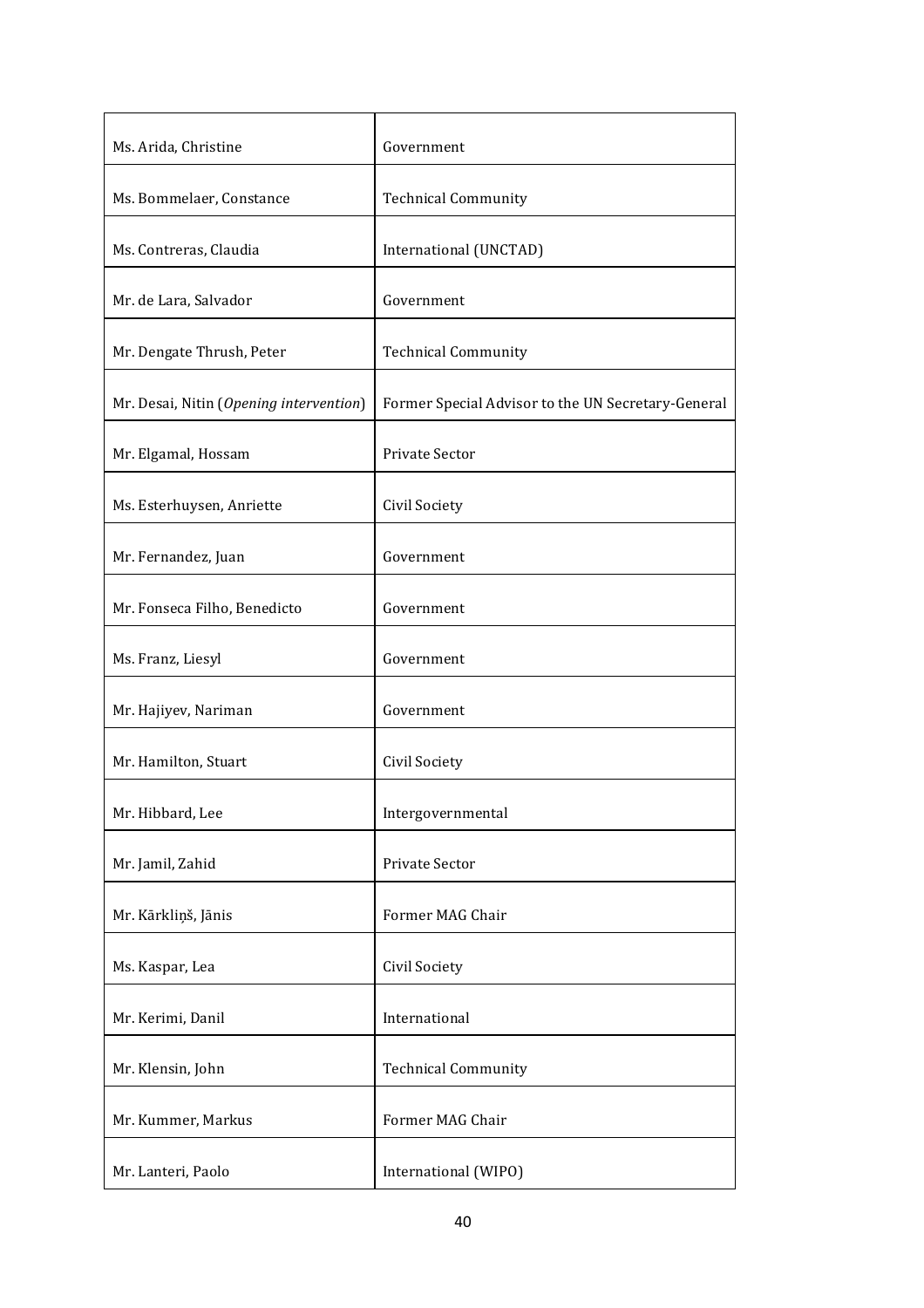| | |
|---|---|
| Ms. Arida, Christine | Government |
| Ms. Bommelaer, Constance | Technical Community |
| Ms. Contreras, Claudia | International (UNCTAD) |
| Mr. de Lara, Salvador | Government |
| Mr. Dengate Thrush, Peter | Technical Community |
| Mr. Desai, Nitin (*Opening intervention*) | Former Special Advisor to the UN Secretary-General |
| Mr. Elgamal, Hossam | Private Sector |
| Ms. Esterhuysen, Anriette | Civil Society |
| Mr. Fernandez, Juan | Government |
| Mr. Fonseca Filho, Benedicto | Government |
| Ms. Franz, Liesyl | Government |
| Mr. Hajiyev, Nariman | Government |
| Mr. Hamilton, Stuart | Civil Society |
| Mr. Hibbard, Lee | Intergovernmental |
| Mr. Jamil, Zahid | Private Sector |
| Mr. Kārkliņš, Jānis | Former MAG Chair |
| Ms. Kaspar, Lea | Civil Society |
| Mr. Kerimi, Danil | International |
| Mr. Klensin, John | Technical Community |
| Mr. Kummer, Markus | Former MAG Chair |
| Mr. Lanteri, Paolo | International (WIPO) |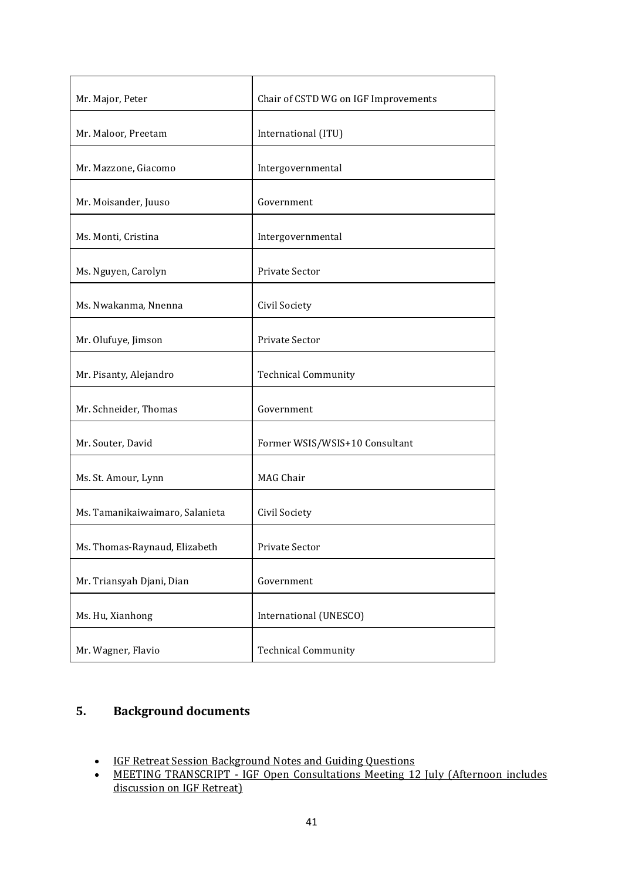| Mr. Major, Peter | Chair of CSTD WG on IGF Improvements |
|---|---|
| Mr. Maloor, Preetam | International (ITU) |
| Mr. Mazzone, Giacomo | Intergovernmental |
| Mr. Moisander, Juuso | Government |
| Ms. Monti, Cristina | Intergovernmental |
| Ms. Nguyen, Carolyn | Private Sector |
| Ms. Nwakanma, Nnenna | Civil Society |
| Mr. Olufuye, Jimson | Private Sector |
| Mr. Pisanty, Alejandro | Technical Community |
| Mr. Schneider, Thomas | Government |
| Mr. Souter, David | Former WSIS/WSIS+10 Consultant |
| Ms. St. Amour, Lynn | MAG Chair |
| Ms. Tamanikaiwaimaro, Salanieta | Civil Society |
| Ms. Thomas-Raynaud, Elizabeth | Private Sector |
| Mr. Triansyah Djani, Dian | Government |
| Ms. Hu, Xianhong | International (UNESCO) |
| Mr. Wagner, Flavio | Technical Community |

## 5. Background documents

- IGF Retreat Session Background Notes and Guiding Questions
- MEETING TRANSCRIPT - IGF Open Consultations Meeting 12 July (Afternoon includes discussion on IGF Retreat)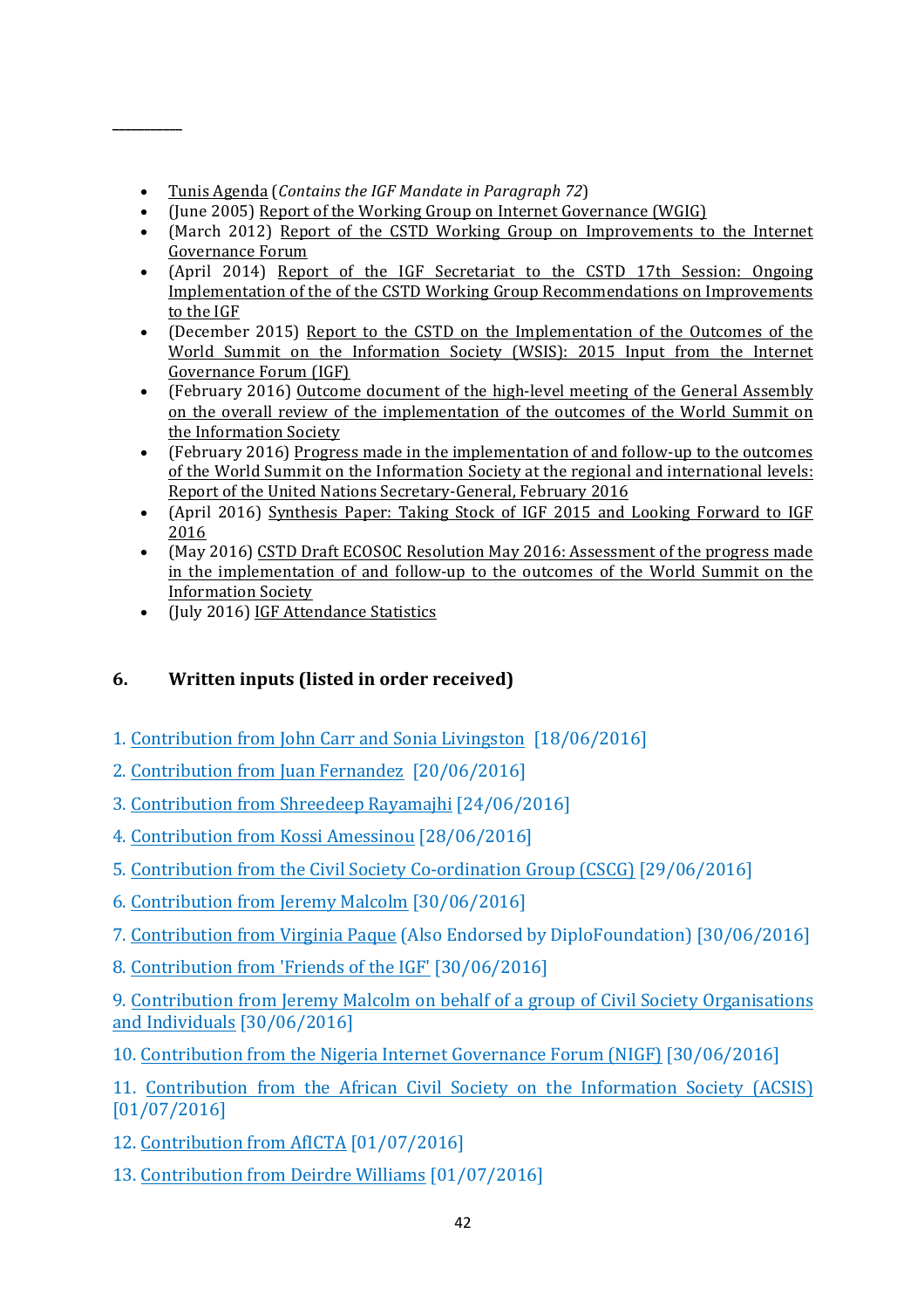- Tunis Agenda (*Contains the IGF Mandate in Paragraph 72*)
- (June 2005) Report of the Working Group on Internet Governance (WGIG)
- (March 2012) Report of the CSTD Working Group on Improvements to the Internet Governance Forum
- (April 2014) Report of the IGF Secretariat to the CSTD 17th Session: Ongoing Implementation of the of the CSTD Working Group Recommendations on Improvements to the IGF
- (December 2015) Report to the CSTD on the Implementation of the Outcomes of the World Summit on the Information Society (WSIS): 2015 Input from the Internet Governance Forum (IGF)
- (February 2016) Outcome document of the high-level meeting of the General Assembly on the overall review of the implementation of the outcomes of the World Summit on the Information Society
- (February 2016) Progress made in the implementation of and follow-up to the outcomes of the World Summit on the Information Society at the regional and international levels: Report of the United Nations Secretary-General, February 2016
- (April 2016) Synthesis Paper: Taking Stock of IGF 2015 and Looking Forward to IGF 2016
- (May 2016) CSTD Draft ECOSOC Resolution May 2016: Assessment of the progress made in the implementation of and follow-up to the outcomes of the World Summit on the Information Society
- (July 2016) IGF Attendance Statistics

## 6. Written inputs (listed in order received)

1. Contribution from John Carr and Sonia Livingston [18/06/2016]

2. Contribution from Juan Fernandez [20/06/2016]

3. Contribution from Shreedeep Rayamajhi [24/06/2016]

4. Contribution from Kossi Amessinou [28/06/2016]

5. Contribution from the Civil Society Co-ordination Group (CSCG) [29/06/2016]

6. Contribution from Jeremy Malcolm [30/06/2016]

7. Contribution from Virginia Paque (Also Endorsed by DiploFoundation) [30/06/2016]

8. Contribution from 'Friends of the IGF' [30/06/2016]

9. Contribution from Jeremy Malcolm on behalf of a group of Civil Society Organisations and Individuals [30/06/2016]

10. Contribution from the Nigeria Internet Governance Forum (NIGF) [30/06/2016]

11. Contribution from the African Civil Society on the Information Society (ACSIS) [01/07/2016]

12. Contribution from AfICTA [01/07/2016]

13. Contribution from Deirdre Williams [01/07/2016]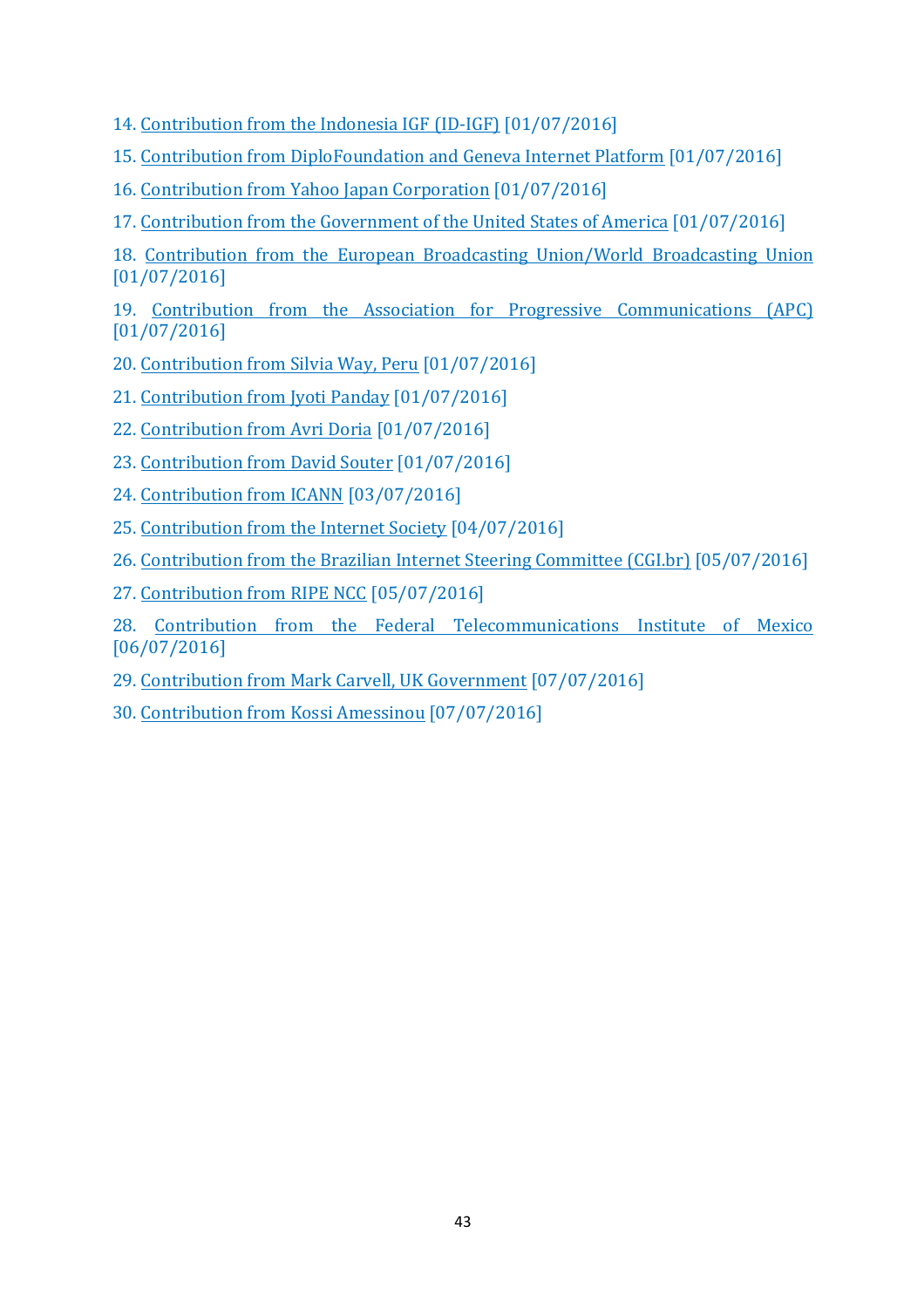14. Contribution from the Indonesia IGF (ID-IGF) [01/07/2016]
15. Contribution from DiploFoundation and Geneva Internet Platform [01/07/2016]
16. Contribution from Yahoo Japan Corporation [01/07/2016]
17. Contribution from the Government of the United States of America [01/07/2016]
18. Contribution from the European Broadcasting Union/World Broadcasting Union [01/07/2016]
19. Contribution from the Association for Progressive Communications (APC) [01/07/2016]
20. Contribution from Silvia Way, Peru [01/07/2016]
21. Contribution from Jyoti Panday [01/07/2016]
22. Contribution from Avri Doria [01/07/2016]
23. Contribution from David Souter [01/07/2016]
24. Contribution from ICANN [03/07/2016]
25. Contribution from the Internet Society [04/07/2016]
26. Contribution from the Brazilian Internet Steering Committee (CGI.br) [05/07/2016]
27. Contribution from RIPE NCC [05/07/2016]
28. Contribution from the Federal Telecommunications Institute of Mexico [06/07/2016]
29. Contribution from Mark Carvell, UK Government [07/07/2016]
30. Contribution from Kossi Amessinou [07/07/2016]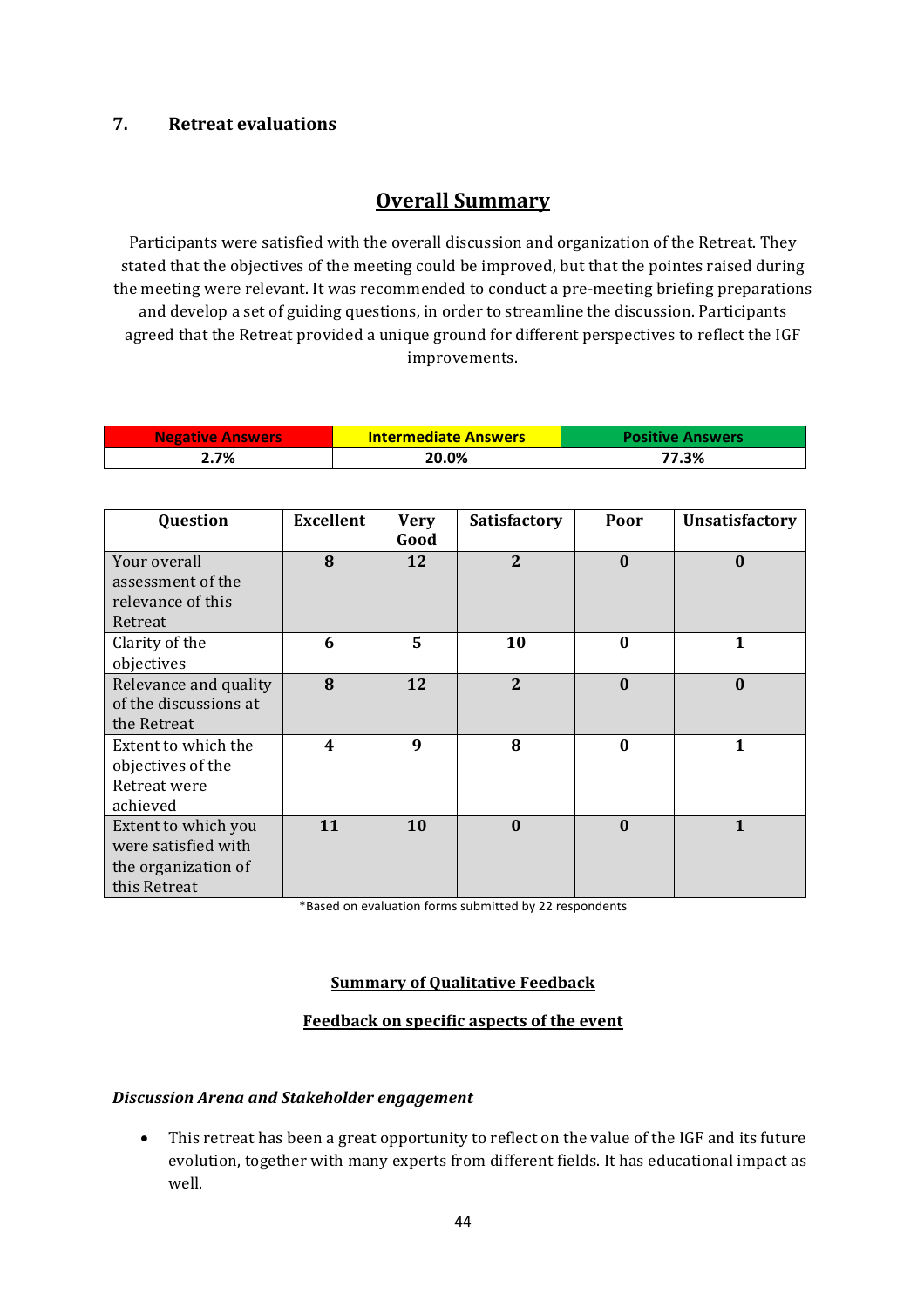## 7. Retreat evaluations

### Overall Summary

Participants were satisfied with the overall discussion and organization of the Retreat. They stated that the objectives of the meeting could be improved, but that the pointes raised during the meeting were relevant. It was recommended to conduct a pre-meeting briefing preparations and develop a set of guiding questions, in order to streamline the discussion. Participants agreed that the Retreat provided a unique ground for different perspectives to reflect the IGF improvements.

| Negative Answers | Intermediate Answers | Positive Answers |
|---|---|---|
| 2.7% | 20.0% | 77.3% |

| Question | Excellent | Very Good | Satisfactory | Poor | Unsatisfactory |
|---|---|---|---|---|---|
| Your overall assessment of the relevance of this Retreat | 8 | 12 | 2 | 0 | 0 |
| Clarity of the objectives | 6 | 5 | 10 | 0 | 1 |
| Relevance and quality of the discussions at the Retreat | 8 | 12 | 2 | 0 | 0 |
| Extent to which the objectives of the Retreat were achieved | 4 | 9 | 8 | 0 | 1 |
| Extent to which you were satisfied with the organization of this Retreat | 11 | 10 | 0 | 0 | 1 |

*Based on evaluation forms submitted by 22 respondents

### Summary of Qualitative Feedback

### Feedback on specific aspects of the event

*Discussion Arena and Stakeholder engagement*

- This retreat has been a great opportunity to reflect on the value of the IGF and its future evolution, together with many experts from different fields. It has educational impact as well.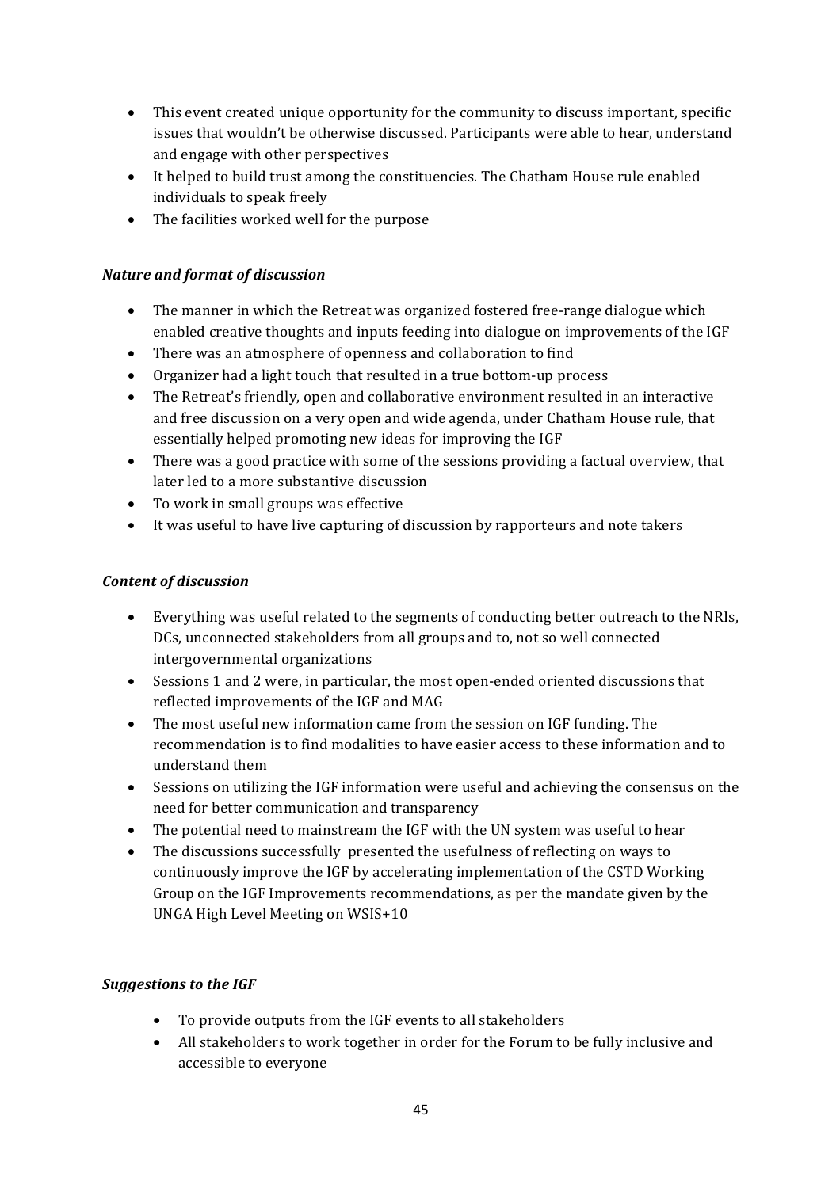- This event created unique opportunity for the community to discuss important, specific issues that wouldn't be otherwise discussed. Participants were able to hear, understand and engage with other perspectives
- It helped to build trust among the constituencies. The Chatham House rule enabled individuals to speak freely
- The facilities worked well for the purpose

***Nature and format of discussion***

- The manner in which the Retreat was organized fostered free-range dialogue which enabled creative thoughts and inputs feeding into dialogue on improvements of the IGF
- There was an atmosphere of openness and collaboration to find
- Organizer had a light touch that resulted in a true bottom-up process
- The Retreat's friendly, open and collaborative environment resulted in an interactive and free discussion on a very open and wide agenda, under Chatham House rule, that essentially helped promoting new ideas for improving the IGF
- There was a good practice with some of the sessions providing a factual overview, that later led to a more substantive discussion
- To work in small groups was effective
- It was useful to have live capturing of discussion by rapporteurs and note takers

***Content of discussion***

- Everything was useful related to the segments of conducting better outreach to the NRIs, DCs, unconnected stakeholders from all groups and to, not so well connected intergovernmental organizations
- Sessions 1 and 2 were, in particular, the most open-ended oriented discussions that reflected improvements of the IGF and MAG
- The most useful new information came from the session on IGF funding. The recommendation is to find modalities to have easier access to these information and to understand them
- Sessions on utilizing the IGF information were useful and achieving the consensus on the need for better communication and transparency
- The potential need to mainstream the IGF with the UN system was useful to hear
- The discussions successfully presented the usefulness of reflecting on ways to continuously improve the IGF by accelerating implementation of the CSTD Working Group on the IGF Improvements recommendations, as per the mandate given by the UNGA High Level Meeting on WSIS+10

***Suggestions to the IGF***

- To provide outputs from the IGF events to all stakeholders
- All stakeholders to work together in order for the Forum to be fully inclusive and accessible to everyone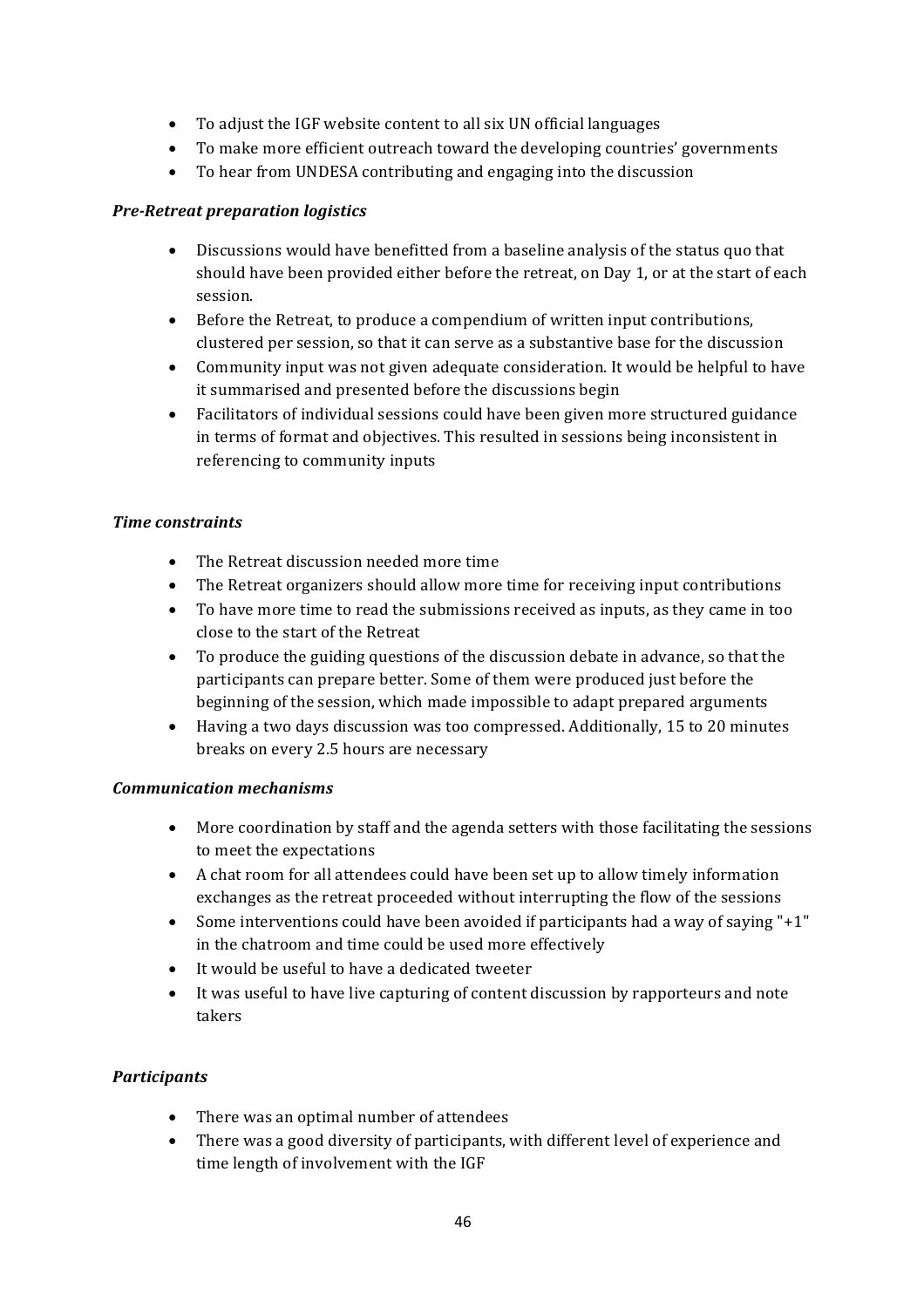- To adjust the IGF website content to all six UN official languages
- To make more efficient outreach toward the developing countries' governments
- To hear from UNDESA contributing and engaging into the discussion

***Pre-Retreat preparation logistics***

- Discussions would have benefitted from a baseline analysis of the status quo that should have been provided either before the retreat, on Day 1, or at the start of each session.
- Before the Retreat, to produce a compendium of written input contributions, clustered per session, so that it can serve as a substantive base for the discussion
- Community input was not given adequate consideration. It would be helpful to have it summarised and presented before the discussions begin
- Facilitators of individual sessions could have been given more structured guidance in terms of format and objectives. This resulted in sessions being inconsistent in referencing to community inputs

***Time constraints***

- The Retreat discussion needed more time
- The Retreat organizers should allow more time for receiving input contributions
- To have more time to read the submissions received as inputs, as they came in too close to the start of the Retreat
- To produce the guiding questions of the discussion debate in advance, so that the participants can prepare better. Some of them were produced just before the beginning of the session, which made impossible to adapt prepared arguments
- Having a two days discussion was too compressed. Additionally, 15 to 20 minutes breaks on every 2.5 hours are necessary

***Communication mechanisms***

- More coordination by staff and the agenda setters with those facilitating the sessions to meet the expectations
- A chat room for all attendees could have been set up to allow timely information exchanges as the retreat proceeded without interrupting the flow of the sessions
- Some interventions could have been avoided if participants had a way of saying "+1" in the chatroom and time could be used more effectively
- It would be useful to have a dedicated tweeter
- It was useful to have live capturing of content discussion by rapporteurs and note takers

***Participants***

- There was an optimal number of attendees
- There was a good diversity of participants, with different level of experience and time length of involvement with the IGF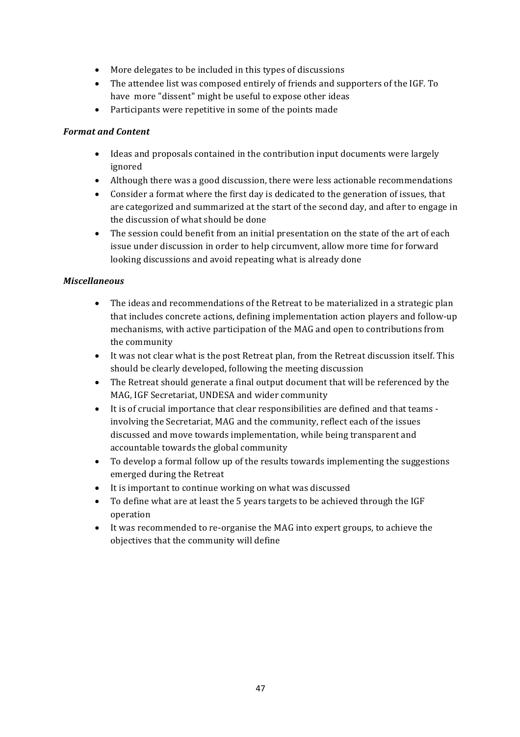- More delegates to be included in this types of discussions
- The attendee list was composed entirely of friends and supporters of the IGF. To have more "dissent" might be useful to expose other ideas
- Participants were repetitive in some of the points made

***Format and Content***

- Ideas and proposals contained in the contribution input documents were largely ignored
- Although there was a good discussion, there were less actionable recommendations
- Consider a format where the first day is dedicated to the generation of issues, that are categorized and summarized at the start of the second day, and after to engage in the discussion of what should be done
- The session could benefit from an initial presentation on the state of the art of each issue under discussion in order to help circumvent, allow more time for forward looking discussions and avoid repeating what is already done

***Miscellaneous***

- The ideas and recommendations of the Retreat to be materialized in a strategic plan that includes concrete actions, defining implementation action players and follow-up mechanisms, with active participation of the MAG and open to contributions from the community
- It was not clear what is the post Retreat plan, from the Retreat discussion itself. This should be clearly developed, following the meeting discussion
- The Retreat should generate a final output document that will be referenced by the MAG, IGF Secretariat, UNDESA and wider community
- It is of crucial importance that clear responsibilities are defined and that teams - involving the Secretariat, MAG and the community, reflect each of the issues discussed and move towards implementation, while being transparent and accountable towards the global community
- To develop a formal follow up of the results towards implementing the suggestions emerged during the Retreat
- It is important to continue working on what was discussed
- To define what are at least the 5 years targets to be achieved through the IGF operation
- It was recommended to re-organise the MAG into expert groups, to achieve the objectives that the community will define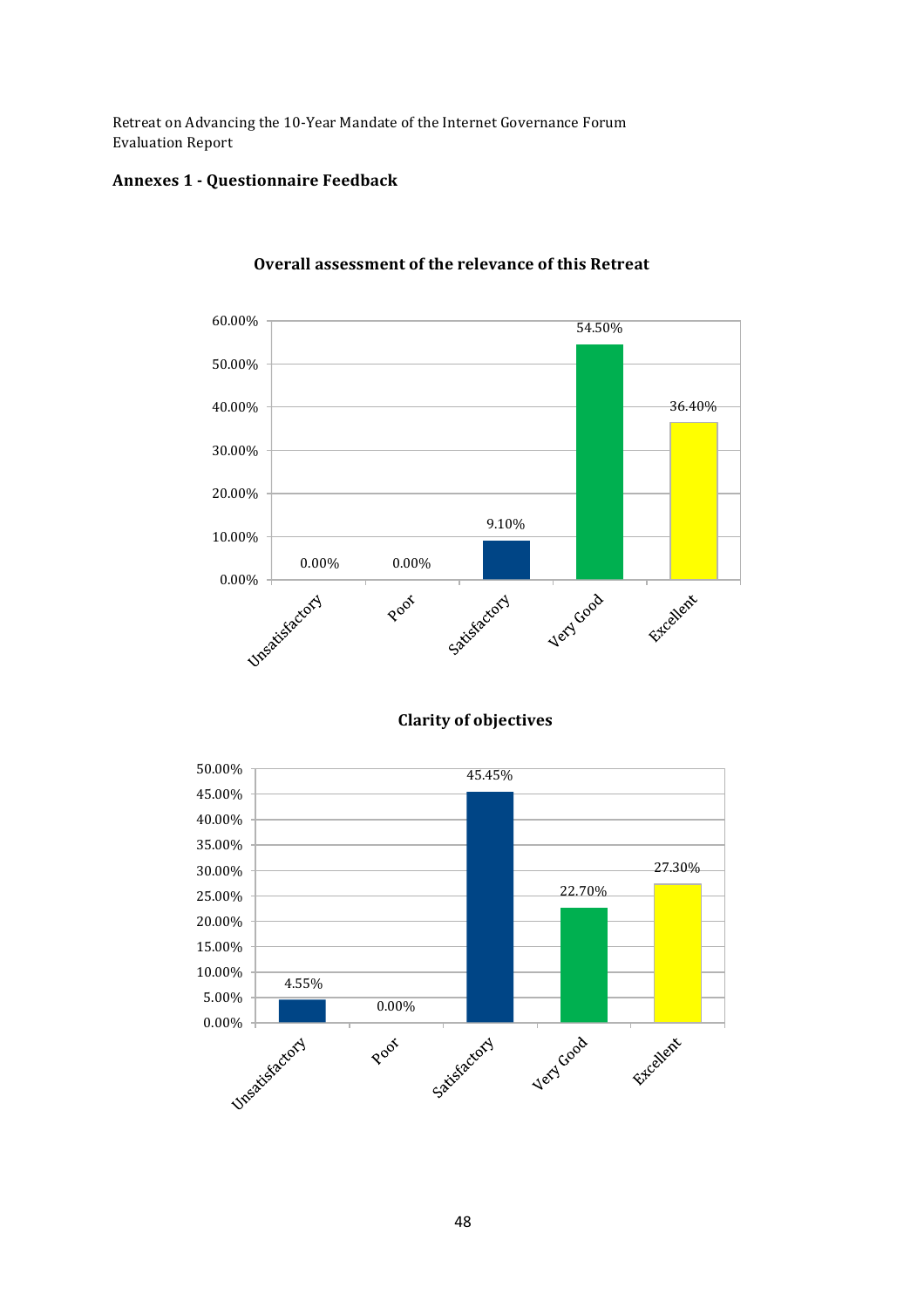## Annexes 1 - Questionnaire Feedback

**Overall assessment of the relevance of this Retreat**

| Rating | Percentage |
| --- | --- |
| Unsatisfactory | 0.00% |
| Poor | 0.00% |
| Satisfactory | 9.10% |
| Very Good | 54.50% |
| Excellent | 36.40% |

**Clarity of objectives**

| Rating | Percentage |
| --- | --- |
| Unsatisfactory | 4.55% |
| Poor | 0.00% |
| Satisfactory | 45.45% |
| Very Good | 22.70% |
| Excellent | 27.30% |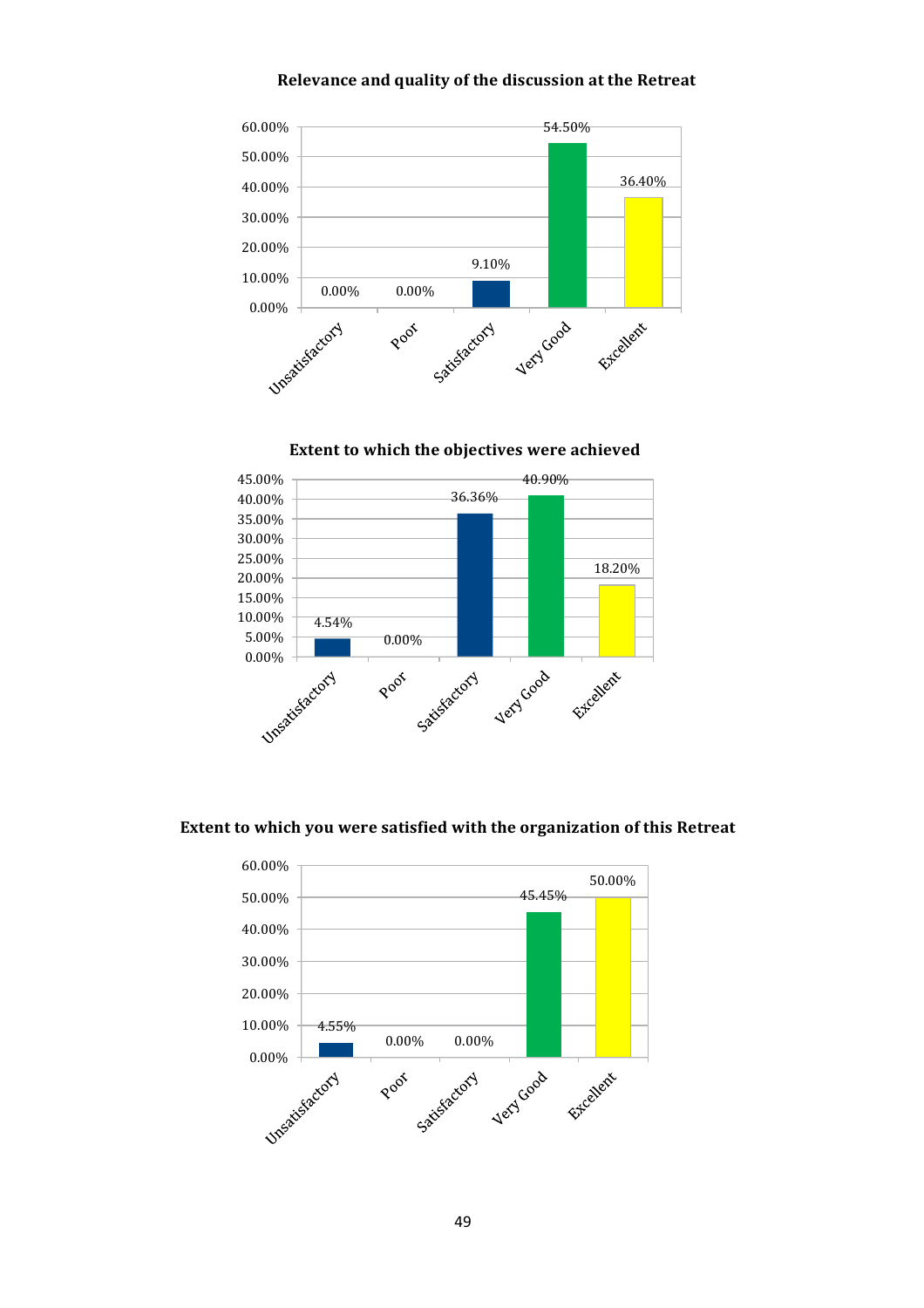**Relevance and quality of the discussion at the Retreat**

60.00%
50.00%
40.00%
30.00%
20.00%
10.00%
0.00%

0.00%
0.00%
9.10%
54.50%
36.40%

Unsatisfactory
Poor
Satisfactory
Very Good
Excellent

**Extent to which the objectives were achieved**

45.00%
40.00%
35.00%
30.00%
25.00%
20.00%
15.00%
10.00%
5.00%
0.00%

4.54%
0.00%
36.36%
40.90%
18.20%

Unsatisfactory
Poor
Satisfactory
Very Good
Excellent

**Extent to which you were satisfied with the organization of this Retreat**

60.00%
50.00%
40.00%
30.00%
20.00%
10.00%
0.00%

4.55%
0.00%
0.00%
45.45%
50.00%

Unsatisfactory
Poor
Satisfactory
Very Good
Excellent